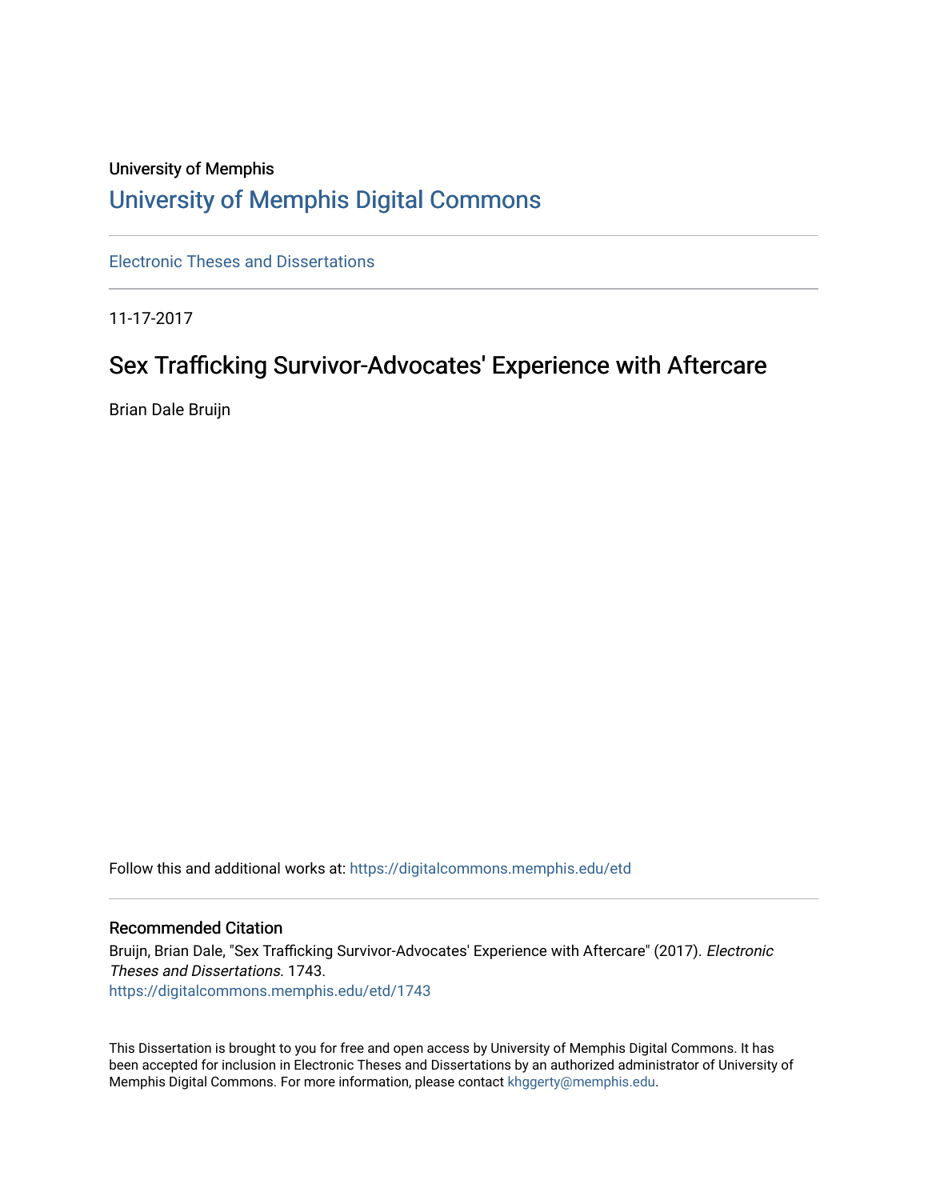University of Memphis

# University of Memphis Digital Commons

Electronic Theses and Dissertations

11-17-2017

## Sex Trafficking Survivor-Advocates' Experience with Aftercare

Brian Dale Bruijn

Follow this and additional works at: https://digitalcommons.memphis.edu/etd

### Recommended Citation

Bruijn, Brian Dale, "Sex Trafficking Survivor-Advocates' Experience with Aftercare" (2017). *Electronic Theses and Dissertations*. 1743.
https://digitalcommons.memphis.edu/etd/1743

This Dissertation is brought to you for free and open access by University of Memphis Digital Commons. It has been accepted for inclusion in Electronic Theses and Dissertations by an authorized administrator of University of Memphis Digital Commons. For more information, please contact khggerty@memphis.edu.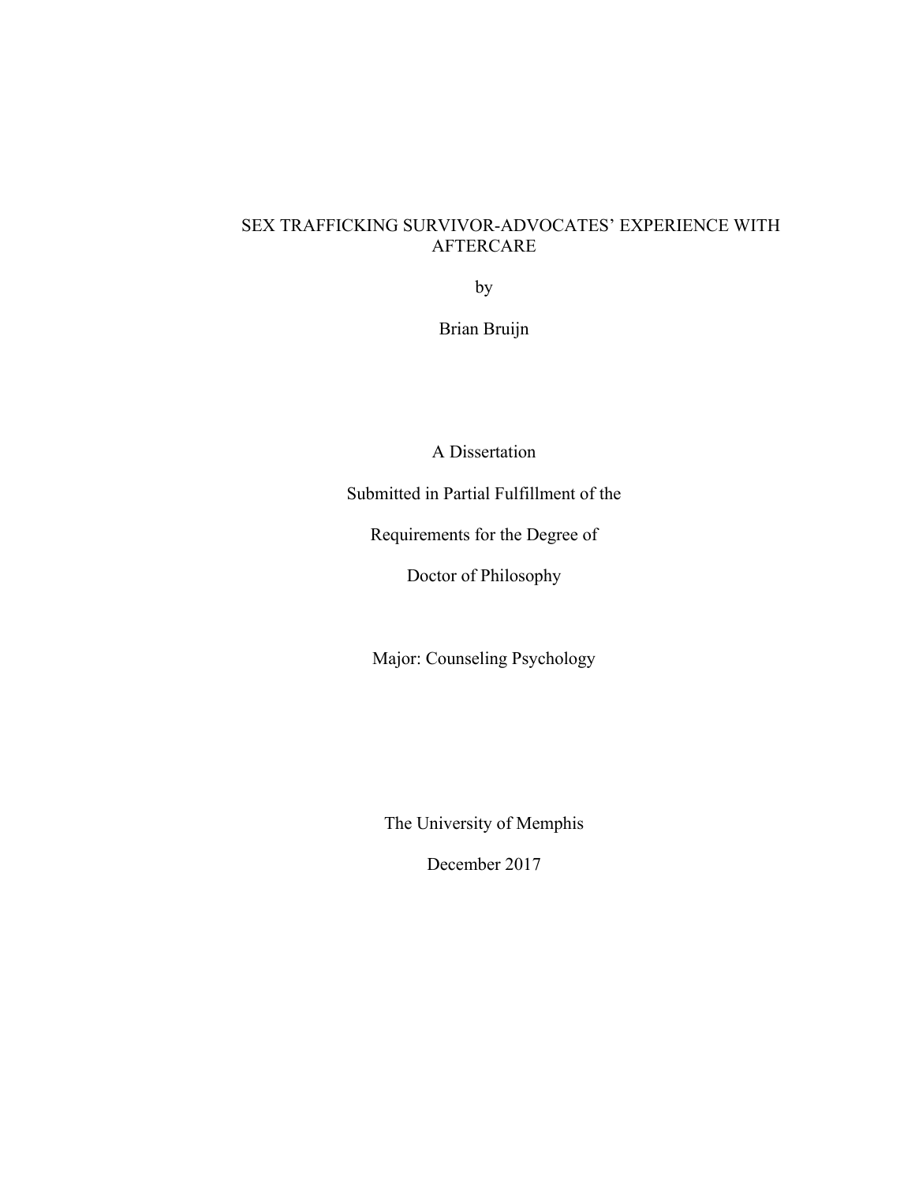# SEX TRAFFICKING SURVIVOR-ADVOCATES' EXPERIENCE WITH AFTERCARE

by

Brian Bruijn

A Dissertation

Submitted in Partial Fulfillment of the

Requirements for the Degree of

Doctor of Philosophy

Major: Counseling Psychology

The University of Memphis

December 2017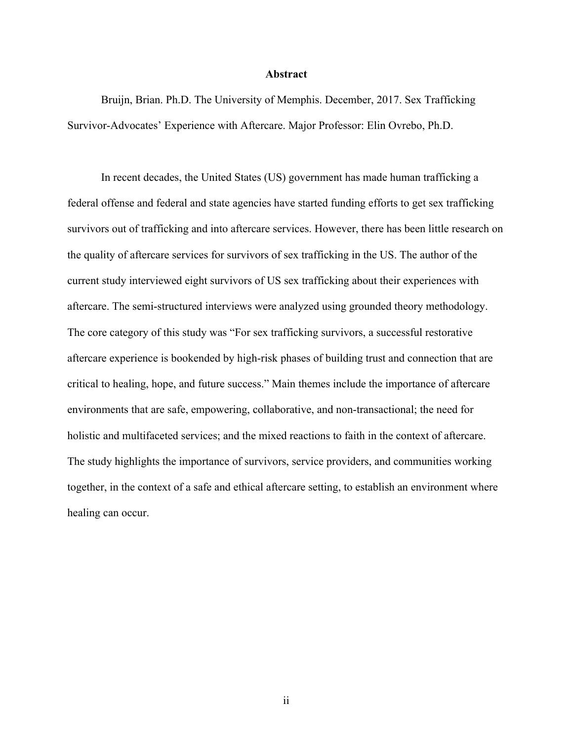## Abstract

Bruijn, Brian. Ph.D. The University of Memphis. December, 2017. Sex Trafficking Survivor-Advocates' Experience with Aftercare. Major Professor: Elin Ovrebo, Ph.D.

In recent decades, the United States (US) government has made human trafficking a federal offense and federal and state agencies have started funding efforts to get sex trafficking survivors out of trafficking and into aftercare services. However, there has been little research on the quality of aftercare services for survivors of sex trafficking in the US. The author of the current study interviewed eight survivors of US sex trafficking about their experiences with aftercare. The semi-structured interviews were analyzed using grounded theory methodology. The core category of this study was "For sex trafficking survivors, a successful restorative aftercare experience is bookended by high-risk phases of building trust and connection that are critical to healing, hope, and future success." Main themes include the importance of aftercare environments that are safe, empowering, collaborative, and non-transactional; the need for holistic and multifaceted services; and the mixed reactions to faith in the context of aftercare. The study highlights the importance of survivors, service providers, and communities working together, in the context of a safe and ethical aftercare setting, to establish an environment where healing can occur.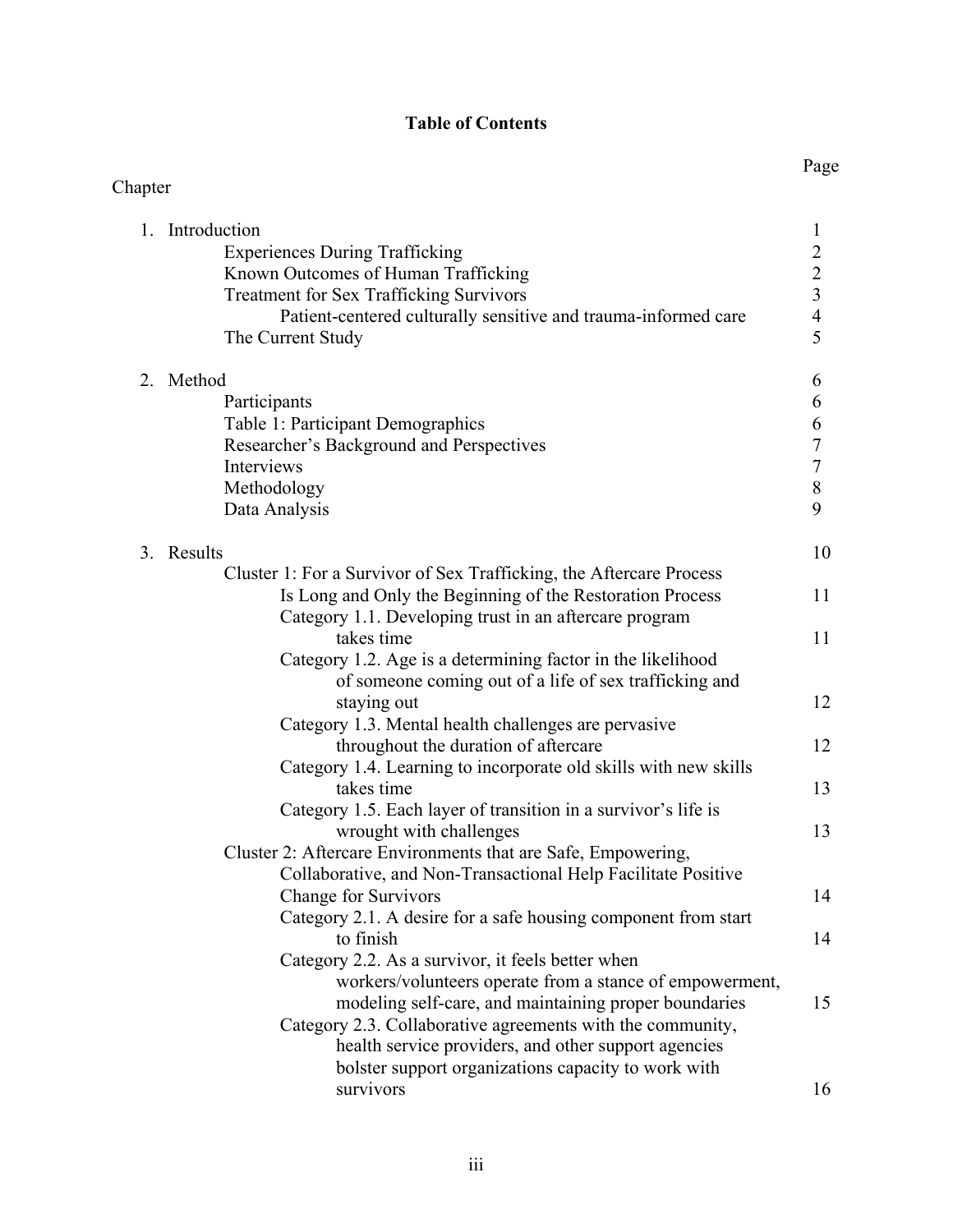# Table of Contents

| Chapter | Page |
|---|---|
| 1. Introduction | 1 |
| Experiences During Trafficking | 2 |
| Known Outcomes of Human Trafficking | 2 |
| Treatment for Sex Trafficking Survivors | 3 |
| Patient-centered culturally sensitive and trauma-informed care | 4 |
| The Current Study | 5 |
| 2. Method | 6 |
| Participants | 6 |
| Table 1: Participant Demographics | 6 |
| Researcher's Background and Perspectives | 7 |
| Interviews | 7 |
| Methodology | 8 |
| Data Analysis | 9 |
| 3. Results | 10 |
| Cluster 1: For a Survivor of Sex Trafficking, the Aftercare Process Is Long and Only the Beginning of the Restoration Process | 11 |
| Category 1.1. Developing trust in an aftercare program takes time | 11 |
| Category 1.2. Age is a determining factor in the likelihood of someone coming out of a life of sex trafficking and staying out | 12 |
| Category 1.3. Mental health challenges are pervasive throughout the duration of aftercare | 12 |
| Category 1.4. Learning to incorporate old skills with new skills takes time | 13 |
| Category 1.5. Each layer of transition in a survivor's life is wrought with challenges | 13 |
| Cluster 2: Aftercare Environments that are Safe, Empowering, Collaborative, and Non-Transactional Help Facilitate Positive Change for Survivors | 14 |
| Category 2.1. A desire for a safe housing component from start to finish | 14 |
| Category 2.2. As a survivor, it feels better when workers/volunteers operate from a stance of empowerment, modeling self-care, and maintaining proper boundaries | 15 |
| Category 2.3. Collaborative agreements with the community, health service providers, and other support agencies bolster support organizations capacity to work with survivors | 16 |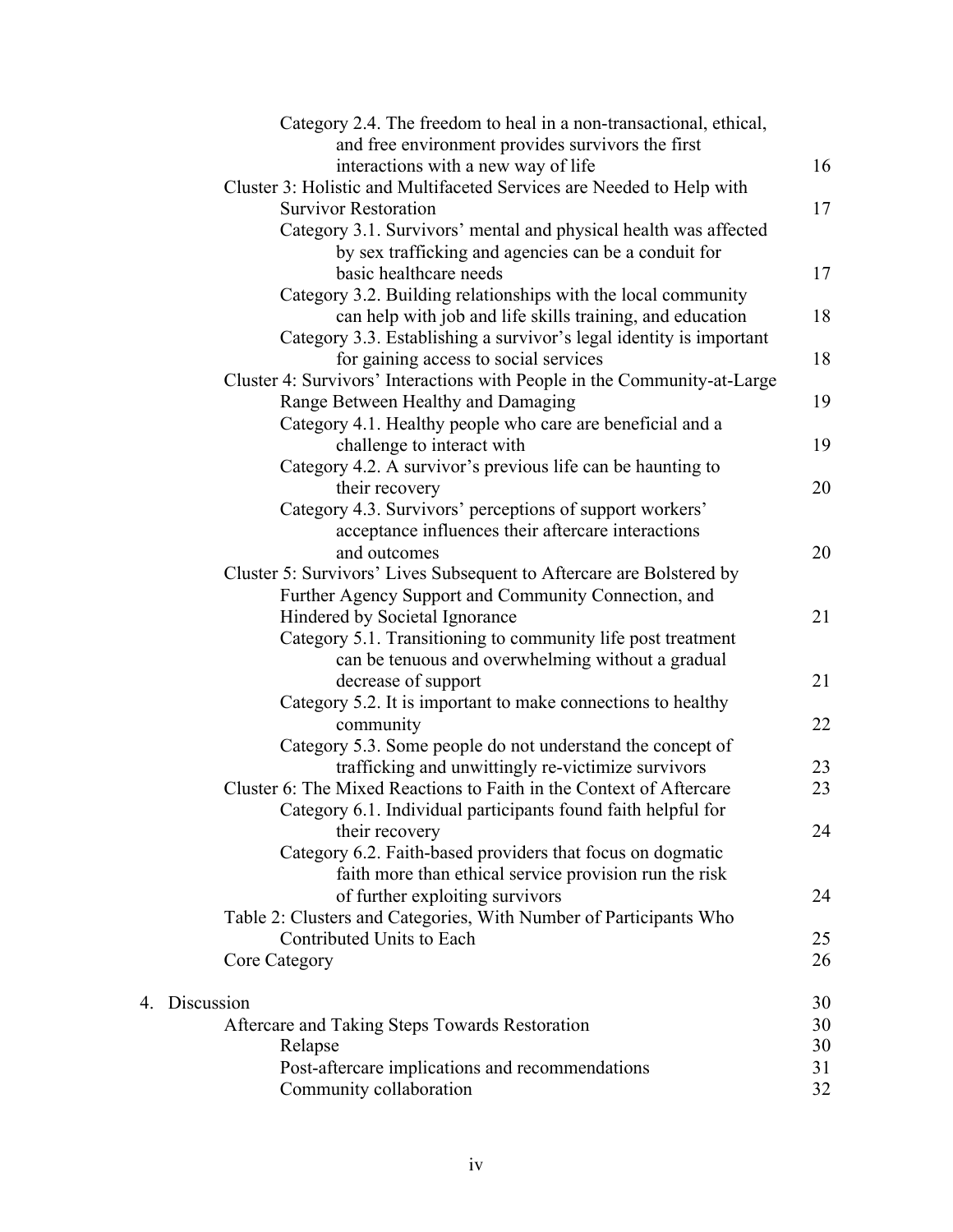Category 2.4. The freedom to heal in a non-transactional, ethical, and free environment provides survivors the first interactions with a new way of life ... 16

Cluster 3: Holistic and Multifaceted Services are Needed to Help with Survivor Restoration ... 17

Category 3.1. Survivors' mental and physical health was affected by sex trafficking and agencies can be a conduit for basic healthcare needs ... 17

Category 3.2. Building relationships with the local community can help with job and life skills training, and education ... 18

Category 3.3. Establishing a survivor's legal identity is important for gaining access to social services ... 18

Cluster 4: Survivors' Interactions with People in the Community-at-Large Range Between Healthy and Damaging ... 19

Category 4.1. Healthy people who care are beneficial and a challenge to interact with ... 19

Category 4.2. A survivor's previous life can be haunting to their recovery ... 20

Category 4.3. Survivors' perceptions of support workers' acceptance influences their aftercare interactions and outcomes ... 20

Cluster 5: Survivors' Lives Subsequent to Aftercare are Bolstered by Further Agency Support and Community Connection, and Hindered by Societal Ignorance ... 21

Category 5.1. Transitioning to community life post treatment can be tenuous and overwhelming without a gradual decrease of support ... 21

Category 5.2. It is important to make connections to healthy community ... 22

Category 5.3. Some people do not understand the concept of trafficking and unwittingly re-victimize survivors ... 23

Cluster 6: The Mixed Reactions to Faith in the Context of Aftercare ... 23

Category 6.1. Individual participants found faith helpful for their recovery ... 24

Category 6.2. Faith-based providers that focus on dogmatic faith more than ethical service provision run the risk of further exploiting survivors ... 24

Table 2: Clusters and Categories, With Number of Participants Who Contributed Units to Each ... 25

Core Category ... 26

4. Discussion ... 30

Aftercare and Taking Steps Towards Restoration ... 30

Relapse ... 30

Post-aftercare implications and recommendations ... 31

Community collaboration ... 32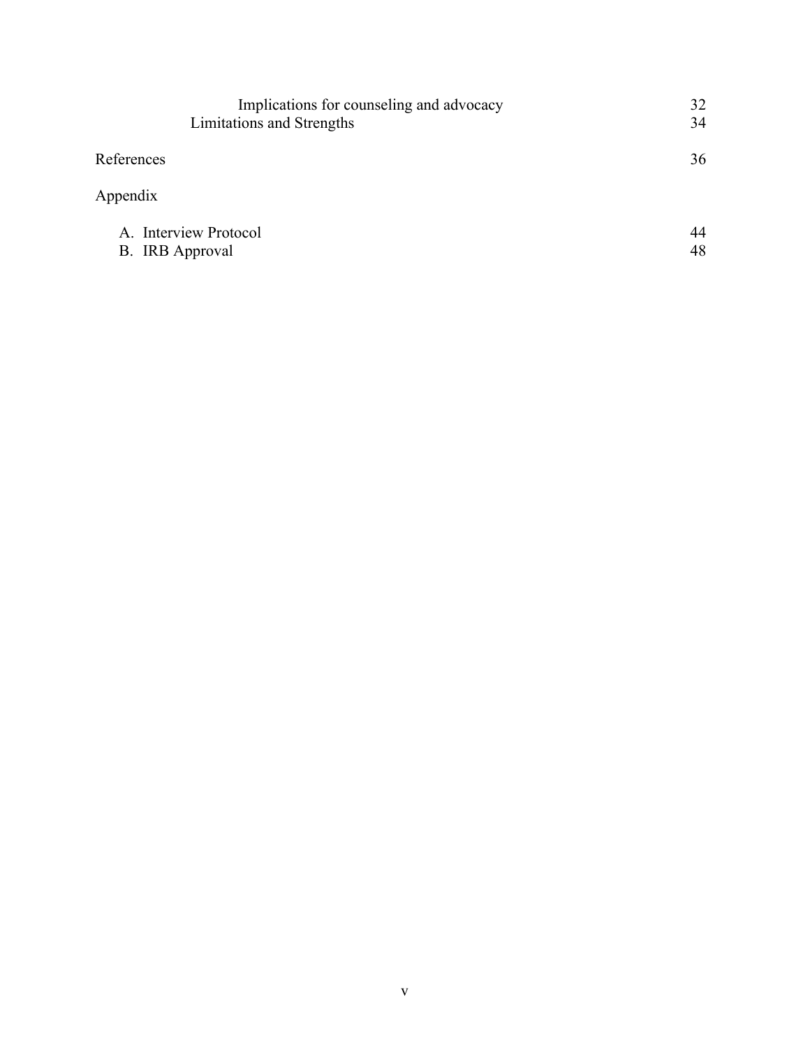| | |
|---|---|
| Implications for counseling and advocacy | 32 |
| Limitations and Strengths | 34 |
| References | 36 |
| Appendix | |
| A. Interview Protocol | 44 |
| B. IRB Approval | 48 |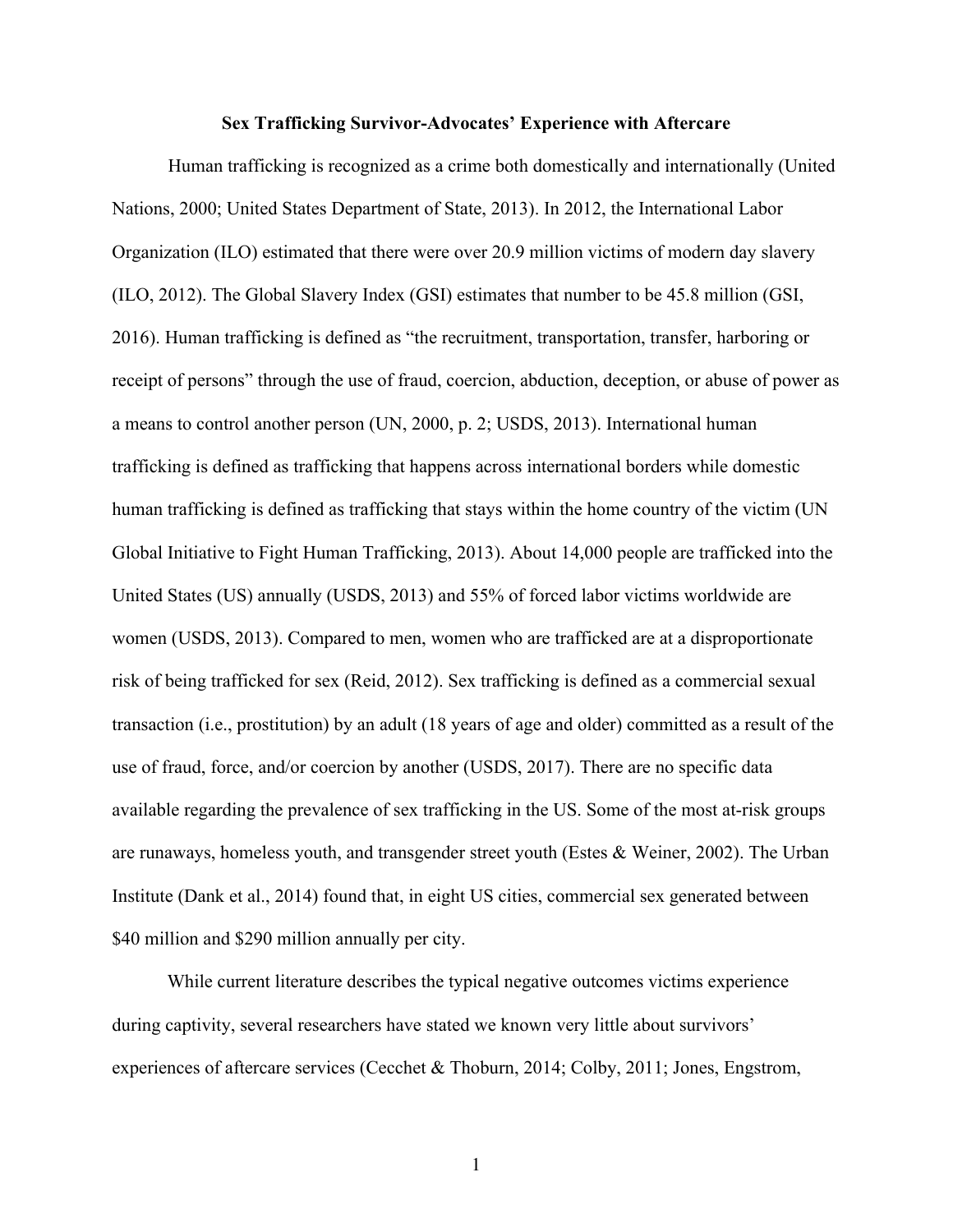**Sex Trafficking Survivor-Advocates' Experience with Aftercare**

Human trafficking is recognized as a crime both domestically and internationally (United Nations, 2000; United States Department of State, 2013). In 2012, the International Labor Organization (ILO) estimated that there were over 20.9 million victims of modern day slavery (ILO, 2012). The Global Slavery Index (GSI) estimates that number to be 45.8 million (GSI, 2016). Human trafficking is defined as "the recruitment, transportation, transfer, harboring or receipt of persons" through the use of fraud, coercion, abduction, deception, or abuse of power as a means to control another person (UN, 2000, p. 2; USDS, 2013). International human trafficking is defined as trafficking that happens across international borders while domestic human trafficking is defined as trafficking that stays within the home country of the victim (UN Global Initiative to Fight Human Trafficking, 2013). About 14,000 people are trafficked into the United States (US) annually (USDS, 2013) and 55% of forced labor victims worldwide are women (USDS, 2013). Compared to men, women who are trafficked are at a disproportionate risk of being trafficked for sex (Reid, 2012). Sex trafficking is defined as a commercial sexual transaction (i.e., prostitution) by an adult (18 years of age and older) committed as a result of the use of fraud, force, and/or coercion by another (USDS, 2017). There are no specific data available regarding the prevalence of sex trafficking in the US. Some of the most at-risk groups are runaways, homeless youth, and transgender street youth (Estes & Weiner, 2002). The Urban Institute (Dank et al., 2014) found that, in eight US cities, commercial sex generated between $40 million and $290 million annually per city.

While current literature describes the typical negative outcomes victims experience during captivity, several researchers have stated we known very little about survivors' experiences of aftercare services (Cecchet & Thoburn, 2014; Colby, 2011; Jones, Engstrom,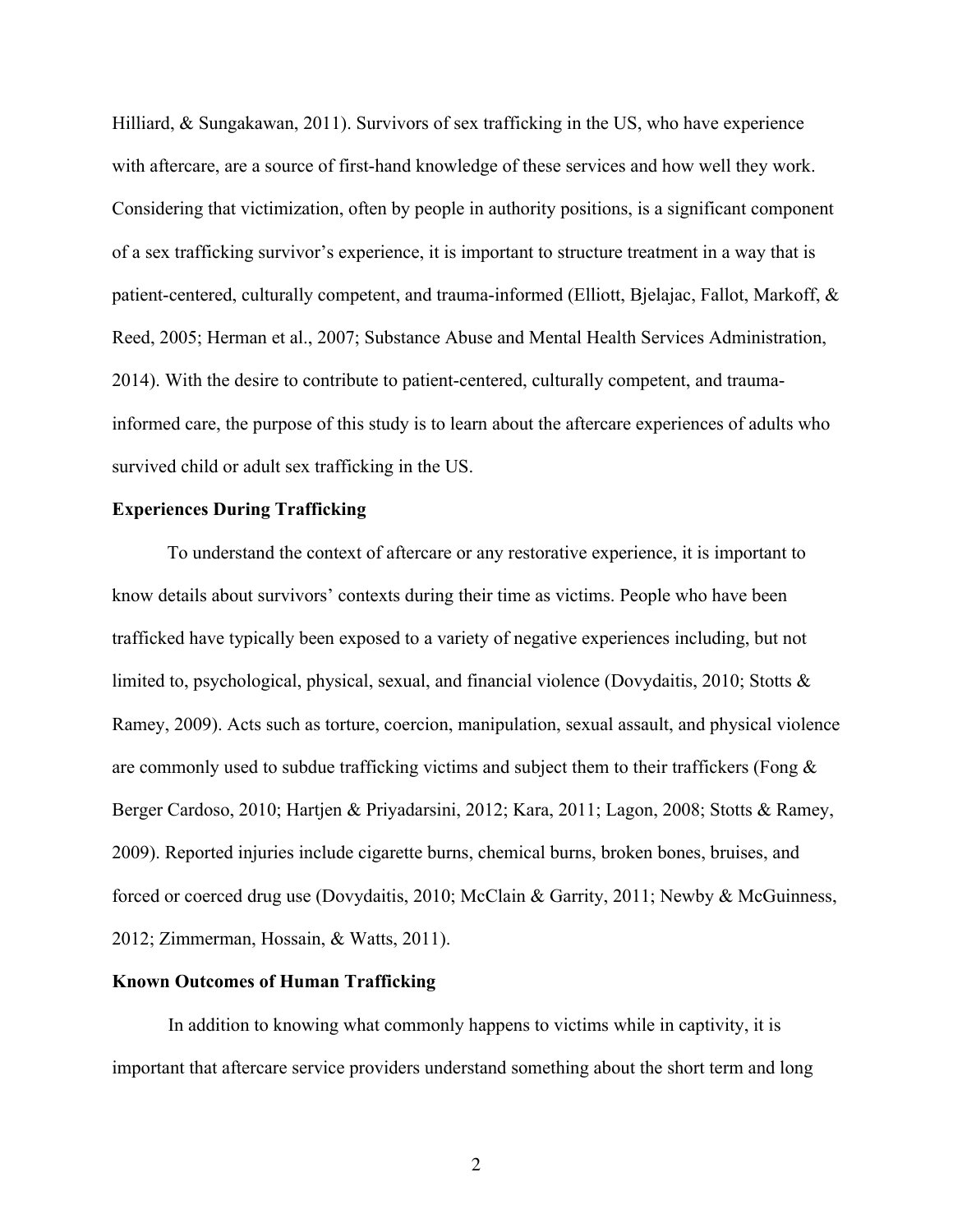Hilliard, & Sungakawan, 2011). Survivors of sex trafficking in the US, who have experience with aftercare, are a source of first-hand knowledge of these services and how well they work. Considering that victimization, often by people in authority positions, is a significant component of a sex trafficking survivor's experience, it is important to structure treatment in a way that is patient-centered, culturally competent, and trauma-informed (Elliott, Bjelajac, Fallot, Markoff, & Reed, 2005; Herman et al., 2007; Substance Abuse and Mental Health Services Administration, 2014). With the desire to contribute to patient-centered, culturally competent, and trauma-informed care, the purpose of this study is to learn about the aftercare experiences of adults who survived child or adult sex trafficking in the US.

**Experiences During Trafficking**

To understand the context of aftercare or any restorative experience, it is important to know details about survivors' contexts during their time as victims. People who have been trafficked have typically been exposed to a variety of negative experiences including, but not limited to, psychological, physical, sexual, and financial violence (Dovydaitis, 2010; Stotts & Ramey, 2009). Acts such as torture, coercion, manipulation, sexual assault, and physical violence are commonly used to subdue trafficking victims and subject them to their traffickers (Fong & Berger Cardoso, 2010; Hartjen & Priyadarsini, 2012; Kara, 2011; Lagon, 2008; Stotts & Ramey, 2009). Reported injuries include cigarette burns, chemical burns, broken bones, bruises, and forced or coerced drug use (Dovydaitis, 2010; McClain & Garrity, 2011; Newby & McGuinness, 2012; Zimmerman, Hossain, & Watts, 2011).

**Known Outcomes of Human Trafficking**

In addition to knowing what commonly happens to victims while in captivity, it is important that aftercare service providers understand something about the short term and long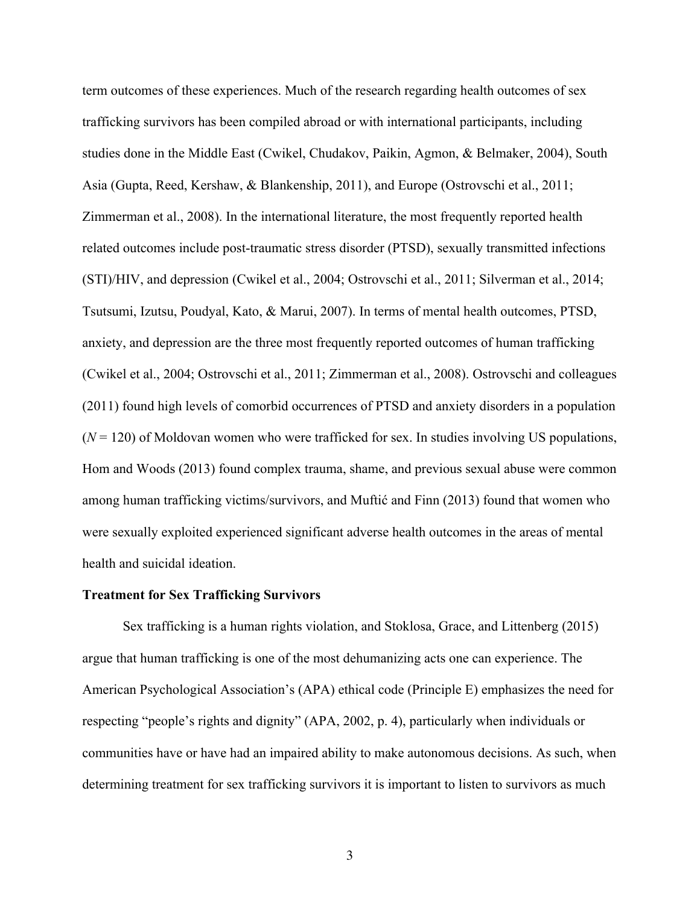term outcomes of these experiences. Much of the research regarding health outcomes of sex trafficking survivors has been compiled abroad or with international participants, including studies done in the Middle East (Cwikel, Chudakov, Paikin, Agmon, & Belmaker, 2004), South Asia (Gupta, Reed, Kershaw, & Blankenship, 2011), and Europe (Ostrovschi et al., 2011; Zimmerman et al., 2008). In the international literature, the most frequently reported health related outcomes include post-traumatic stress disorder (PTSD), sexually transmitted infections (STI)/HIV, and depression (Cwikel et al., 2004; Ostrovschi et al., 2011; Silverman et al., 2014; Tsutsumi, Izutsu, Poudyal, Kato, & Marui, 2007). In terms of mental health outcomes, PTSD, anxiety, and depression are the three most frequently reported outcomes of human trafficking (Cwikel et al., 2004; Ostrovschi et al., 2011; Zimmerman et al., 2008). Ostrovschi and colleagues (2011) found high levels of comorbid occurrences of PTSD and anxiety disorders in a population ($N = 120$) of Moldovan women who were trafficked for sex. In studies involving US populations, Hom and Woods (2013) found complex trauma, shame, and previous sexual abuse were common among human trafficking victims/survivors, and Muftić and Finn (2013) found that women who were sexually exploited experienced significant adverse health outcomes in the areas of mental health and suicidal ideation.

**Treatment for Sex Trafficking Survivors**

Sex trafficking is a human rights violation, and Stoklosa, Grace, and Littenberg (2015) argue that human trafficking is one of the most dehumanizing acts one can experience. The American Psychological Association's (APA) ethical code (Principle E) emphasizes the need for respecting "people's rights and dignity" (APA, 2002, p. 4), particularly when individuals or communities have or have had an impaired ability to make autonomous decisions. As such, when determining treatment for sex trafficking survivors it is important to listen to survivors as much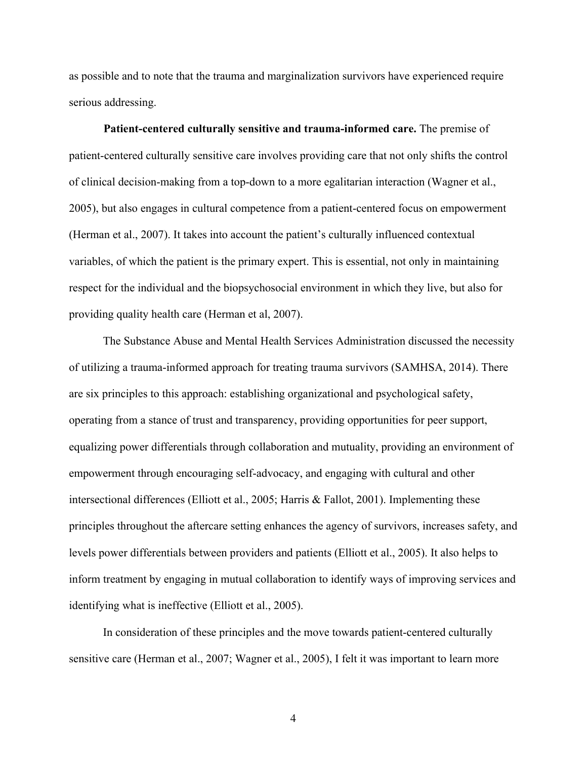as possible and to note that the trauma and marginalization survivors have experienced require serious addressing.

**Patient-centered culturally sensitive and trauma-informed care.** The premise of patient-centered culturally sensitive care involves providing care that not only shifts the control of clinical decision-making from a top-down to a more egalitarian interaction (Wagner et al., 2005), but also engages in cultural competence from a patient-centered focus on empowerment (Herman et al., 2007). It takes into account the patient's culturally influenced contextual variables, of which the patient is the primary expert. This is essential, not only in maintaining respect for the individual and the biopsychosocial environment in which they live, but also for providing quality health care (Herman et al, 2007).

The Substance Abuse and Mental Health Services Administration discussed the necessity of utilizing a trauma-informed approach for treating trauma survivors (SAMHSA, 2014). There are six principles to this approach: establishing organizational and psychological safety, operating from a stance of trust and transparency, providing opportunities for peer support, equalizing power differentials through collaboration and mutuality, providing an environment of empowerment through encouraging self-advocacy, and engaging with cultural and other intersectional differences (Elliott et al., 2005; Harris & Fallot, 2001). Implementing these principles throughout the aftercare setting enhances the agency of survivors, increases safety, and levels power differentials between providers and patients (Elliott et al., 2005). It also helps to inform treatment by engaging in mutual collaboration to identify ways of improving services and identifying what is ineffective (Elliott et al., 2005).

In consideration of these principles and the move towards patient-centered culturally sensitive care (Herman et al., 2007; Wagner et al., 2005), I felt it was important to learn more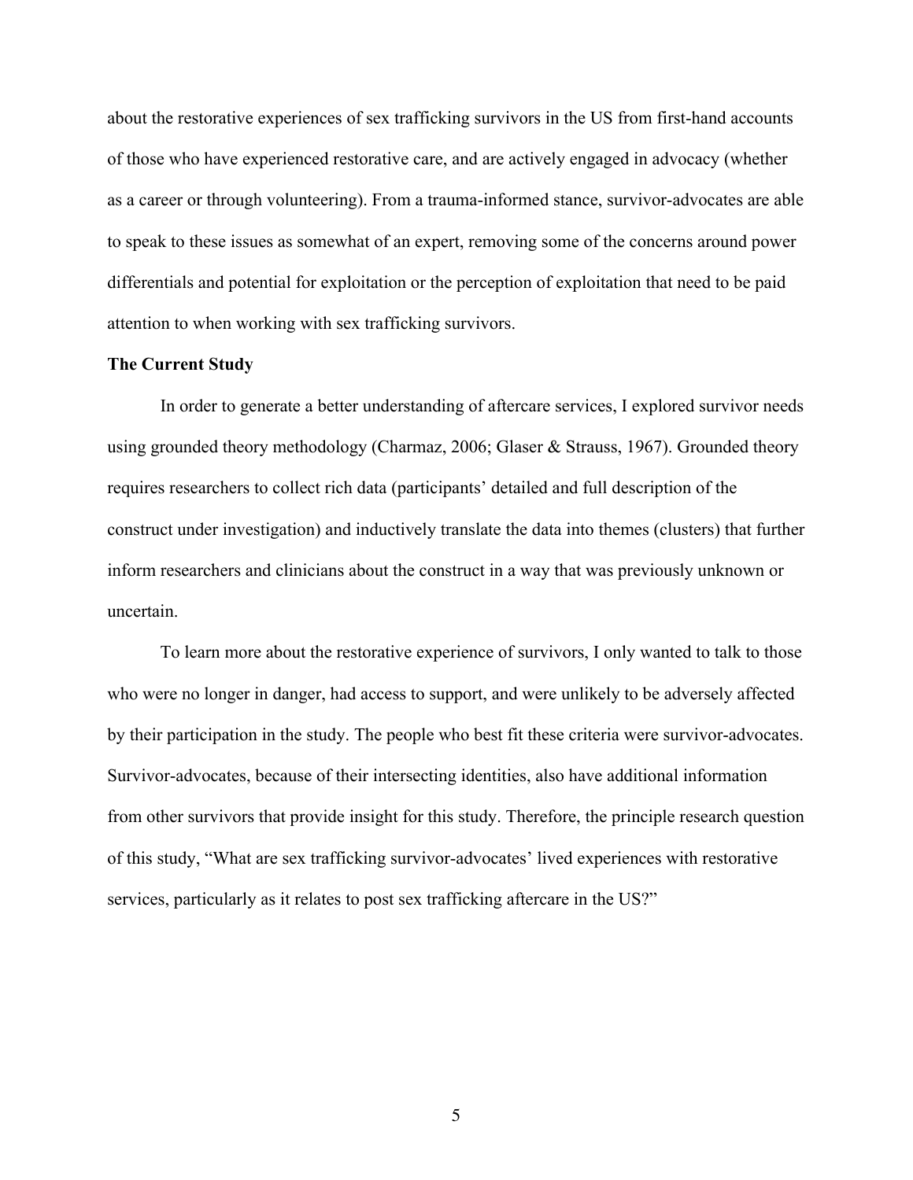about the restorative experiences of sex trafficking survivors in the US from first-hand accounts of those who have experienced restorative care, and are actively engaged in advocacy (whether as a career or through volunteering). From a trauma-informed stance, survivor-advocates are able to speak to these issues as somewhat of an expert, removing some of the concerns around power differentials and potential for exploitation or the perception of exploitation that need to be paid attention to when working with sex trafficking survivors.

**The Current Study**

In order to generate a better understanding of aftercare services, I explored survivor needs using grounded theory methodology (Charmaz, 2006; Glaser & Strauss, 1967). Grounded theory requires researchers to collect rich data (participants' detailed and full description of the construct under investigation) and inductively translate the data into themes (clusters) that further inform researchers and clinicians about the construct in a way that was previously unknown or uncertain.

To learn more about the restorative experience of survivors, I only wanted to talk to those who were no longer in danger, had access to support, and were unlikely to be adversely affected by their participation in the study. The people who best fit these criteria were survivor-advocates. Survivor-advocates, because of their intersecting identities, also have additional information from other survivors that provide insight for this study. Therefore, the principle research question of this study, "What are sex trafficking survivor-advocates' lived experiences with restorative services, particularly as it relates to post sex trafficking aftercare in the US?"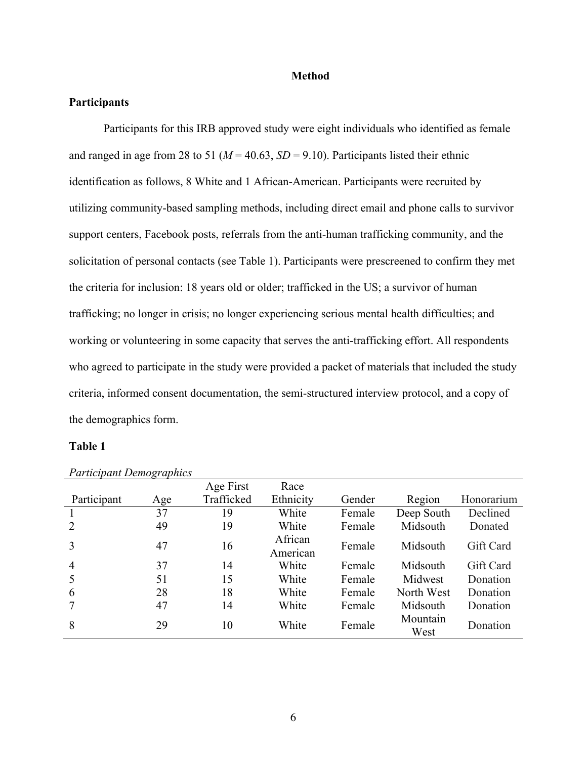## Method

### Participants

Participants for this IRB approved study were eight individuals who identified as female and ranged in age from 28 to 51 ($M = 40.63$, $SD = 9.10$). Participants listed their ethnic identification as follows, 8 White and 1 African-American. Participants were recruited by utilizing community-based sampling methods, including direct email and phone calls to survivor support centers, Facebook posts, referrals from the anti-human trafficking community, and the solicitation of personal contacts (see Table 1). Participants were prescreened to confirm they met the criteria for inclusion: 18 years old or older; trafficked in the US; a survivor of human trafficking; no longer in crisis; no longer experiencing serious mental health difficulties; and working or volunteering in some capacity that serves the anti-trafficking effort. All respondents who agreed to participate in the study were provided a packet of materials that included the study criteria, informed consent documentation, the semi-structured interview protocol, and a copy of the demographics form.

**Table 1**

*Participant Demographics*

| Participant | Age | Age First Trafficked | Race Ethnicity | Gender | Region | Honorarium |
|---|---|---|---|---|---|---|
| 1 | 37 | 19 | White | Female | Deep South | Declined |
| 2 | 49 | 19 | White | Female | Midsouth | Donated |
| 3 | 47 | 16 | African American | Female | Midsouth | Gift Card |
| 4 | 37 | 14 | White | Female | Midsouth | Gift Card |
| 5 | 51 | 15 | White | Female | Midwest | Donation |
| 6 | 28 | 18 | White | Female | North West | Donation |
| 7 | 47 | 14 | White | Female | Midsouth | Donation |
| 8 | 29 | 10 | White | Female | Mountain West | Donation |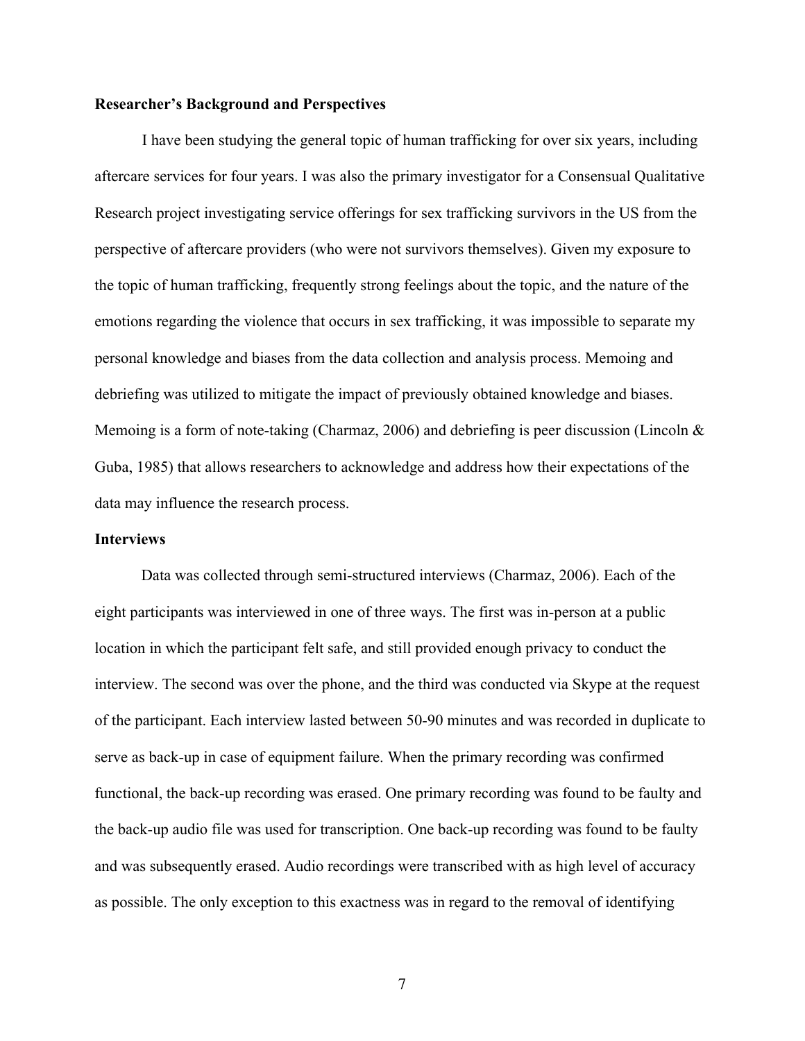**Researcher's Background and Perspectives**

I have been studying the general topic of human trafficking for over six years, including aftercare services for four years. I was also the primary investigator for a Consensual Qualitative Research project investigating service offerings for sex trafficking survivors in the US from the perspective of aftercare providers (who were not survivors themselves). Given my exposure to the topic of human trafficking, frequently strong feelings about the topic, and the nature of the emotions regarding the violence that occurs in sex trafficking, it was impossible to separate my personal knowledge and biases from the data collection and analysis process. Memoing and debriefing was utilized to mitigate the impact of previously obtained knowledge and biases. Memoing is a form of note-taking (Charmaz, 2006) and debriefing is peer discussion (Lincoln & Guba, 1985) that allows researchers to acknowledge and address how their expectations of the data may influence the research process.

**Interviews**

Data was collected through semi-structured interviews (Charmaz, 2006). Each of the eight participants was interviewed in one of three ways. The first was in-person at a public location in which the participant felt safe, and still provided enough privacy to conduct the interview. The second was over the phone, and the third was conducted via Skype at the request of the participant. Each interview lasted between 50-90 minutes and was recorded in duplicate to serve as back-up in case of equipment failure. When the primary recording was confirmed functional, the back-up recording was erased. One primary recording was found to be faulty and the back-up audio file was used for transcription. One back-up recording was found to be faulty and was subsequently erased. Audio recordings were transcribed with as high level of accuracy as possible. The only exception to this exactness was in regard to the removal of identifying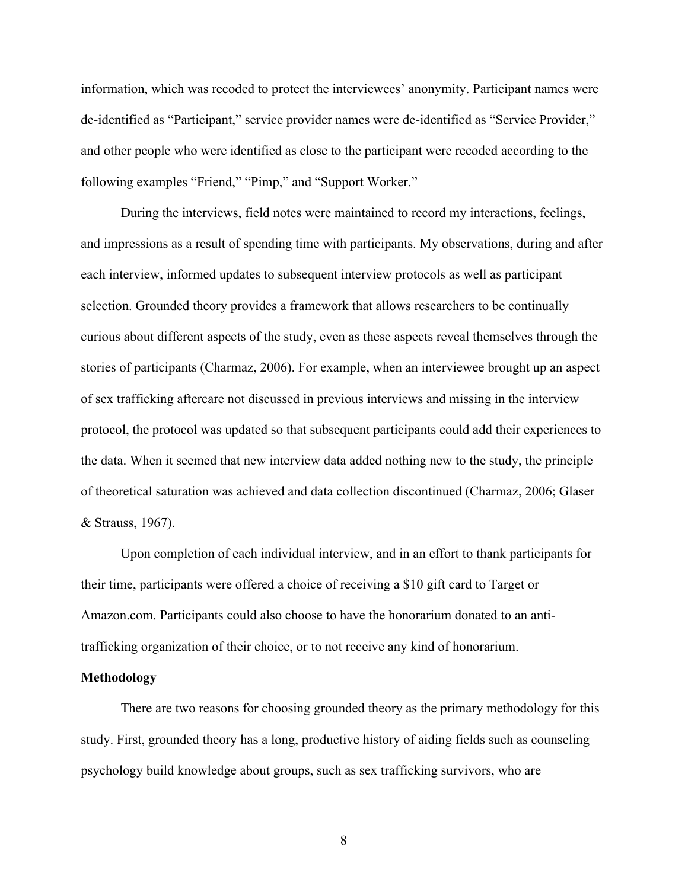information, which was recoded to protect the interviewees' anonymity. Participant names were de-identified as "Participant," service provider names were de-identified as "Service Provider," and other people who were identified as close to the participant were recoded according to the following examples "Friend," "Pimp," and "Support Worker."

During the interviews, field notes were maintained to record my interactions, feelings, and impressions as a result of spending time with participants. My observations, during and after each interview, informed updates to subsequent interview protocols as well as participant selection. Grounded theory provides a framework that allows researchers to be continually curious about different aspects of the study, even as these aspects reveal themselves through the stories of participants (Charmaz, 2006). For example, when an interviewee brought up an aspect of sex trafficking aftercare not discussed in previous interviews and missing in the interview protocol, the protocol was updated so that subsequent participants could add their experiences to the data. When it seemed that new interview data added nothing new to the study, the principle of theoretical saturation was achieved and data collection discontinued (Charmaz, 2006; Glaser & Strauss, 1967).

Upon completion of each individual interview, and in an effort to thank participants for their time, participants were offered a choice of receiving a $10 gift card to Target or Amazon.com. Participants could also choose to have the honorarium donated to an anti-trafficking organization of their choice, or to not receive any kind of honorarium.

**Methodology**

There are two reasons for choosing grounded theory as the primary methodology for this study. First, grounded theory has a long, productive history of aiding fields such as counseling psychology build knowledge about groups, such as sex trafficking survivors, who are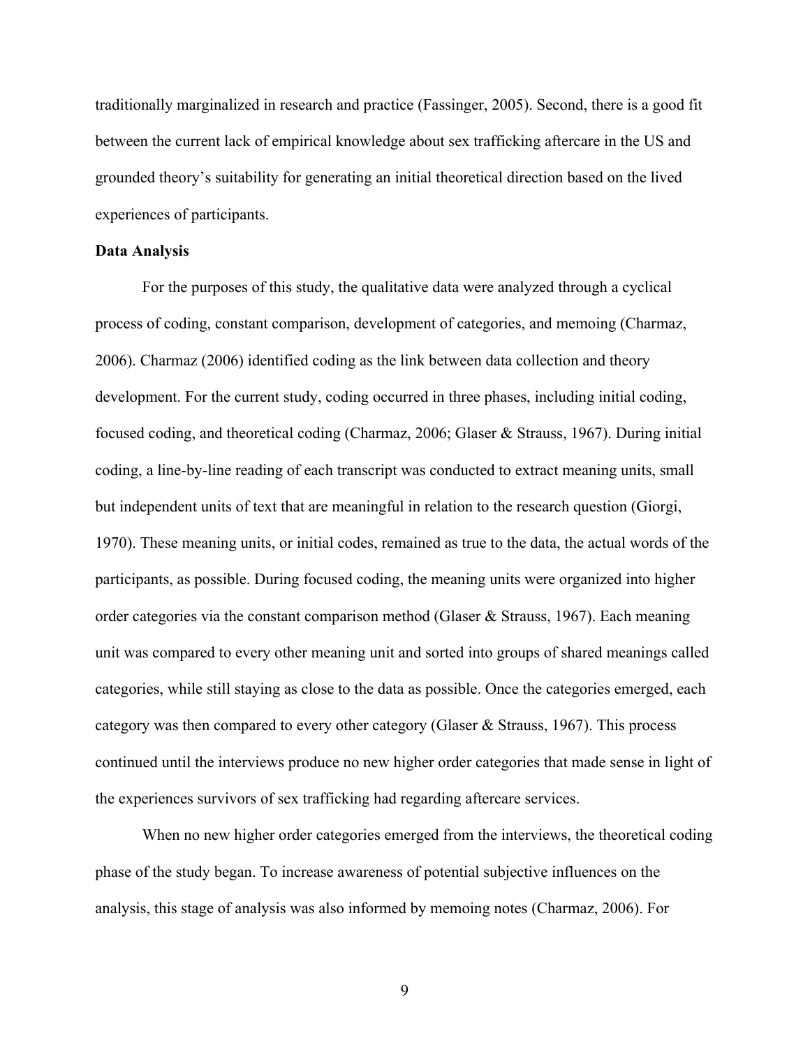traditionally marginalized in research and practice (Fassinger, 2005). Second, there is a good fit between the current lack of empirical knowledge about sex trafficking aftercare in the US and grounded theory's suitability for generating an initial theoretical direction based on the lived experiences of participants.

**Data Analysis**

For the purposes of this study, the qualitative data were analyzed through a cyclical process of coding, constant comparison, development of categories, and memoing (Charmaz, 2006). Charmaz (2006) identified coding as the link between data collection and theory development. For the current study, coding occurred in three phases, including initial coding, focused coding, and theoretical coding (Charmaz, 2006; Glaser & Strauss, 1967). During initial coding, a line-by-line reading of each transcript was conducted to extract meaning units, small but independent units of text that are meaningful in relation to the research question (Giorgi, 1970). These meaning units, or initial codes, remained as true to the data, the actual words of the participants, as possible. During focused coding, the meaning units were organized into higher order categories via the constant comparison method (Glaser & Strauss, 1967). Each meaning unit was compared to every other meaning unit and sorted into groups of shared meanings called categories, while still staying as close to the data as possible. Once the categories emerged, each category was then compared to every other category (Glaser & Strauss, 1967). This process continued until the interviews produce no new higher order categories that made sense in light of the experiences survivors of sex trafficking had regarding aftercare services.

When no new higher order categories emerged from the interviews, the theoretical coding phase of the study began. To increase awareness of potential subjective influences on the analysis, this stage of analysis was also informed by memoing notes (Charmaz, 2006). For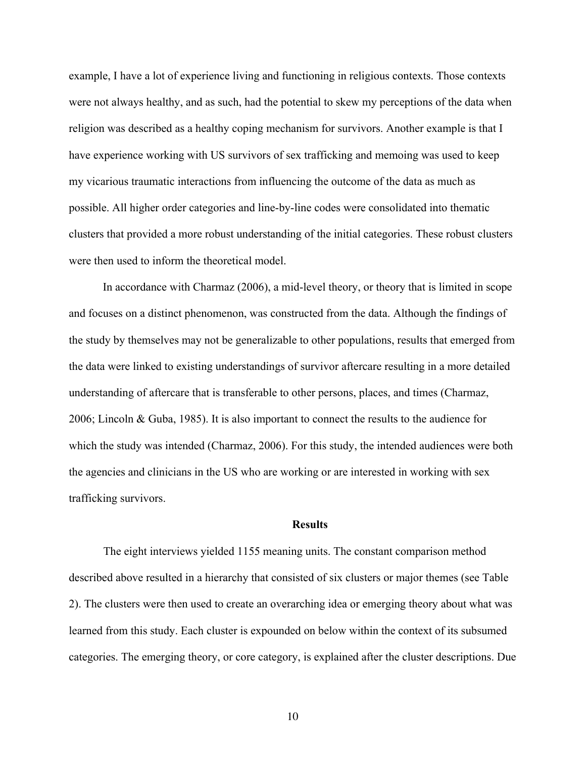example, I have a lot of experience living and functioning in religious contexts. Those contexts were not always healthy, and as such, had the potential to skew my perceptions of the data when religion was described as a healthy coping mechanism for survivors. Another example is that I have experience working with US survivors of sex trafficking and memoing was used to keep my vicarious traumatic interactions from influencing the outcome of the data as much as possible. All higher order categories and line-by-line codes were consolidated into thematic clusters that provided a more robust understanding of the initial categories. These robust clusters were then used to inform the theoretical model.

In accordance with Charmaz (2006), a mid-level theory, or theory that is limited in scope and focuses on a distinct phenomenon, was constructed from the data. Although the findings of the study by themselves may not be generalizable to other populations, results that emerged from the data were linked to existing understandings of survivor aftercare resulting in a more detailed understanding of aftercare that is transferable to other persons, places, and times (Charmaz, 2006; Lincoln & Guba, 1985). It is also important to connect the results to the audience for which the study was intended (Charmaz, 2006). For this study, the intended audiences were both the agencies and clinicians in the US who are working or are interested in working with sex trafficking survivors.

## Results

The eight interviews yielded 1155 meaning units. The constant comparison method described above resulted in a hierarchy that consisted of six clusters or major themes (see Table 2). The clusters were then used to create an overarching idea or emerging theory about what was learned from this study. Each cluster is expounded on below within the context of its subsumed categories. The emerging theory, or core category, is explained after the cluster descriptions. Due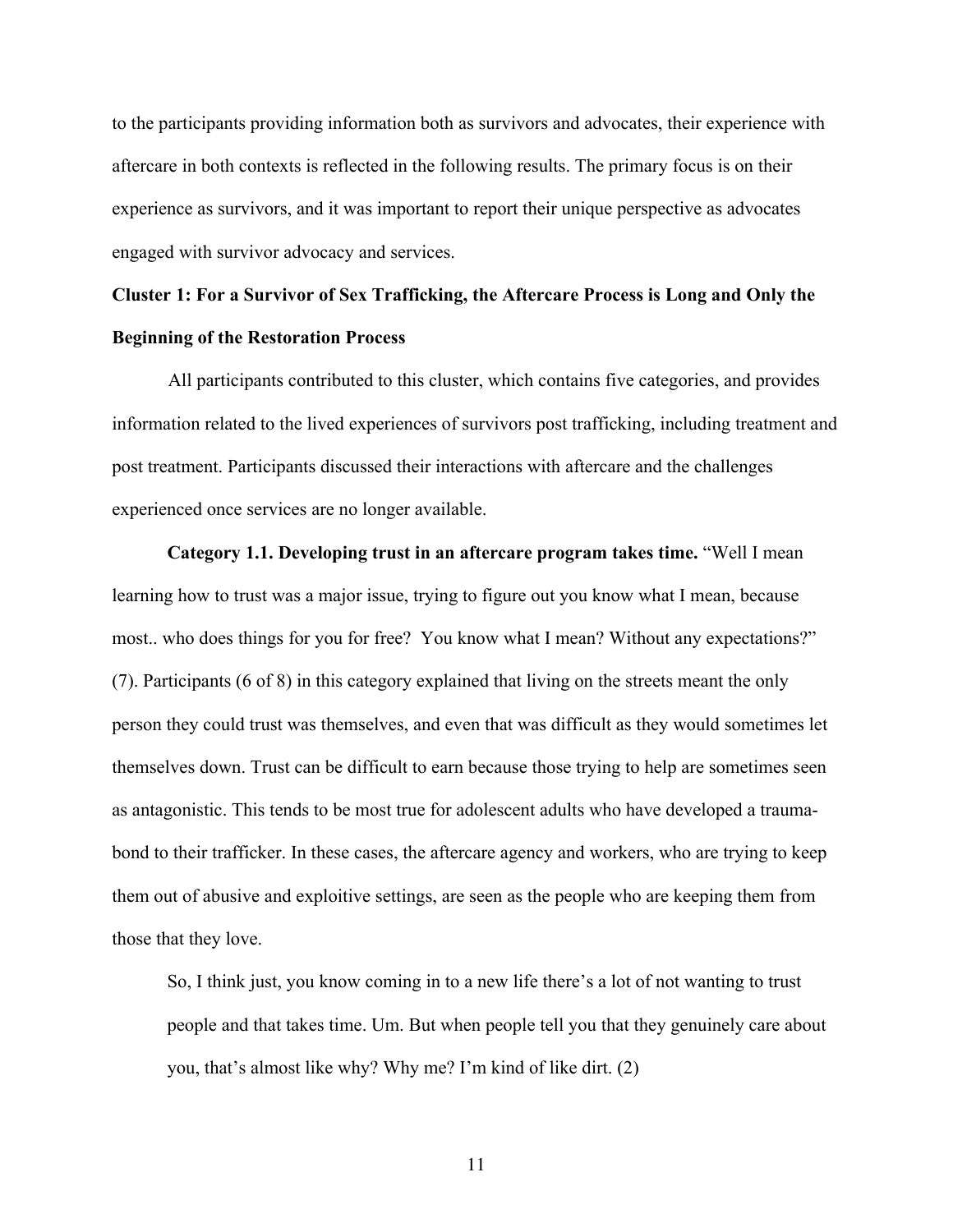to the participants providing information both as survivors and advocates, their experience with aftercare in both contexts is reflected in the following results. The primary focus is on their experience as survivors, and it was important to report their unique perspective as advocates engaged with survivor advocacy and services.

**Cluster 1: For a Survivor of Sex Trafficking, the Aftercare Process is Long and Only the Beginning of the Restoration Process**

All participants contributed to this cluster, which contains five categories, and provides information related to the lived experiences of survivors post trafficking, including treatment and post treatment. Participants discussed their interactions with aftercare and the challenges experienced once services are no longer available.

**Category 1.1. Developing trust in an aftercare program takes time.** "Well I mean learning how to trust was a major issue, trying to figure out you know what I mean, because most.. who does things for you for free? You know what I mean? Without any expectations?" (7). Participants (6 of 8) in this category explained that living on the streets meant the only person they could trust was themselves, and even that was difficult as they would sometimes let themselves down. Trust can be difficult to earn because those trying to help are sometimes seen as antagonistic. This tends to be most true for adolescent adults who have developed a trauma-bond to their trafficker. In these cases, the aftercare agency and workers, who are trying to keep them out of abusive and exploitive settings, are seen as the people who are keeping them from those that they love.

> So, I think just, you know coming in to a new life there's a lot of not wanting to trust people and that takes time. Um. But when people tell you that they genuinely care about you, that's almost like why? Why me? I'm kind of like dirt. (2)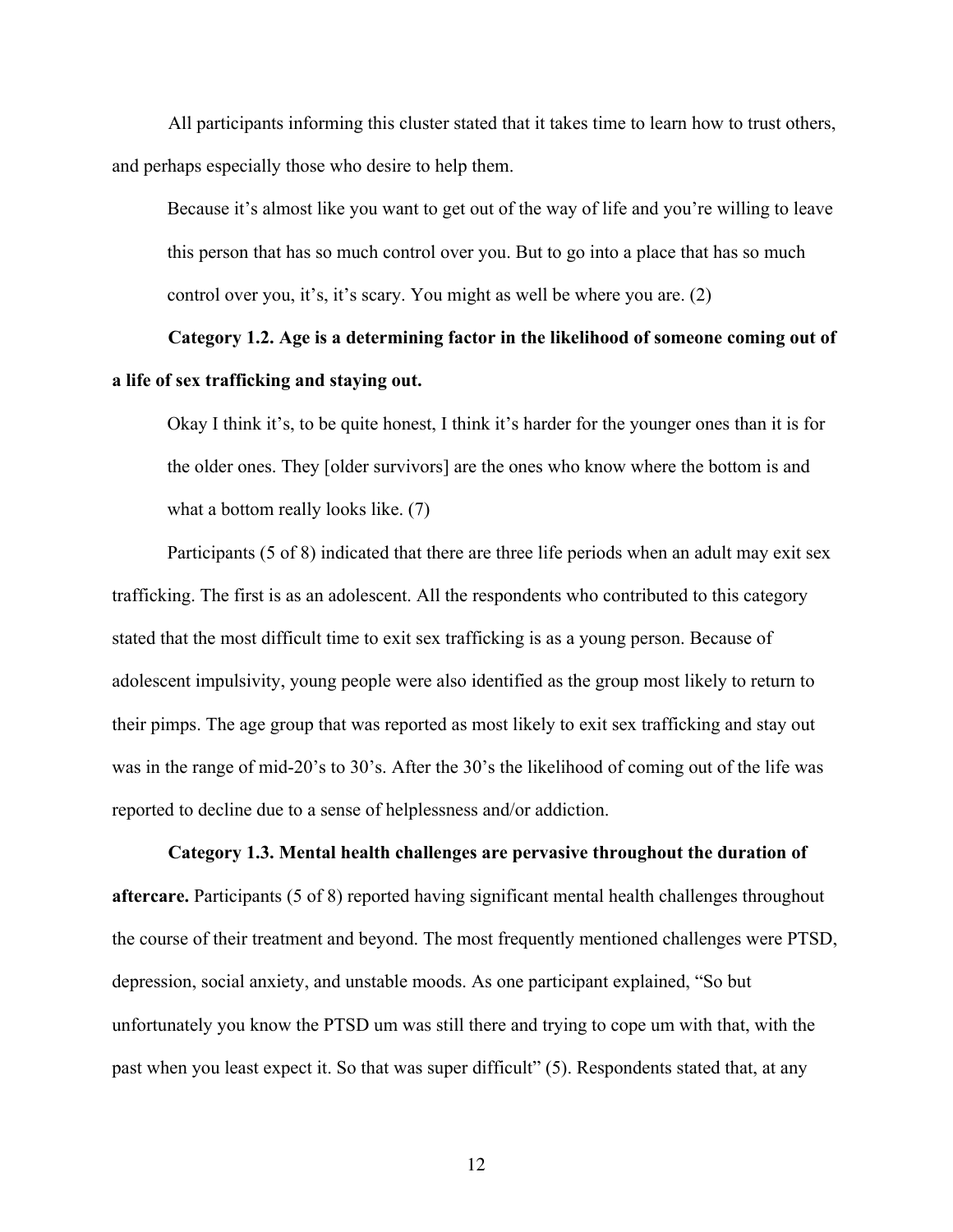All participants informing this cluster stated that it takes time to learn how to trust others, and perhaps especially those who desire to help them.

> Because it's almost like you want to get out of the way of life and you're willing to leave this person that has so much control over you. But to go into a place that has so much control over you, it's, it's scary. You might as well be where you are. (2)

**Category 1.2. Age is a determining factor in the likelihood of someone coming out of a life of sex trafficking and staying out.**

> Okay I think it's, to be quite honest, I think it's harder for the younger ones than it is for the older ones. They [older survivors] are the ones who know where the bottom is and what a bottom really looks like. (7)

Participants (5 of 8) indicated that there are three life periods when an adult may exit sex trafficking. The first is as an adolescent. All the respondents who contributed to this category stated that the most difficult time to exit sex trafficking is as a young person. Because of adolescent impulsivity, young people were also identified as the group most likely to return to their pimps. The age group that was reported as most likely to exit sex trafficking and stay out was in the range of mid-20's to 30's. After the 30's the likelihood of coming out of the life was reported to decline due to a sense of helplessness and/or addiction.

**Category 1.3. Mental health challenges are pervasive throughout the duration of aftercare.** Participants (5 of 8) reported having significant mental health challenges throughout the course of their treatment and beyond. The most frequently mentioned challenges were PTSD, depression, social anxiety, and unstable moods. As one participant explained, "So but unfortunately you know the PTSD um was still there and trying to cope um with that, with the past when you least expect it. So that was super difficult" (5). Respondents stated that, at any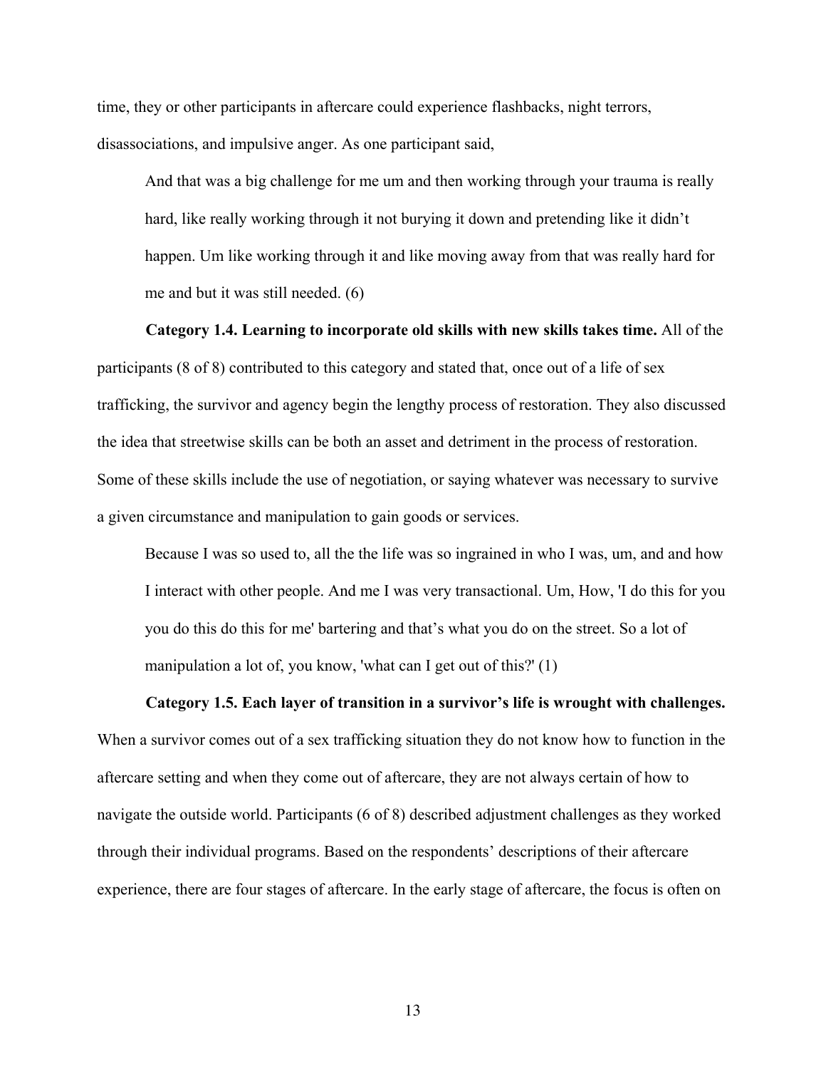time, they or other participants in aftercare could experience flashbacks, night terrors, disassociations, and impulsive anger. As one participant said,

> And that was a big challenge for me um and then working through your trauma is really hard, like really working through it not burying it down and pretending like it didn't happen. Um like working through it and like moving away from that was really hard for me and but it was still needed. (6)

**Category 1.4. Learning to incorporate old skills with new skills takes time.** All of the participants (8 of 8) contributed to this category and stated that, once out of a life of sex trafficking, the survivor and agency begin the lengthy process of restoration. They also discussed the idea that streetwise skills can be both an asset and detriment in the process of restoration. Some of these skills include the use of negotiation, or saying whatever was necessary to survive a given circumstance and manipulation to gain goods or services.

> Because I was so used to, all the the life was so ingrained in who I was, um, and and how I interact with other people. And me I was very transactional. Um, How, 'I do this for you you do this do this for me' bartering and that's what you do on the street. So a lot of manipulation a lot of, you know, 'what can I get out of this?' (1)

**Category 1.5. Each layer of transition in a survivor's life is wrought with challenges.** When a survivor comes out of a sex trafficking situation they do not know how to function in the aftercare setting and when they come out of aftercare, they are not always certain of how to navigate the outside world. Participants (6 of 8) described adjustment challenges as they worked through their individual programs. Based on the respondents' descriptions of their aftercare experience, there are four stages of aftercare. In the early stage of aftercare, the focus is often on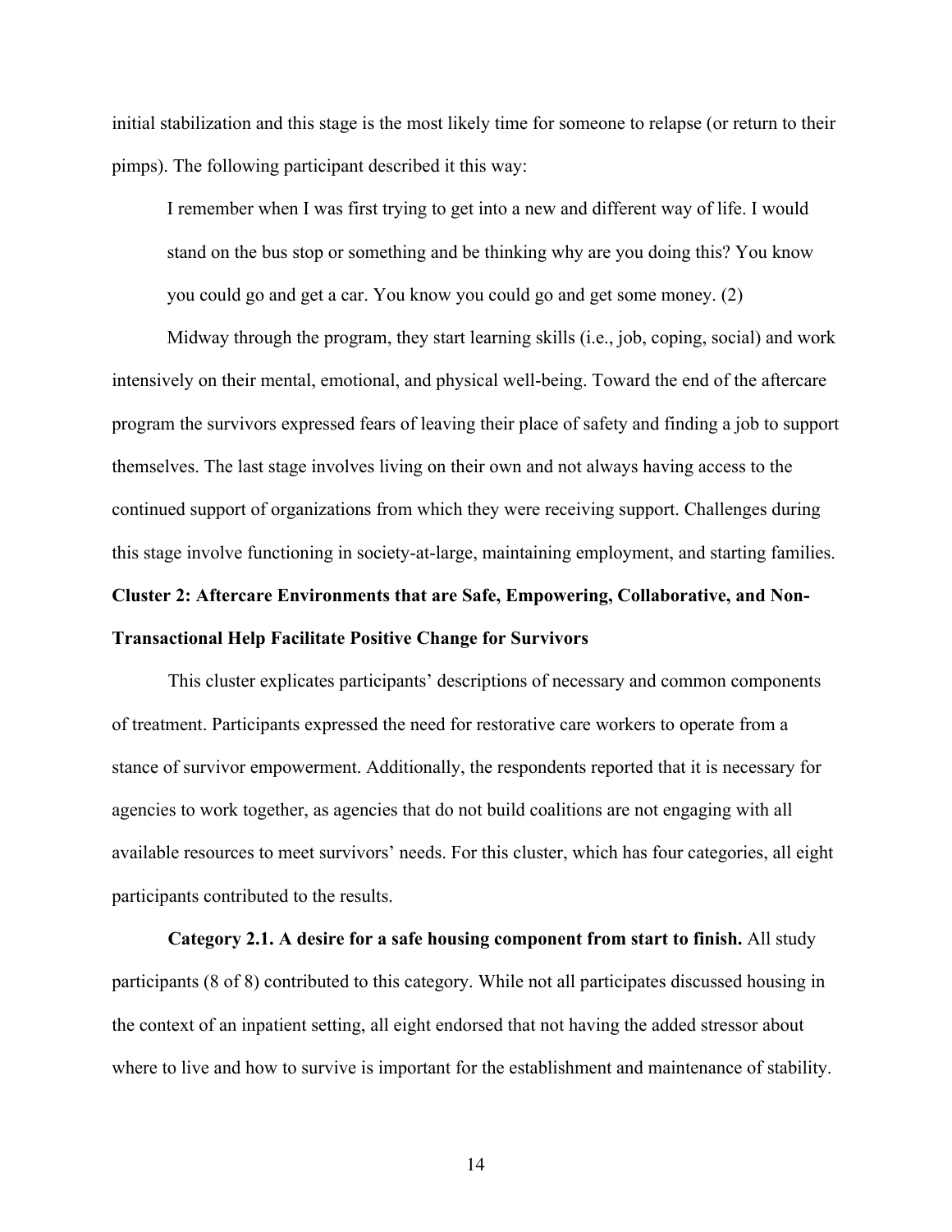initial stabilization and this stage is the most likely time for someone to relapse (or return to their pimps). The following participant described it this way:

> I remember when I was first trying to get into a new and different way of life. I would stand on the bus stop or something and be thinking why are you doing this? You know you could go and get a car. You know you could go and get some money. (2)

Midway through the program, they start learning skills (i.e., job, coping, social) and work intensively on their mental, emotional, and physical well-being. Toward the end of the aftercare program the survivors expressed fears of leaving their place of safety and finding a job to support themselves. The last stage involves living on their own and not always having access to the continued support of organizations from which they were receiving support. Challenges during this stage involve functioning in society-at-large, maintaining employment, and starting families.

**Cluster 2: Aftercare Environments that are Safe, Empowering, Collaborative, and Non-Transactional Help Facilitate Positive Change for Survivors**

This cluster explicates participants' descriptions of necessary and common components of treatment. Participants expressed the need for restorative care workers to operate from a stance of survivor empowerment. Additionally, the respondents reported that it is necessary for agencies to work together, as agencies that do not build coalitions are not engaging with all available resources to meet survivors' needs. For this cluster, which has four categories, all eight participants contributed to the results.

**Category 2.1. A desire for a safe housing component from start to finish.** All study participants (8 of 8) contributed to this category. While not all participates discussed housing in the context of an inpatient setting, all eight endorsed that not having the added stressor about where to live and how to survive is important for the establishment and maintenance of stability.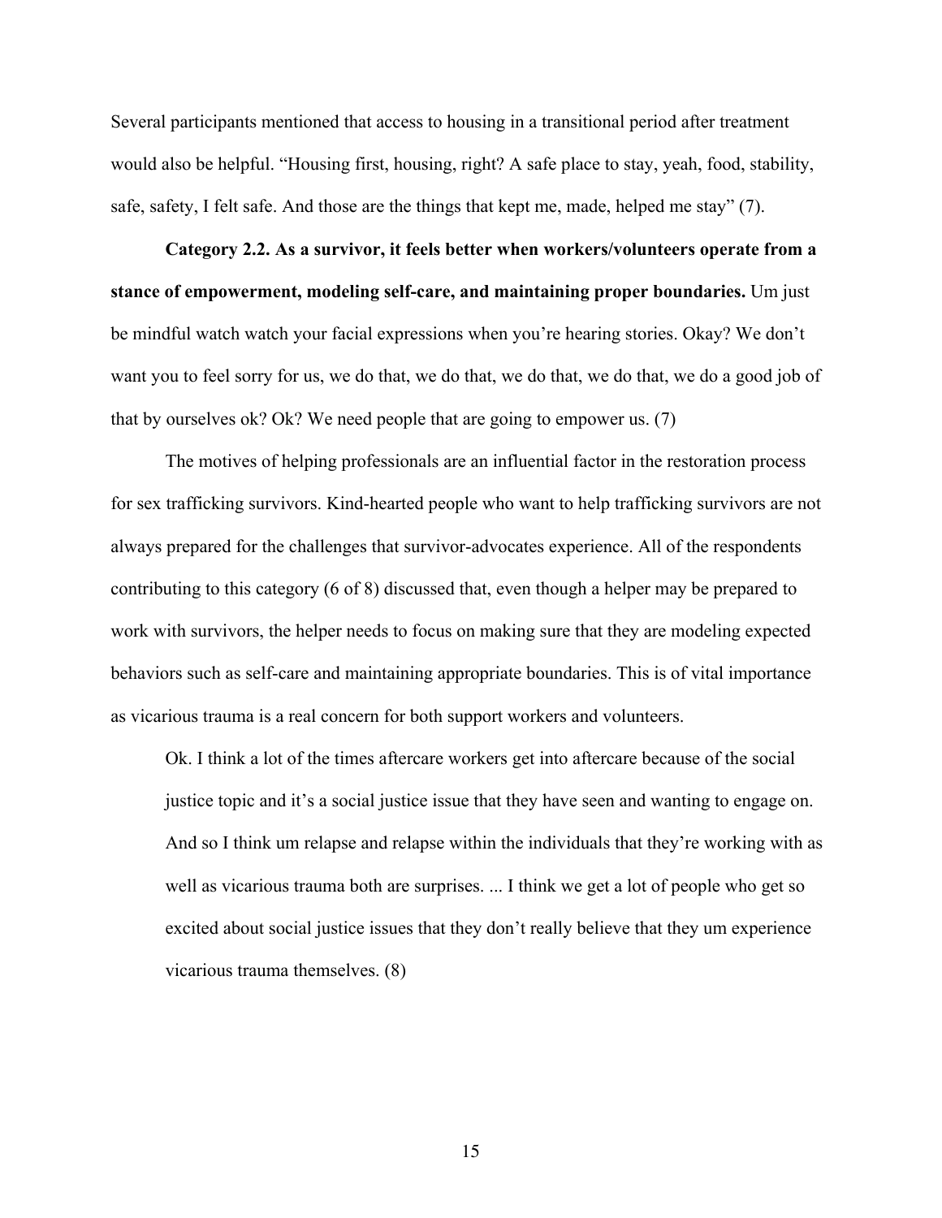Several participants mentioned that access to housing in a transitional period after treatment would also be helpful. "Housing first, housing, right? A safe place to stay, yeah, food, stability, safe, safety, I felt safe. And those are the things that kept me, made, helped me stay" (7).

**Category 2.2. As a survivor, it feels better when workers/volunteers operate from a stance of empowerment, modeling self-care, and maintaining proper boundaries.** Um just be mindful watch watch your facial expressions when you're hearing stories. Okay? We don't want you to feel sorry for us, we do that, we do that, we do that, we do that, we do a good job of that by ourselves ok? Ok? We need people that are going to empower us. (7)

The motives of helping professionals are an influential factor in the restoration process for sex trafficking survivors. Kind-hearted people who want to help trafficking survivors are not always prepared for the challenges that survivor-advocates experience. All of the respondents contributing to this category (6 of 8) discussed that, even though a helper may be prepared to work with survivors, the helper needs to focus on making sure that they are modeling expected behaviors such as self-care and maintaining appropriate boundaries. This is of vital importance as vicarious trauma is a real concern for both support workers and volunteers.

> Ok. I think a lot of the times aftercare workers get into aftercare because of the social justice topic and it's a social justice issue that they have seen and wanting to engage on. And so I think um relapse and relapse within the individuals that they're working with as well as vicarious trauma both are surprises. ... I think we get a lot of people who get so excited about social justice issues that they don't really believe that they um experience vicarious trauma themselves. (8)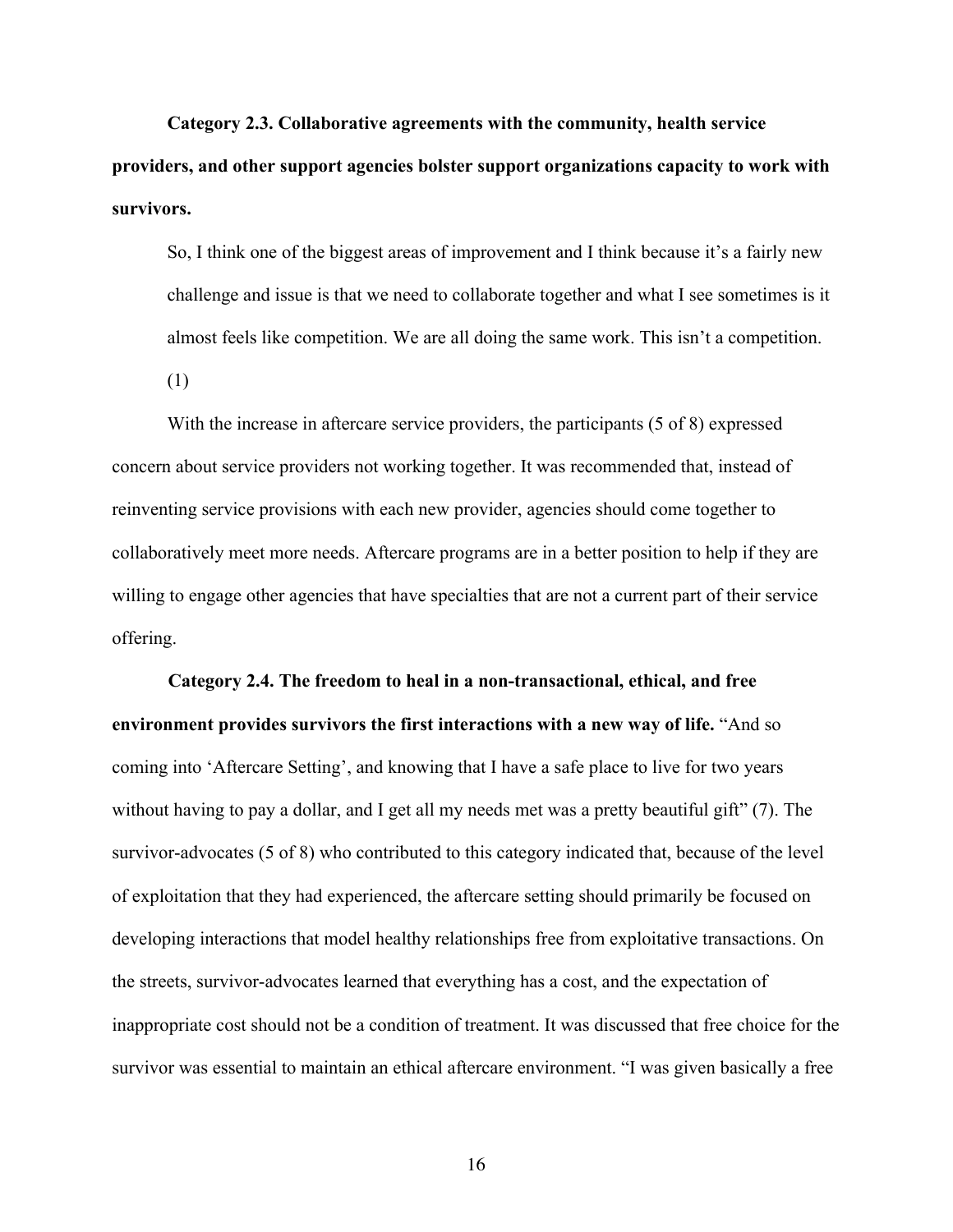**Category 2.3. Collaborative agreements with the community, health service providers, and other support agencies bolster support organizations capacity to work with survivors.**

> So, I think one of the biggest areas of improvement and I think because it's a fairly new challenge and issue is that we need to collaborate together and what I see sometimes is it almost feels like competition. We are all doing the same work. This isn't a competition. (1)

With the increase in aftercare service providers, the participants (5 of 8) expressed concern about service providers not working together. It was recommended that, instead of reinventing service provisions with each new provider, agencies should come together to collaboratively meet more needs. Aftercare programs are in a better position to help if they are willing to engage other agencies that have specialties that are not a current part of their service offering.

**Category 2.4. The freedom to heal in a non-transactional, ethical, and free environment provides survivors the first interactions with a new way of life.** "And so coming into 'Aftercare Setting', and knowing that I have a safe place to live for two years without having to pay a dollar, and I get all my needs met was a pretty beautiful gift" (7). The survivor-advocates (5 of 8) who contributed to this category indicated that, because of the level of exploitation that they had experienced, the aftercare setting should primarily be focused on developing interactions that model healthy relationships free from exploitative transactions. On the streets, survivor-advocates learned that everything has a cost, and the expectation of inappropriate cost should not be a condition of treatment. It was discussed that free choice for the survivor was essential to maintain an ethical aftercare environment. "I was given basically a free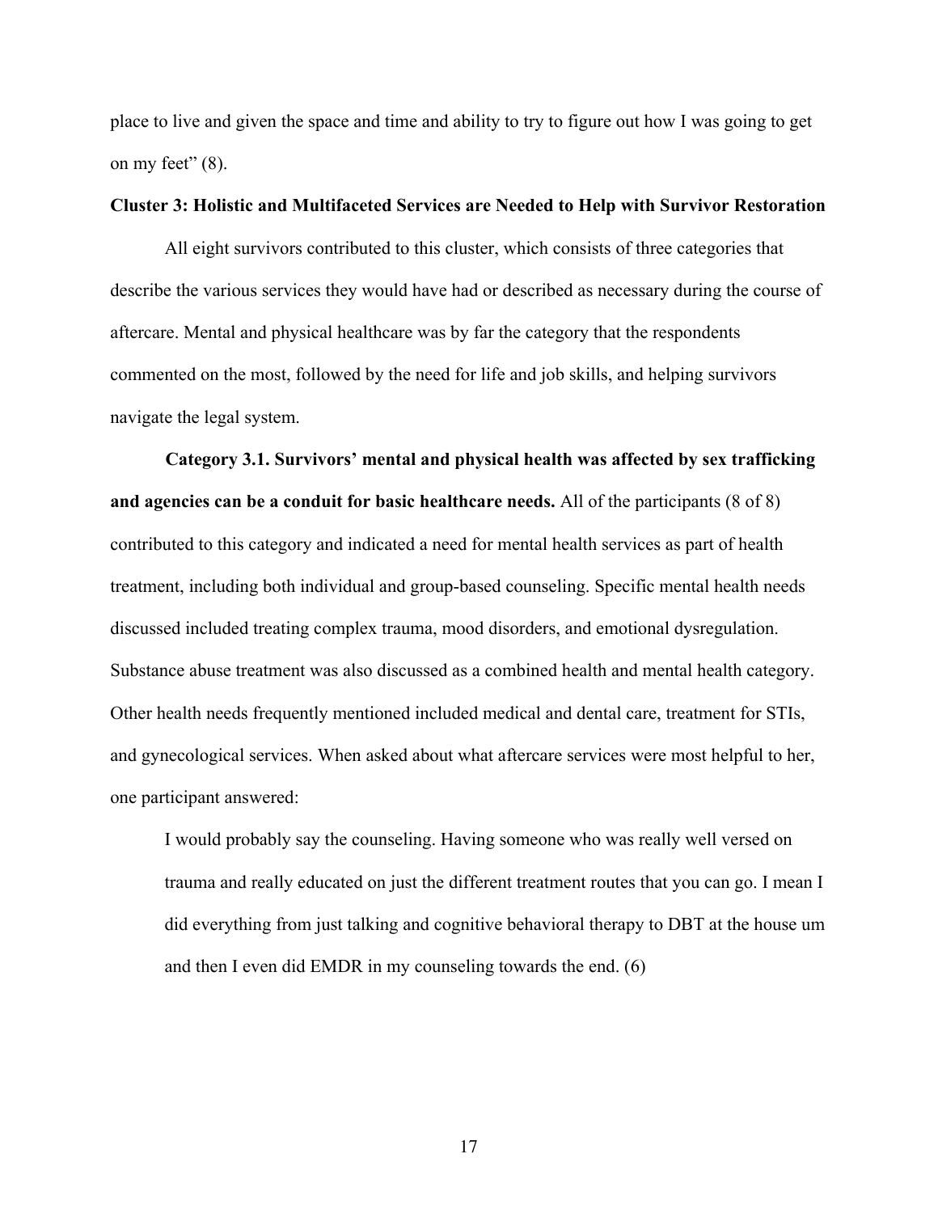place to live and given the space and time and ability to try to figure out how I was going to get on my feet" (8).

**Cluster 3: Holistic and Multifaceted Services are Needed to Help with Survivor Restoration**

All eight survivors contributed to this cluster, which consists of three categories that describe the various services they would have had or described as necessary during the course of aftercare. Mental and physical healthcare was by far the category that the respondents commented on the most, followed by the need for life and job skills, and helping survivors navigate the legal system.

**Category 3.1. Survivors' mental and physical health was affected by sex trafficking and agencies can be a conduit for basic healthcare needs.** All of the participants (8 of 8) contributed to this category and indicated a need for mental health services as part of health treatment, including both individual and group-based counseling. Specific mental health needs discussed included treating complex trauma, mood disorders, and emotional dysregulation. Substance abuse treatment was also discussed as a combined health and mental health category. Other health needs frequently mentioned included medical and dental care, treatment for STIs, and gynecological services. When asked about what aftercare services were most helpful to her, one participant answered:

> I would probably say the counseling. Having someone who was really well versed on trauma and really educated on just the different treatment routes that you can go. I mean I did everything from just talking and cognitive behavioral therapy to DBT at the house um and then I even did EMDR in my counseling towards the end. (6)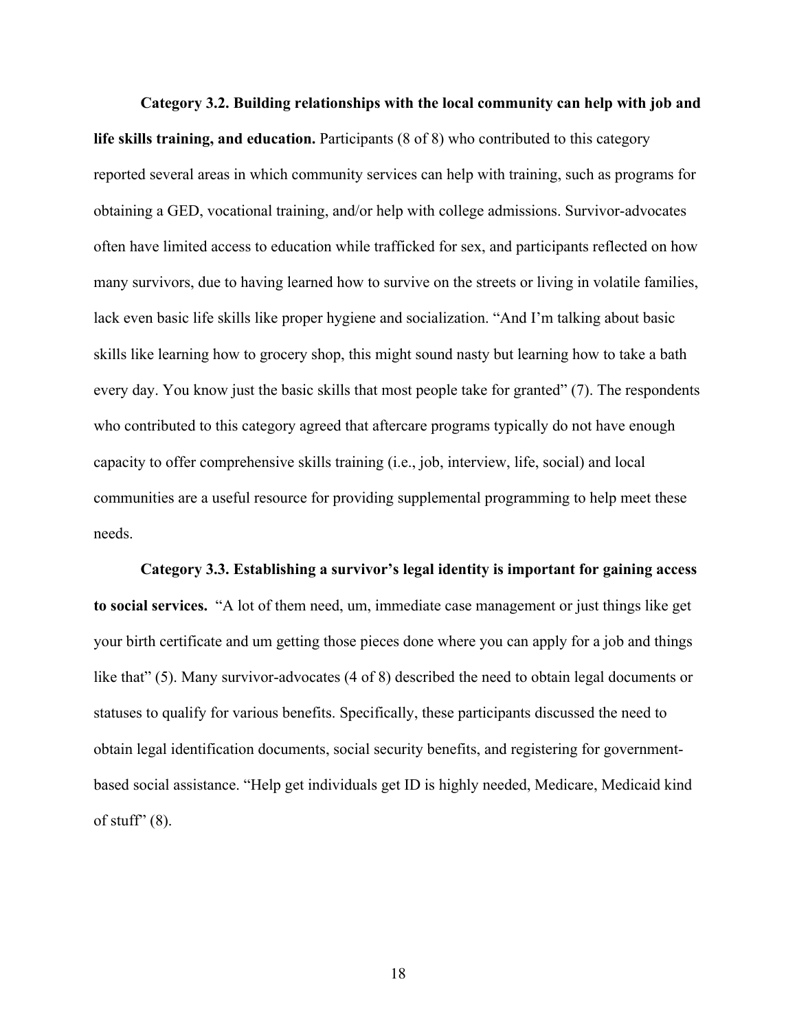**Category 3.2. Building relationships with the local community can help with job and life skills training, and education.** Participants (8 of 8) who contributed to this category reported several areas in which community services can help with training, such as programs for obtaining a GED, vocational training, and/or help with college admissions. Survivor-advocates often have limited access to education while trafficked for sex, and participants reflected on how many survivors, due to having learned how to survive on the streets or living in volatile families, lack even basic life skills like proper hygiene and socialization. "And I'm talking about basic skills like learning how to grocery shop, this might sound nasty but learning how to take a bath every day. You know just the basic skills that most people take for granted" (7). The respondents who contributed to this category agreed that aftercare programs typically do not have enough capacity to offer comprehensive skills training (i.e., job, interview, life, social) and local communities are a useful resource for providing supplemental programming to help meet these needs.

**Category 3.3. Establishing a survivor's legal identity is important for gaining access to social services.** "A lot of them need, um, immediate case management or just things like get your birth certificate and um getting those pieces done where you can apply for a job and things like that" (5). Many survivor-advocates (4 of 8) described the need to obtain legal documents or statuses to qualify for various benefits. Specifically, these participants discussed the need to obtain legal identification documents, social security benefits, and registering for government-based social assistance. "Help get individuals get ID is highly needed, Medicare, Medicaid kind of stuff" (8).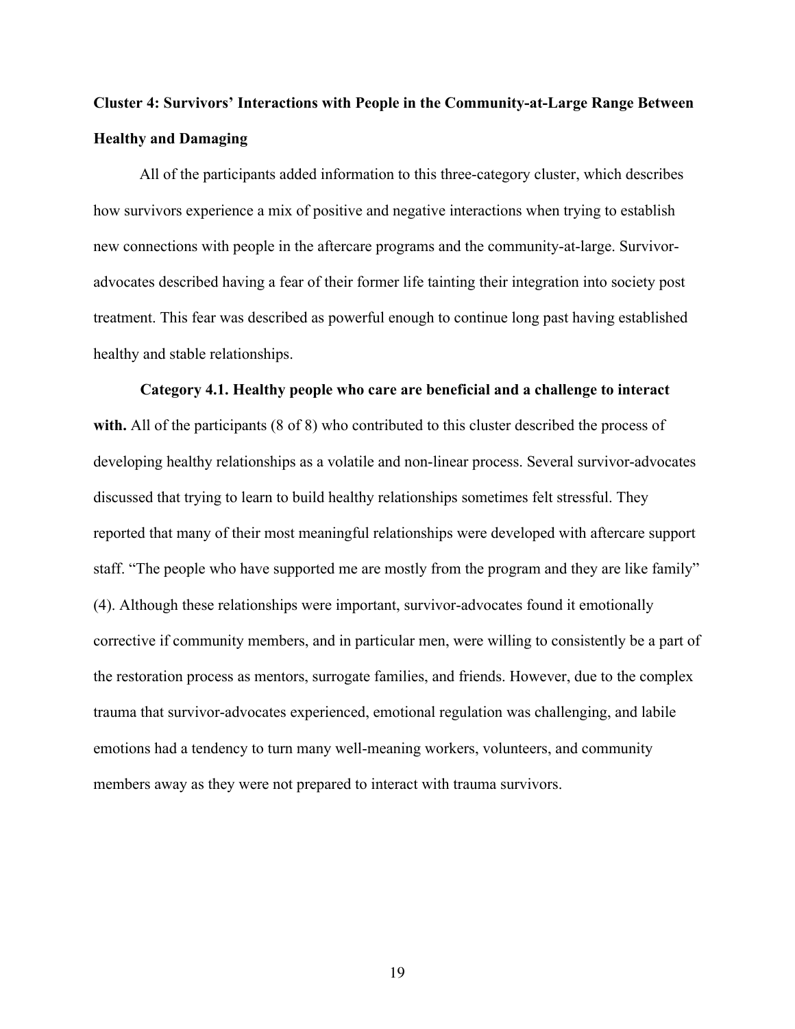**Cluster 4: Survivors' Interactions with People in the Community-at-Large Range Between Healthy and Damaging**

All of the participants added information to this three-category cluster, which describes how survivors experience a mix of positive and negative interactions when trying to establish new connections with people in the aftercare programs and the community-at-large. Survivor-advocates described having a fear of their former life tainting their integration into society post treatment. This fear was described as powerful enough to continue long past having established healthy and stable relationships.

**Category 4.1. Healthy people who care are beneficial and a challenge to interact with.** All of the participants (8 of 8) who contributed to this cluster described the process of developing healthy relationships as a volatile and non-linear process. Several survivor-advocates discussed that trying to learn to build healthy relationships sometimes felt stressful. They reported that many of their most meaningful relationships were developed with aftercare support staff. "The people who have supported me are mostly from the program and they are like family" (4). Although these relationships were important, survivor-advocates found it emotionally corrective if community members, and in particular men, were willing to consistently be a part of the restoration process as mentors, surrogate families, and friends. However, due to the complex trauma that survivor-advocates experienced, emotional regulation was challenging, and labile emotions had a tendency to turn many well-meaning workers, volunteers, and community members away as they were not prepared to interact with trauma survivors.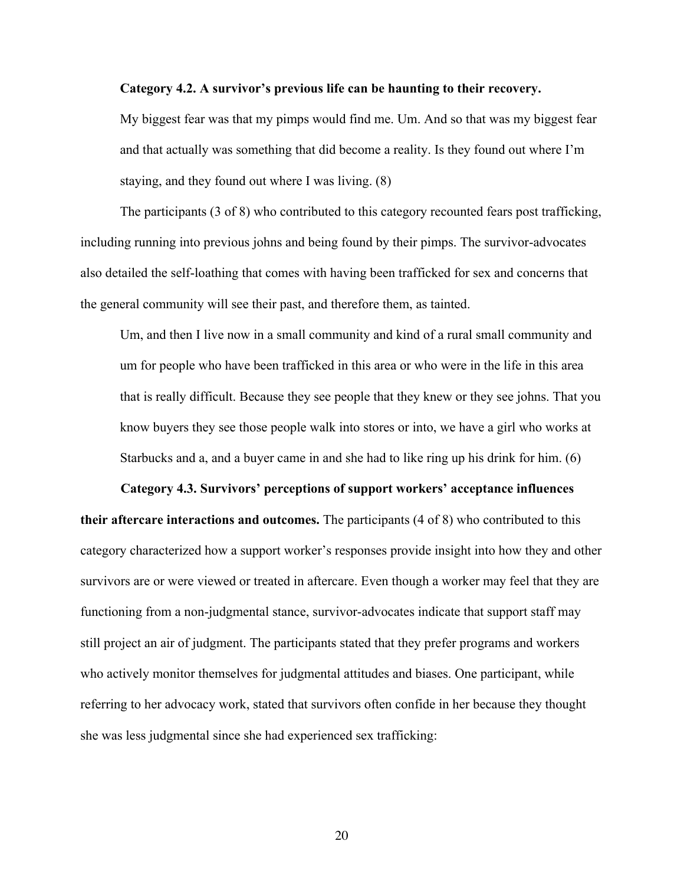**Category 4.2. A survivor's previous life can be haunting to their recovery.**

> My biggest fear was that my pimps would find me. Um. And so that was my biggest fear and that actually was something that did become a reality. Is they found out where I'm staying, and they found out where I was living. (8)

The participants (3 of 8) who contributed to this category recounted fears post trafficking, including running into previous johns and being found by their pimps. The survivor-advocates also detailed the self-loathing that comes with having been trafficked for sex and concerns that the general community will see their past, and therefore them, as tainted.

> Um, and then I live now in a small community and kind of a rural small community and um for people who have been trafficked in this area or who were in the life in this area that is really difficult. Because they see people that they knew or they see johns. That you know buyers they see those people walk into stores or into, we have a girl who works at Starbucks and a, and a buyer came in and she had to like ring up his drink for him. (6)

**Category 4.3. Survivors' perceptions of support workers' acceptance influences their aftercare interactions and outcomes.** The participants (4 of 8) who contributed to this category characterized how a support worker's responses provide insight into how they and other survivors are or were viewed or treated in aftercare. Even though a worker may feel that they are functioning from a non-judgmental stance, survivor-advocates indicate that support staff may still project an air of judgment. The participants stated that they prefer programs and workers who actively monitor themselves for judgmental attitudes and biases. One participant, while referring to her advocacy work, stated that survivors often confide in her because they thought she was less judgmental since she had experienced sex trafficking: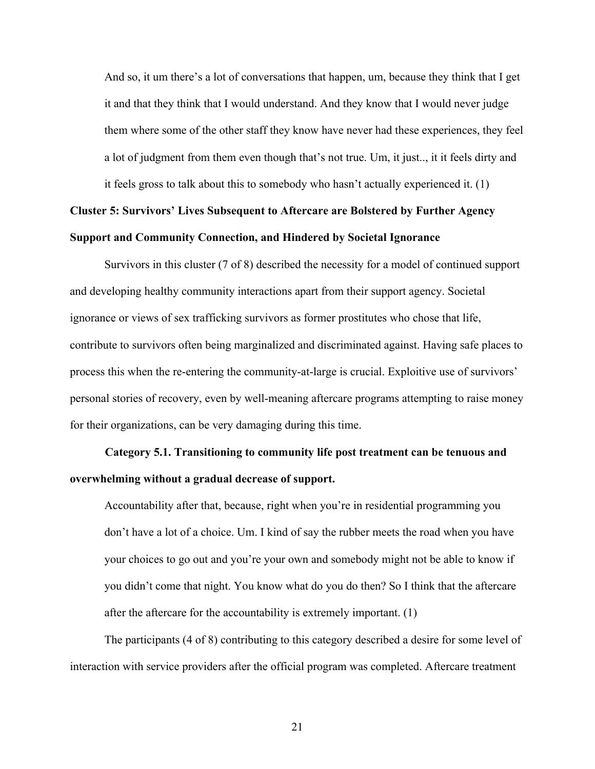> And so, it um there's a lot of conversations that happen, um, because they think that I get it and that they think that I would understand. And they know that I would never judge them where some of the other staff they know have never had these experiences, they feel a lot of judgment from them even though that's not true. Um, it just.., it it feels dirty and it feels gross to talk about this to somebody who hasn't actually experienced it. (1)

## Cluster 5: Survivors' Lives Subsequent to Aftercare are Bolstered by Further Agency Support and Community Connection, and Hindered by Societal Ignorance

Survivors in this cluster (7 of 8) described the necessity for a model of continued support and developing healthy community interactions apart from their support agency. Societal ignorance or views of sex trafficking survivors as former prostitutes who chose that life, contribute to survivors often being marginalized and discriminated against. Having safe places to process this when the re-entering the community-at-large is crucial. Exploitive use of survivors' personal stories of recovery, even by well-meaning aftercare programs attempting to raise money for their organizations, can be very damaging during this time.

### Category 5.1. Transitioning to community life post treatment can be tenuous and overwhelming without a gradual decrease of support.

> Accountability after that, because, right when you're in residential programming you don't have a lot of a choice. Um. I kind of say the rubber meets the road when you have your choices to go out and you're your own and somebody might not be able to know if you didn't come that night. You know what do you do then? So I think that the aftercare after the aftercare for the accountability is extremely important. (1)

The participants (4 of 8) contributing to this category described a desire for some level of interaction with service providers after the official program was completed. Aftercare treatment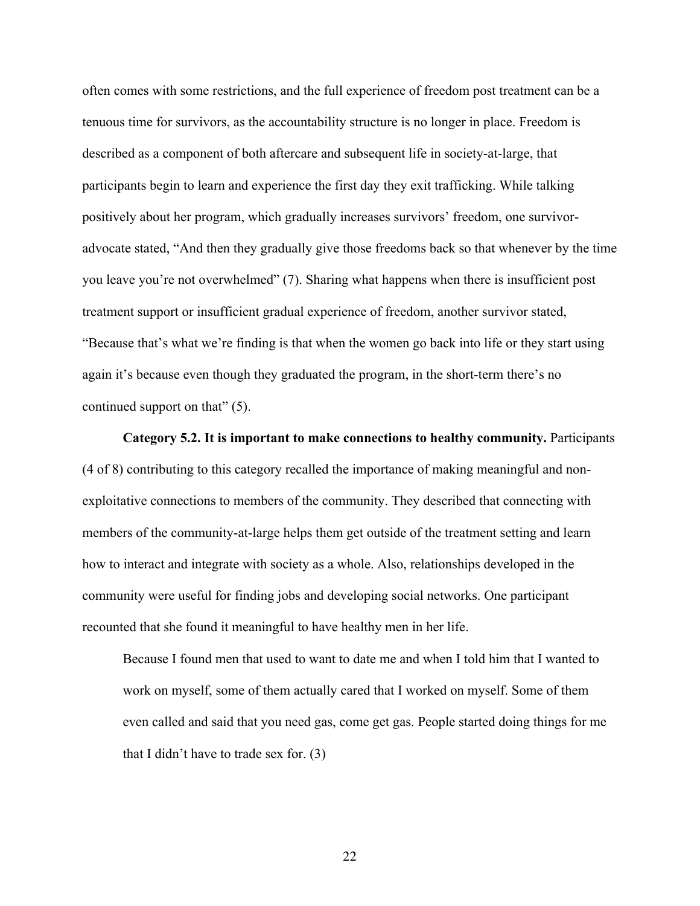often comes with some restrictions, and the full experience of freedom post treatment can be a tenuous time for survivors, as the accountability structure is no longer in place. Freedom is described as a component of both aftercare and subsequent life in society-at-large, that participants begin to learn and experience the first day they exit trafficking. While talking positively about her program, which gradually increases survivors' freedom, one survivor-advocate stated, "And then they gradually give those freedoms back so that whenever by the time you leave you're not overwhelmed" (7). Sharing what happens when there is insufficient post treatment support or insufficient gradual experience of freedom, another survivor stated, "Because that's what we're finding is that when the women go back into life or they start using again it's because even though they graduated the program, in the short-term there's no continued support on that" (5).

**Category 5.2. It is important to make connections to healthy community.** Participants (4 of 8) contributing to this category recalled the importance of making meaningful and non-exploitative connections to members of the community. They described that connecting with members of the community-at-large helps them get outside of the treatment setting and learn how to interact and integrate with society as a whole. Also, relationships developed in the community were useful for finding jobs and developing social networks. One participant recounted that she found it meaningful to have healthy men in her life.

> Because I found men that used to want to date me and when I told him that I wanted to work on myself, some of them actually cared that I worked on myself. Some of them even called and said that you need gas, come get gas. People started doing things for me that I didn't have to trade sex for. (3)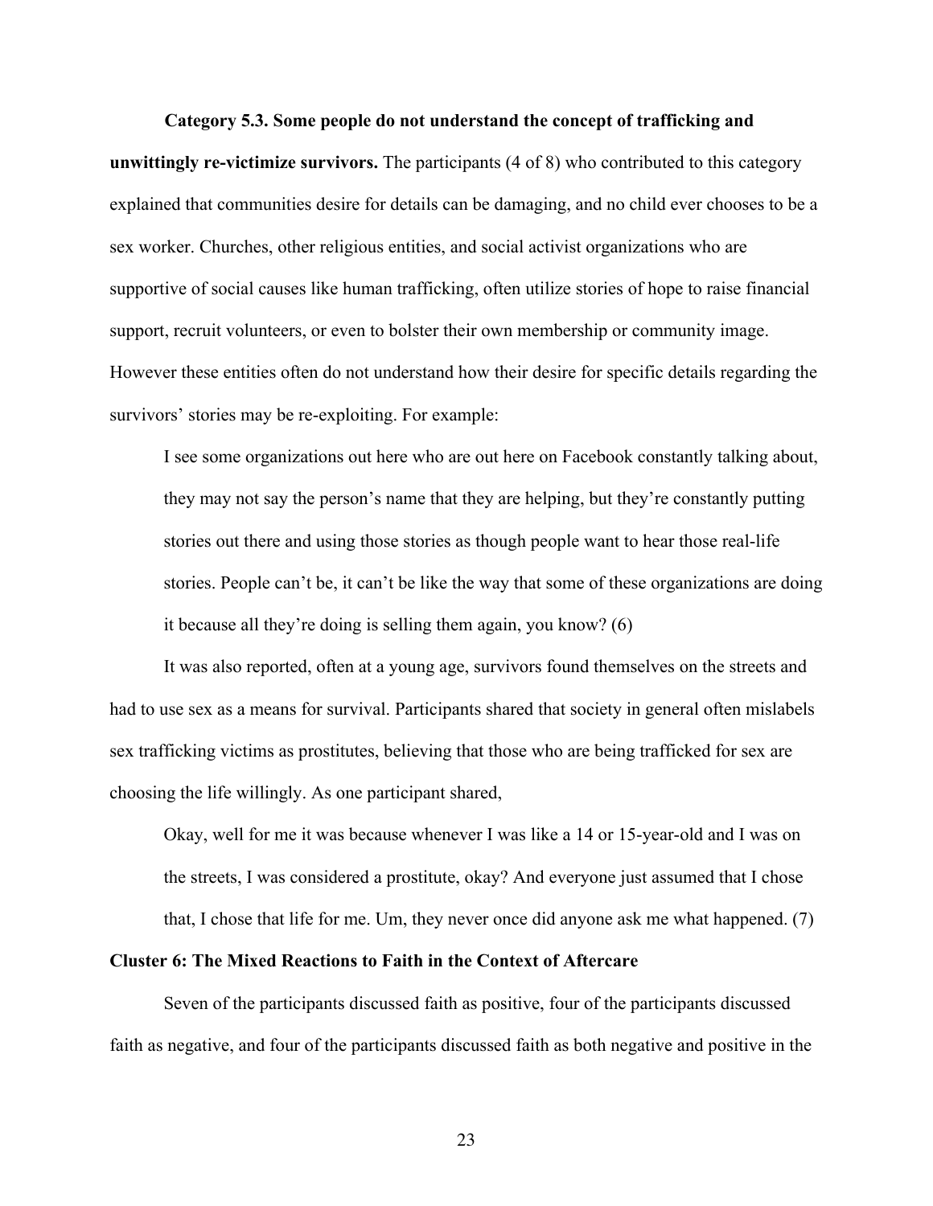**Category 5.3. Some people do not understand the concept of trafficking and unwittingly re-victimize survivors.** The participants (4 of 8) who contributed to this category explained that communities desire for details can be damaging, and no child ever chooses to be a sex worker. Churches, other religious entities, and social activist organizations who are supportive of social causes like human trafficking, often utilize stories of hope to raise financial support, recruit volunteers, or even to bolster their own membership or community image. However these entities often do not understand how their desire for specific details regarding the survivors' stories may be re-exploiting. For example:

> I see some organizations out here who are out here on Facebook constantly talking about, they may not say the person's name that they are helping, but they're constantly putting stories out there and using those stories as though people want to hear those real-life stories. People can't be, it can't be like the way that some of these organizations are doing it because all they're doing is selling them again, you know? (6)

It was also reported, often at a young age, survivors found themselves on the streets and had to use sex as a means for survival. Participants shared that society in general often mislabels sex trafficking victims as prostitutes, believing that those who are being trafficked for sex are choosing the life willingly. As one participant shared,

> Okay, well for me it was because whenever I was like a 14 or 15-year-old and I was on the streets, I was considered a prostitute, okay? And everyone just assumed that I chose that, I chose that life for me. Um, they never once did anyone ask me what happened. (7)

### Cluster 6: The Mixed Reactions to Faith in the Context of Aftercare

Seven of the participants discussed faith as positive, four of the participants discussed faith as negative, and four of the participants discussed faith as both negative and positive in the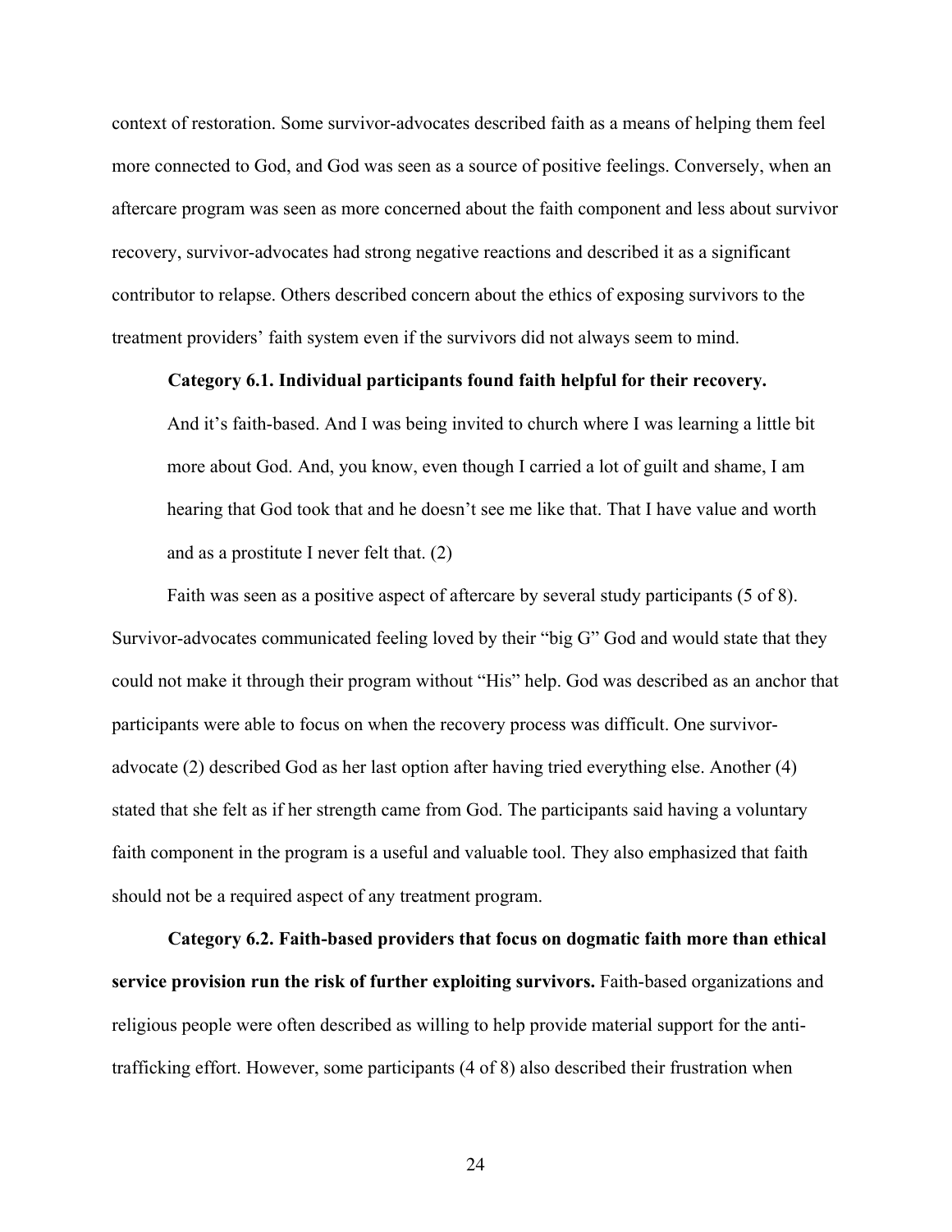context of restoration. Some survivor-advocates described faith as a means of helping them feel more connected to God, and God was seen as a source of positive feelings. Conversely, when an aftercare program was seen as more concerned about the faith component and less about survivor recovery, survivor-advocates had strong negative reactions and described it as a significant contributor to relapse. Others described concern about the ethics of exposing survivors to the treatment providers' faith system even if the survivors did not always seem to mind.

**Category 6.1. Individual participants found faith helpful for their recovery.**

> And it's faith-based. And I was being invited to church where I was learning a little bit more about God. And, you know, even though I carried a lot of guilt and shame, I am hearing that God took that and he doesn't see me like that. That I have value and worth and as a prostitute I never felt that. (2)

Faith was seen as a positive aspect of aftercare by several study participants (5 of 8). Survivor-advocates communicated feeling loved by their "big G" God and would state that they could not make it through their program without "His" help. God was described as an anchor that participants were able to focus on when the recovery process was difficult. One survivor-advocate (2) described God as her last option after having tried everything else. Another (4) stated that she felt as if her strength came from God. The participants said having a voluntary faith component in the program is a useful and valuable tool. They also emphasized that faith should not be a required aspect of any treatment program.

**Category 6.2. Faith-based providers that focus on dogmatic faith more than ethical service provision run the risk of further exploiting survivors.** Faith-based organizations and religious people were often described as willing to help provide material support for the anti-trafficking effort. However, some participants (4 of 8) also described their frustration when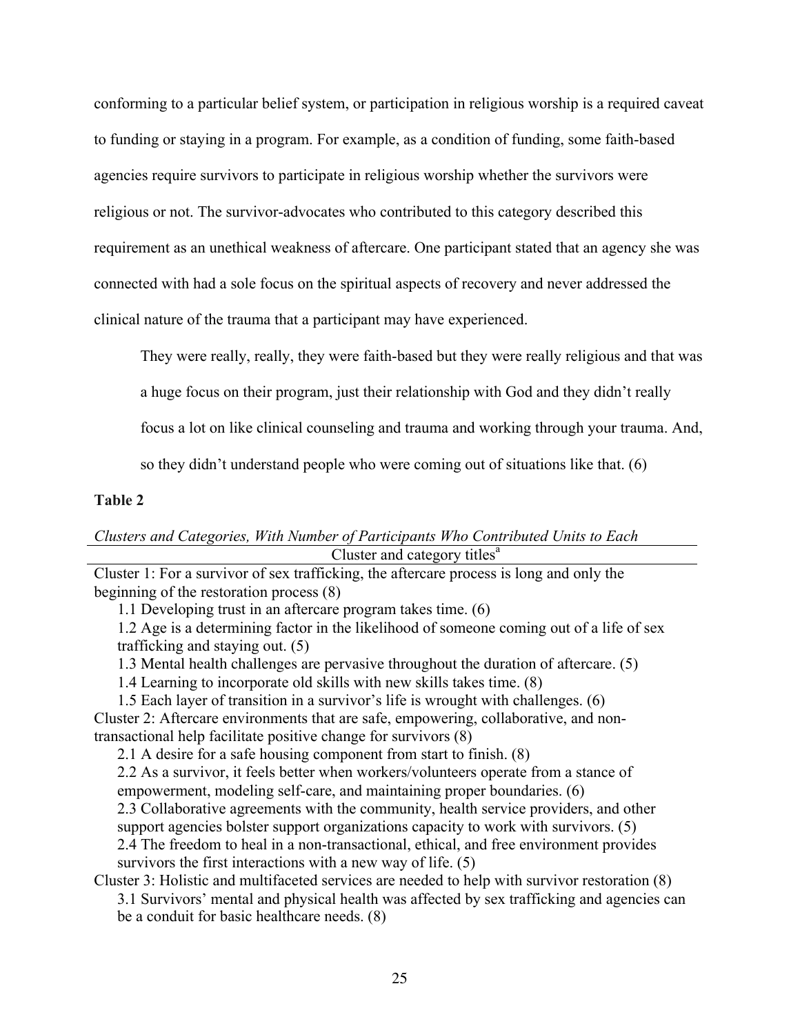conforming to a particular belief system, or participation in religious worship is a required caveat to funding or staying in a program. For example, as a condition of funding, some faith-based agencies require survivors to participate in religious worship whether the survivors were religious or not. The survivor-advocates who contributed to this category described this requirement as an unethical weakness of aftercare. One participant stated that an agency she was connected with had a sole focus on the spiritual aspects of recovery and never addressed the clinical nature of the trauma that a participant may have experienced.

> They were really, really, they were faith-based but they were really religious and that was a huge focus on their program, just their relationship with God and they didn't really focus a lot on like clinical counseling and trauma and working through your trauma. And, so they didn't understand people who were coming out of situations like that. (6)

**Table 2**

*Clusters and Categories, With Number of Participants Who Contributed Units to Each*

| Cluster and category titles[a] |
|---|
| Cluster 1: For a survivor of sex trafficking, the aftercare process is long and only the beginning of the restoration process (8) |
| 1.1 Developing trust in an aftercare program takes time. (6) |
| 1.2 Age is a determining factor in the likelihood of someone coming out of a life of sex trafficking and staying out. (5) |
| 1.3 Mental health challenges are pervasive throughout the duration of aftercare. (5) |
| 1.4 Learning to incorporate old skills with new skills takes time. (8) |
| 1.5 Each layer of transition in a survivor's life is wrought with challenges. (6) |
| Cluster 2: Aftercare environments that are safe, empowering, collaborative, and non-transactional help facilitate positive change for survivors (8) |
| 2.1 A desire for a safe housing component from start to finish. (8) |
| 2.2 As a survivor, it feels better when workers/volunteers operate from a stance of empowerment, modeling self-care, and maintaining proper boundaries. (6) |
| 2.3 Collaborative agreements with the community, health service providers, and other support agencies bolster support organizations capacity to work with survivors. (5) |
| 2.4 The freedom to heal in a non-transactional, ethical, and free environment provides survivors the first interactions with a new way of life. (5) |
| Cluster 3: Holistic and multifaceted services are needed to help with survivor restoration (8) |
| 3.1 Survivors' mental and physical health was affected by sex trafficking and agencies can be a conduit for basic healthcare needs. (8) |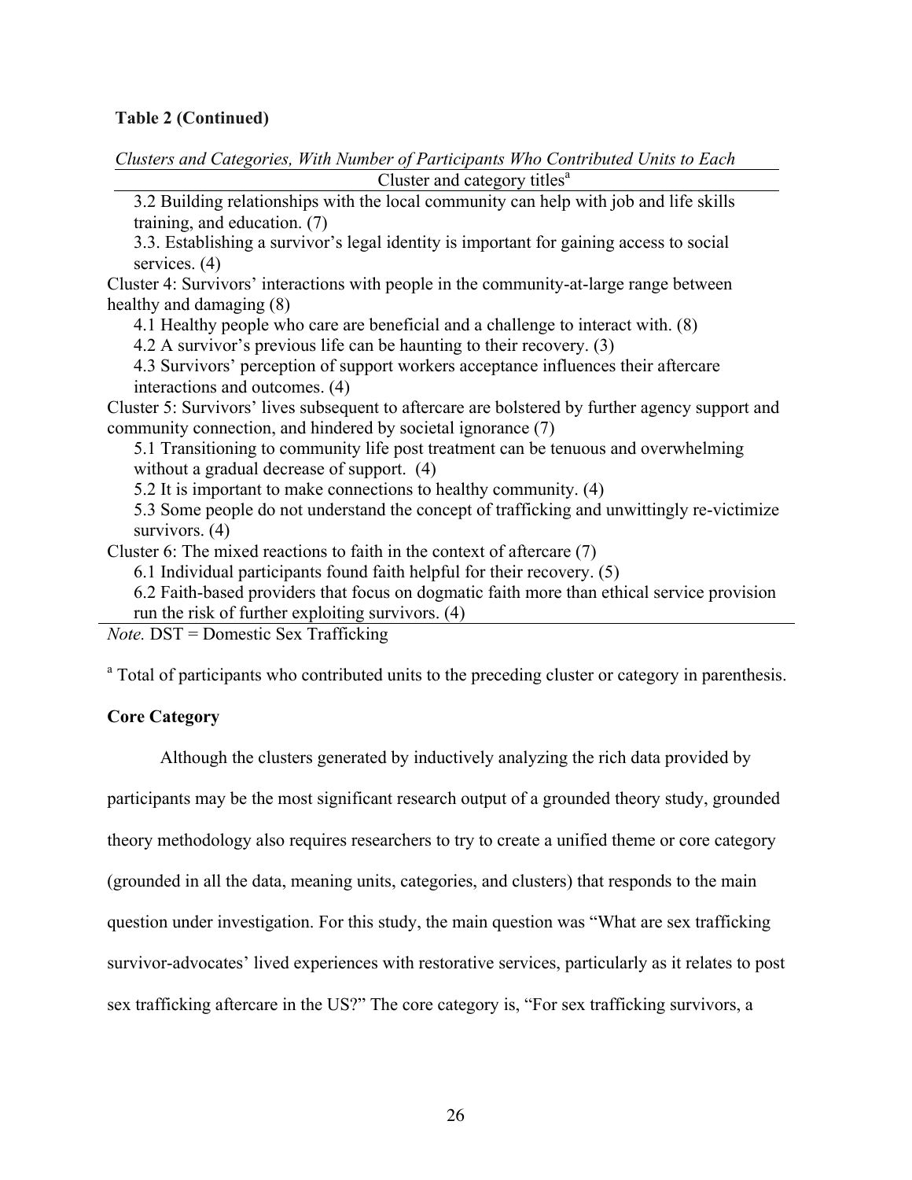**Table 2 (Continued)**

*Clusters and Categories, With Number of Participants Who Contributed Units to Each*

| Cluster and category titles[a] |
|---|
| 3.2 Building relationships with the local community can help with job and life skills training, and education. (7) |
| 3.3. Establishing a survivor's legal identity is important for gaining access to social services. (4) |
| Cluster 4: Survivors' interactions with people in the community-at-large range between healthy and damaging (8) |
| 4.1 Healthy people who care are beneficial and a challenge to interact with. (8) |
| 4.2 A survivor's previous life can be haunting to their recovery. (3) |
| 4.3 Survivors' perception of support workers acceptance influences their aftercare interactions and outcomes. (4) |
| Cluster 5: Survivors' lives subsequent to aftercare are bolstered by further agency support and community connection, and hindered by societal ignorance (7) |
| 5.1 Transitioning to community life post treatment can be tenuous and overwhelming without a gradual decrease of support. (4) |
| 5.2 It is important to make connections to healthy community. (4) |
| 5.3 Some people do not understand the concept of trafficking and unwittingly re-victimize survivors. (4) |
| Cluster 6: The mixed reactions to faith in the context of aftercare (7) |
| 6.1 Individual participants found faith helpful for their recovery. (5) |
| 6.2 Faith-based providers that focus on dogmatic faith more than ethical service provision run the risk of further exploiting survivors. (4) |

*Note.* DST = Domestic Sex Trafficking

[a] Total of participants who contributed units to the preceding cluster or category in parenthesis.

**Core Category**

Although the clusters generated by inductively analyzing the rich data provided by participants may be the most significant research output of a grounded theory study, grounded theory methodology also requires researchers to try to create a unified theme or core category (grounded in all the data, meaning units, categories, and clusters) that responds to the main question under investigation. For this study, the main question was "What are sex trafficking survivor-advocates' lived experiences with restorative services, particularly as it relates to post sex trafficking aftercare in the US?" The core category is, "For sex trafficking survivors, a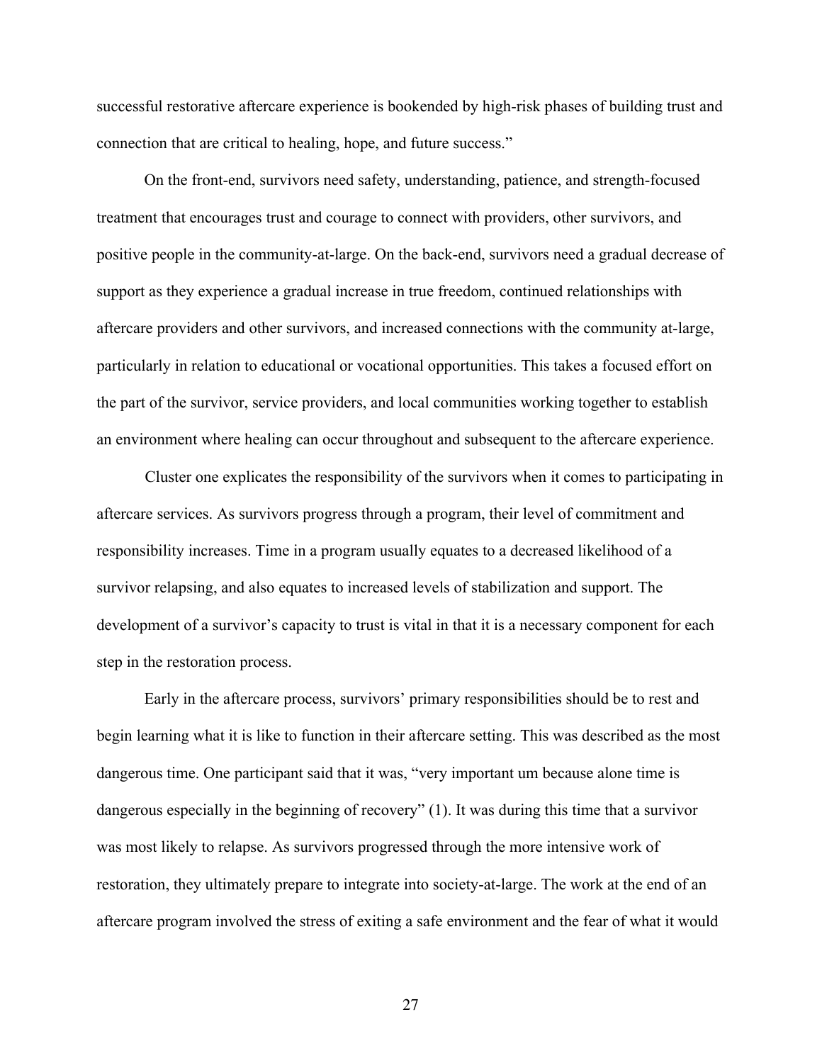successful restorative aftercare experience is bookended by high-risk phases of building trust and connection that are critical to healing, hope, and future success."

On the front-end, survivors need safety, understanding, patience, and strength-focused treatment that encourages trust and courage to connect with providers, other survivors, and positive people in the community-at-large. On the back-end, survivors need a gradual decrease of support as they experience a gradual increase in true freedom, continued relationships with aftercare providers and other survivors, and increased connections with the community at-large, particularly in relation to educational or vocational opportunities. This takes a focused effort on the part of the survivor, service providers, and local communities working together to establish an environment where healing can occur throughout and subsequent to the aftercare experience.

Cluster one explicates the responsibility of the survivors when it comes to participating in aftercare services. As survivors progress through a program, their level of commitment and responsibility increases. Time in a program usually equates to a decreased likelihood of a survivor relapsing, and also equates to increased levels of stabilization and support. The development of a survivor's capacity to trust is vital in that it is a necessary component for each step in the restoration process.

Early in the aftercare process, survivors' primary responsibilities should be to rest and begin learning what it is like to function in their aftercare setting. This was described as the most dangerous time. One participant said that it was, "very important um because alone time is dangerous especially in the beginning of recovery" (1). It was during this time that a survivor was most likely to relapse. As survivors progressed through the more intensive work of restoration, they ultimately prepare to integrate into society-at-large. The work at the end of an aftercare program involved the stress of exiting a safe environment and the fear of what it would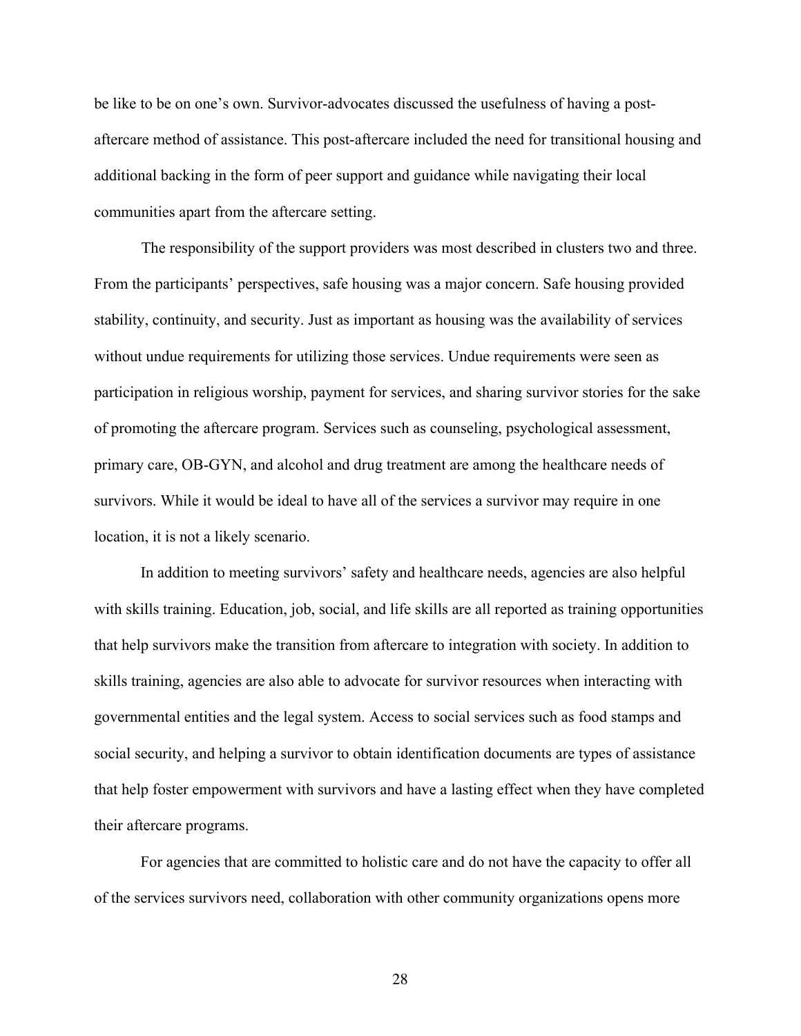be like to be on one's own. Survivor-advocates discussed the usefulness of having a post-aftercare method of assistance. This post-aftercare included the need for transitional housing and additional backing in the form of peer support and guidance while navigating their local communities apart from the aftercare setting.

The responsibility of the support providers was most described in clusters two and three. From the participants' perspectives, safe housing was a major concern. Safe housing provided stability, continuity, and security. Just as important as housing was the availability of services without undue requirements for utilizing those services. Undue requirements were seen as participation in religious worship, payment for services, and sharing survivor stories for the sake of promoting the aftercare program. Services such as counseling, psychological assessment, primary care, OB-GYN, and alcohol and drug treatment are among the healthcare needs of survivors. While it would be ideal to have all of the services a survivor may require in one location, it is not a likely scenario.

In addition to meeting survivors' safety and healthcare needs, agencies are also helpful with skills training. Education, job, social, and life skills are all reported as training opportunities that help survivors make the transition from aftercare to integration with society. In addition to skills training, agencies are also able to advocate for survivor resources when interacting with governmental entities and the legal system. Access to social services such as food stamps and social security, and helping a survivor to obtain identification documents are types of assistance that help foster empowerment with survivors and have a lasting effect when they have completed their aftercare programs.

For agencies that are committed to holistic care and do not have the capacity to offer all of the services survivors need, collaboration with other community organizations opens more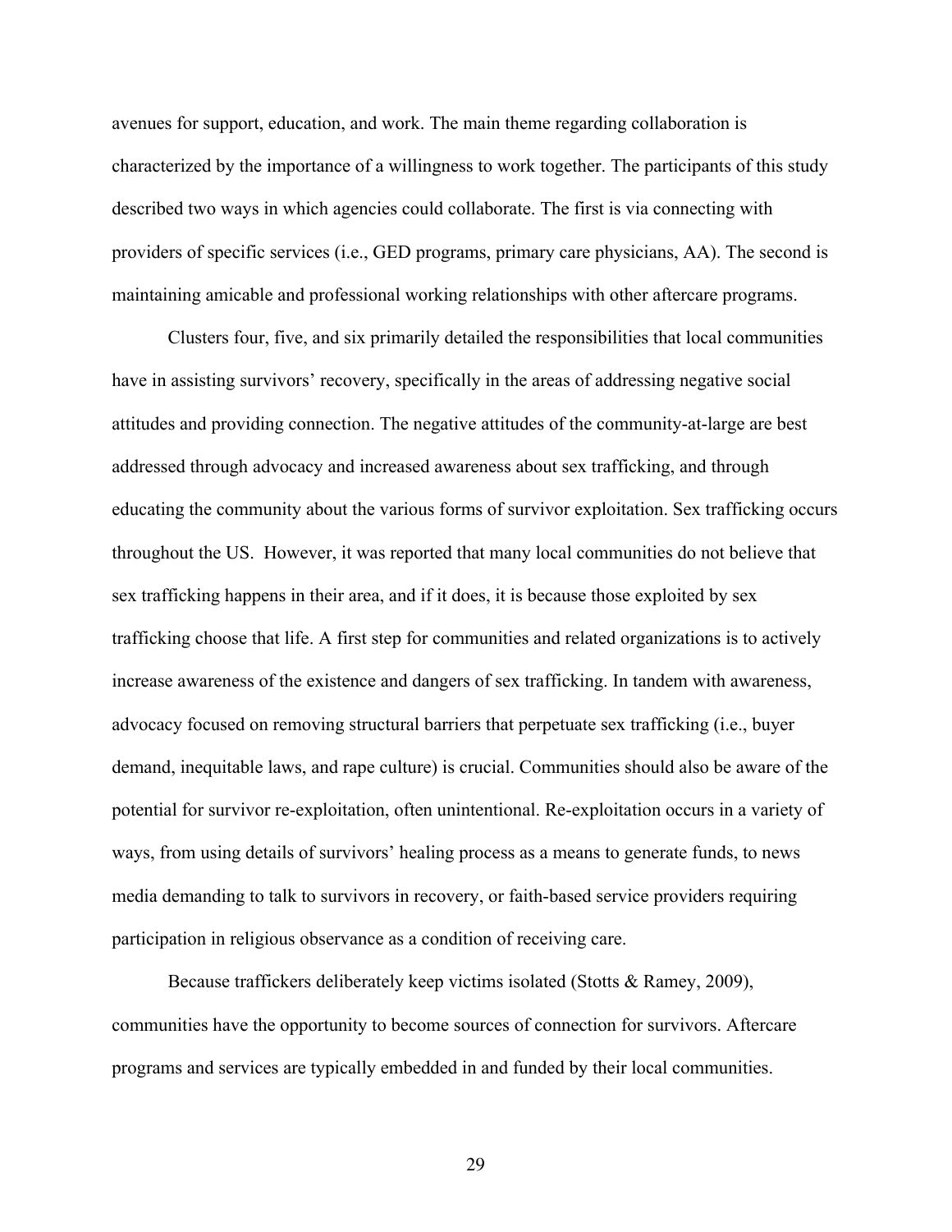avenues for support, education, and work. The main theme regarding collaboration is characterized by the importance of a willingness to work together. The participants of this study described two ways in which agencies could collaborate. The first is via connecting with providers of specific services (i.e., GED programs, primary care physicians, AA). The second is maintaining amicable and professional working relationships with other aftercare programs.

Clusters four, five, and six primarily detailed the responsibilities that local communities have in assisting survivors' recovery, specifically in the areas of addressing negative social attitudes and providing connection. The negative attitudes of the community-at-large are best addressed through advocacy and increased awareness about sex trafficking, and through educating the community about the various forms of survivor exploitation. Sex trafficking occurs throughout the US. However, it was reported that many local communities do not believe that sex trafficking happens in their area, and if it does, it is because those exploited by sex trafficking choose that life. A first step for communities and related organizations is to actively increase awareness of the existence and dangers of sex trafficking. In tandem with awareness, advocacy focused on removing structural barriers that perpetuate sex trafficking (i.e., buyer demand, inequitable laws, and rape culture) is crucial. Communities should also be aware of the potential for survivor re-exploitation, often unintentional. Re-exploitation occurs in a variety of ways, from using details of survivors' healing process as a means to generate funds, to news media demanding to talk to survivors in recovery, or faith-based service providers requiring participation in religious observance as a condition of receiving care.

Because traffickers deliberately keep victims isolated (Stotts & Ramey, 2009), communities have the opportunity to become sources of connection for survivors. Aftercare programs and services are typically embedded in and funded by their local communities.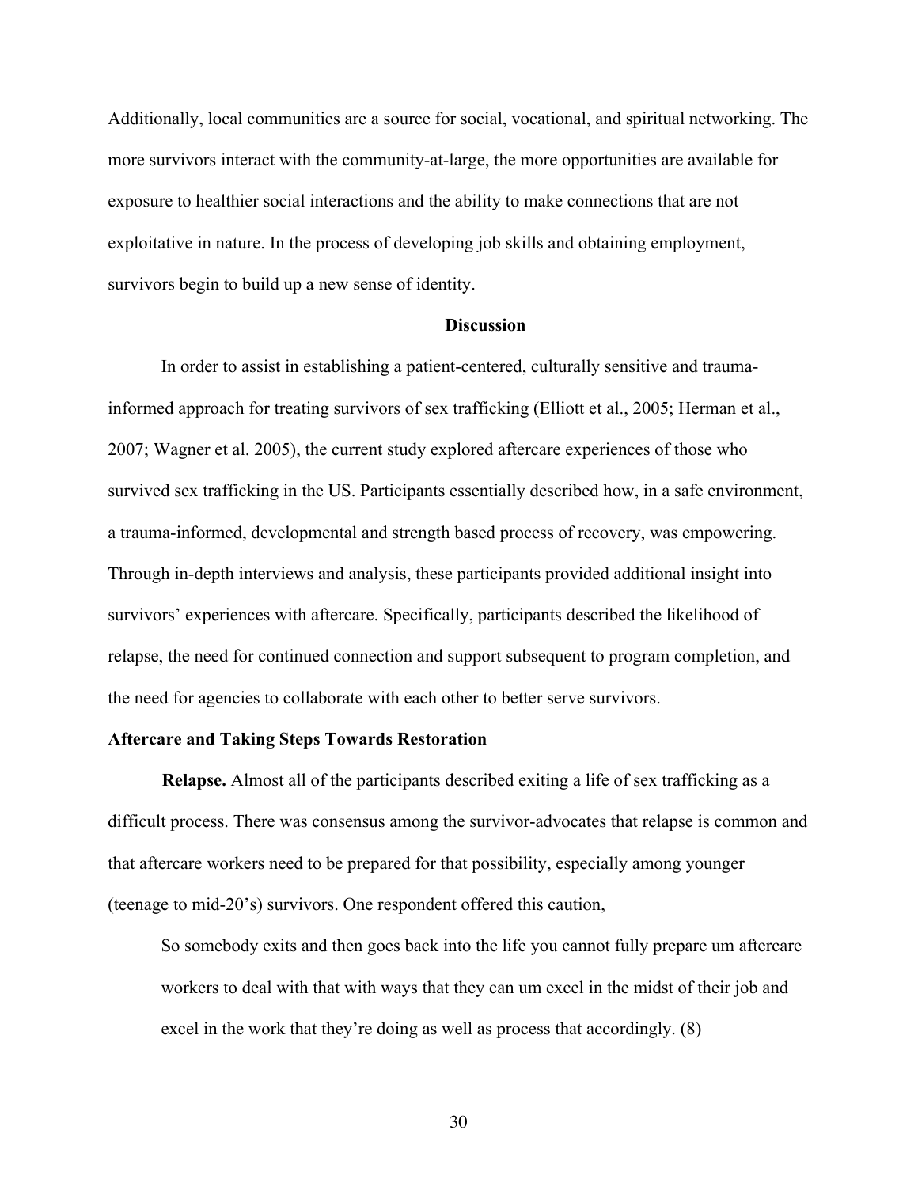Additionally, local communities are a source for social, vocational, and spiritual networking. The more survivors interact with the community-at-large, the more opportunities are available for exposure to healthier social interactions and the ability to make connections that are not exploitative in nature. In the process of developing job skills and obtaining employment, survivors begin to build up a new sense of identity.

## Discussion

In order to assist in establishing a patient-centered, culturally sensitive and trauma-informed approach for treating survivors of sex trafficking (Elliott et al., 2005; Herman et al., 2007; Wagner et al. 2005), the current study explored aftercare experiences of those who survived sex trafficking in the US. Participants essentially described how, in a safe environment, a trauma-informed, developmental and strength based process of recovery, was empowering. Through in-depth interviews and analysis, these participants provided additional insight into survivors' experiences with aftercare. Specifically, participants described the likelihood of relapse, the need for continued connection and support subsequent to program completion, and the need for agencies to collaborate with each other to better serve survivors.

### Aftercare and Taking Steps Towards Restoration

**Relapse.** Almost all of the participants described exiting a life of sex trafficking as a difficult process. There was consensus among the survivor-advocates that relapse is common and that aftercare workers need to be prepared for that possibility, especially among younger (teenage to mid-20's) survivors. One respondent offered this caution,

> So somebody exits and then goes back into the life you cannot fully prepare um aftercare workers to deal with that with ways that they can um excel in the midst of their job and excel in the work that they're doing as well as process that accordingly. (8)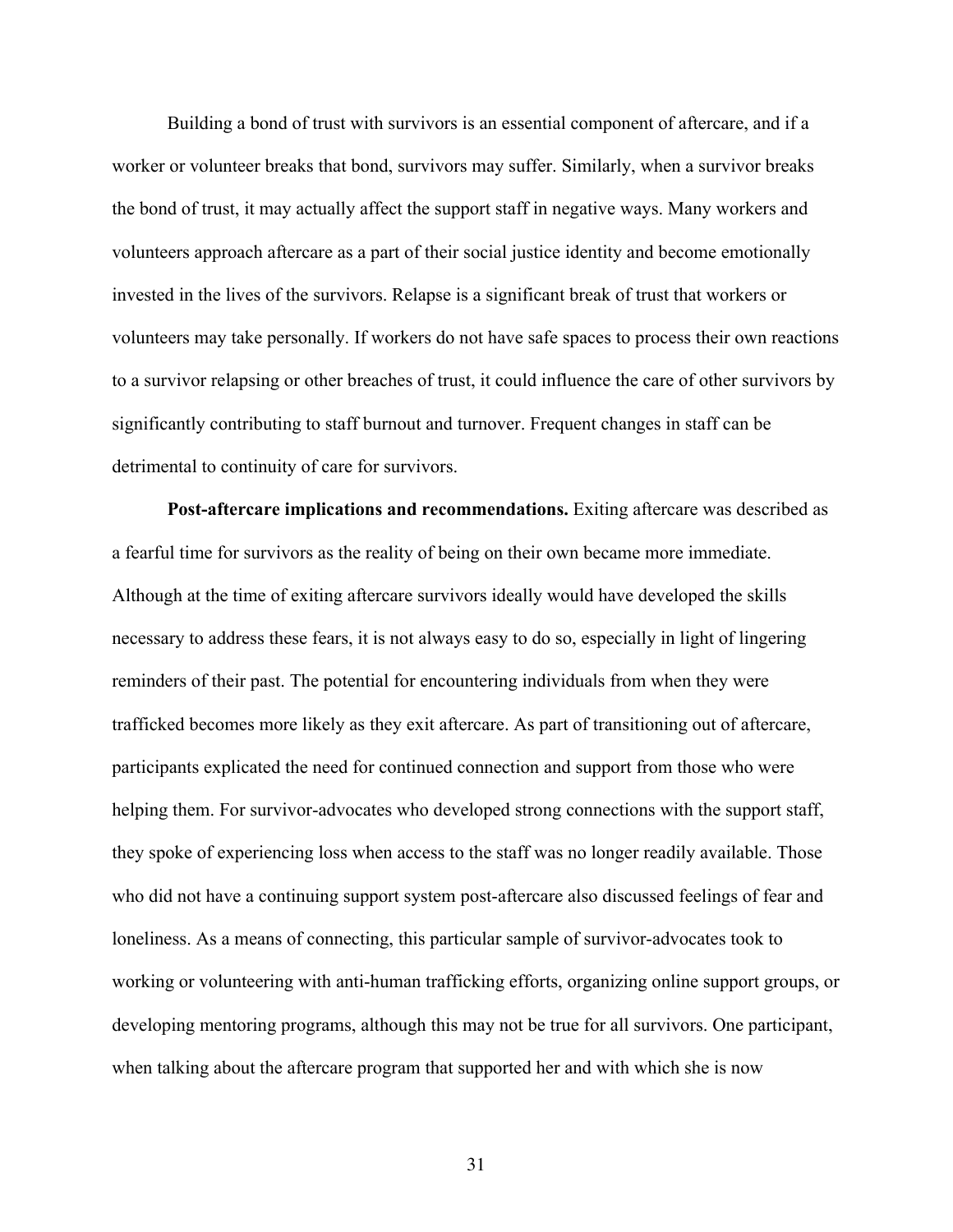Building a bond of trust with survivors is an essential component of aftercare, and if a worker or volunteer breaks that bond, survivors may suffer. Similarly, when a survivor breaks the bond of trust, it may actually affect the support staff in negative ways. Many workers and volunteers approach aftercare as a part of their social justice identity and become emotionally invested in the lives of the survivors. Relapse is a significant break of trust that workers or volunteers may take personally. If workers do not have safe spaces to process their own reactions to a survivor relapsing or other breaches of trust, it could influence the care of other survivors by significantly contributing to staff burnout and turnover. Frequent changes in staff can be detrimental to continuity of care for survivors.

**Post-aftercare implications and recommendations.** Exiting aftercare was described as a fearful time for survivors as the reality of being on their own became more immediate. Although at the time of exiting aftercare survivors ideally would have developed the skills necessary to address these fears, it is not always easy to do so, especially in light of lingering reminders of their past. The potential for encountering individuals from when they were trafficked becomes more likely as they exit aftercare. As part of transitioning out of aftercare, participants explicated the need for continued connection and support from those who were helping them. For survivor-advocates who developed strong connections with the support staff, they spoke of experiencing loss when access to the staff was no longer readily available. Those who did not have a continuing support system post-aftercare also discussed feelings of fear and loneliness. As a means of connecting, this particular sample of survivor-advocates took to working or volunteering with anti-human trafficking efforts, organizing online support groups, or developing mentoring programs, although this may not be true for all survivors. One participant, when talking about the aftercare program that supported her and with which she is now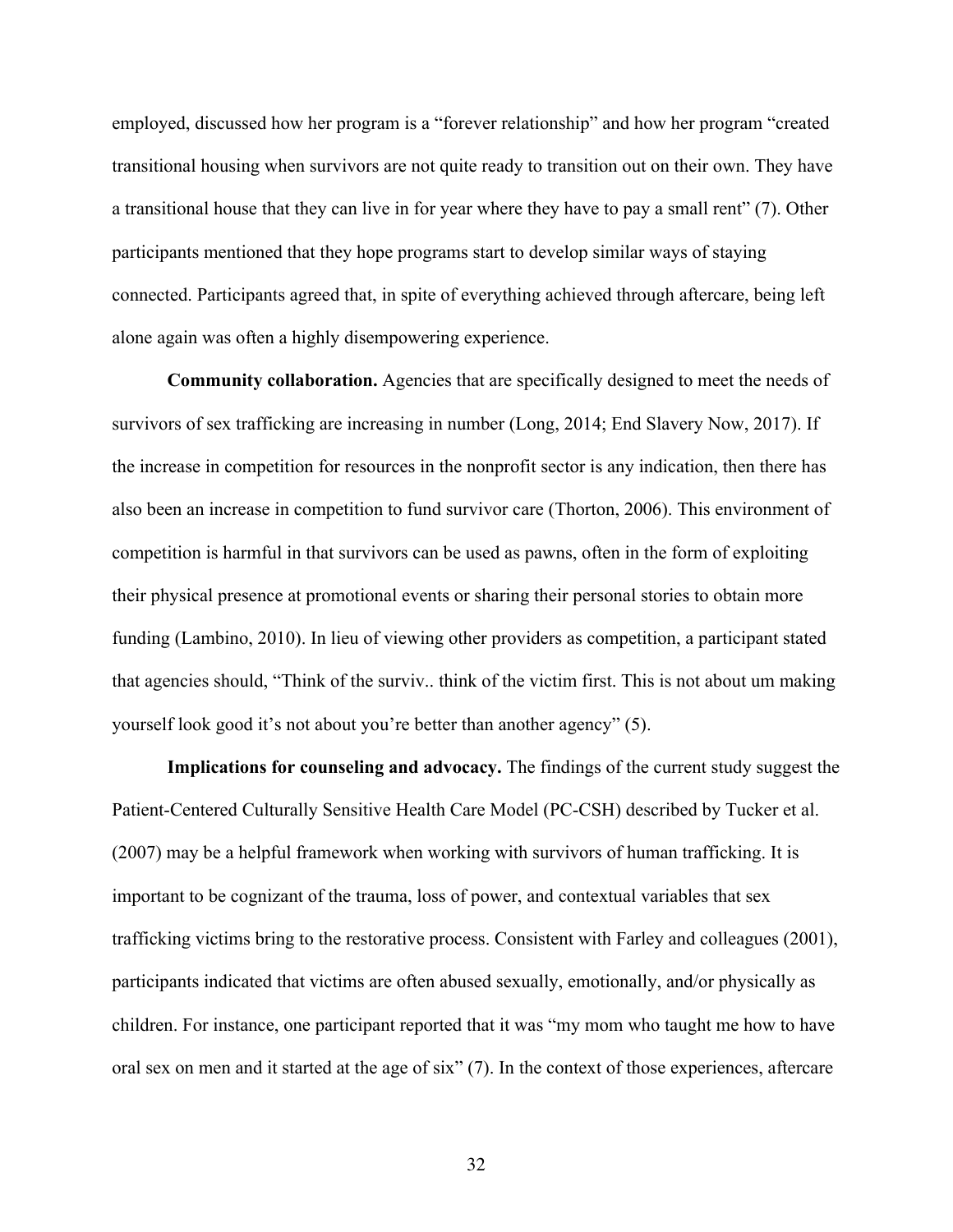employed, discussed how her program is a "forever relationship" and how her program "created transitional housing when survivors are not quite ready to transition out on their own. They have a transitional house that they can live in for year where they have to pay a small rent" (7). Other participants mentioned that they hope programs start to develop similar ways of staying connected. Participants agreed that, in spite of everything achieved through aftercare, being left alone again was often a highly disempowering experience.

**Community collaboration.** Agencies that are specifically designed to meet the needs of survivors of sex trafficking are increasing in number (Long, 2014; End Slavery Now, 2017). If the increase in competition for resources in the nonprofit sector is any indication, then there has also been an increase in competition to fund survivor care (Thorton, 2006). This environment of competition is harmful in that survivors can be used as pawns, often in the form of exploiting their physical presence at promotional events or sharing their personal stories to obtain more funding (Lambino, 2010). In lieu of viewing other providers as competition, a participant stated that agencies should, "Think of the surviv.. think of the victim first. This is not about um making yourself look good it's not about you're better than another agency" (5).

**Implications for counseling and advocacy.** The findings of the current study suggest the Patient-Centered Culturally Sensitive Health Care Model (PC-CSH) described by Tucker et al. (2007) may be a helpful framework when working with survivors of human trafficking. It is important to be cognizant of the trauma, loss of power, and contextual variables that sex trafficking victims bring to the restorative process. Consistent with Farley and colleagues (2001), participants indicated that victims are often abused sexually, emotionally, and/or physically as children. For instance, one participant reported that it was "my mom who taught me how to have oral sex on men and it started at the age of six" (7). In the context of those experiences, aftercare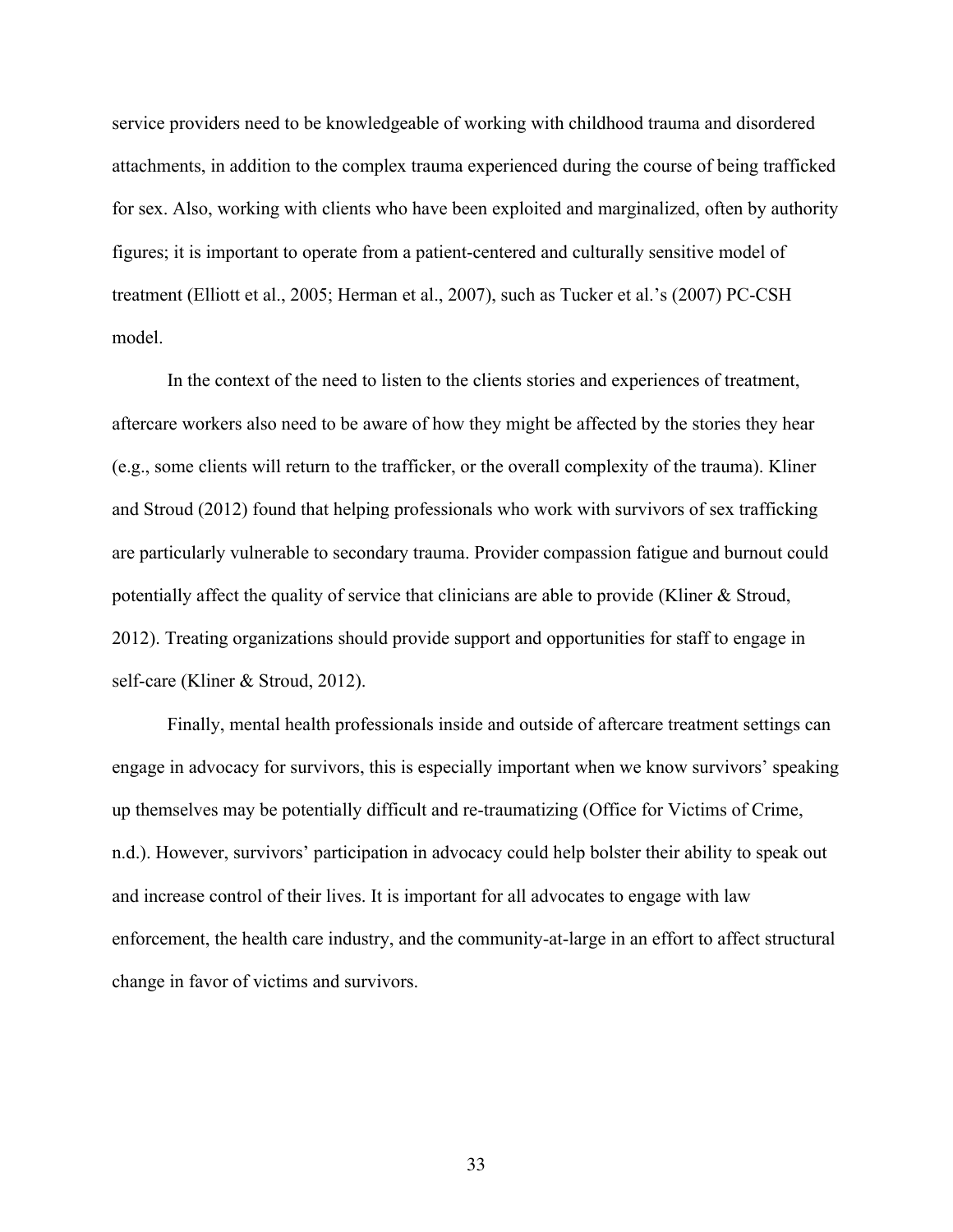service providers need to be knowledgeable of working with childhood trauma and disordered attachments, in addition to the complex trauma experienced during the course of being trafficked for sex. Also, working with clients who have been exploited and marginalized, often by authority figures; it is important to operate from a patient-centered and culturally sensitive model of treatment (Elliott et al., 2005; Herman et al., 2007), such as Tucker et al.'s (2007) PC-CSH model.

In the context of the need to listen to the clients stories and experiences of treatment, aftercare workers also need to be aware of how they might be affected by the stories they hear (e.g., some clients will return to the trafficker, or the overall complexity of the trauma). Kliner and Stroud (2012) found that helping professionals who work with survivors of sex trafficking are particularly vulnerable to secondary trauma. Provider compassion fatigue and burnout could potentially affect the quality of service that clinicians are able to provide (Kliner & Stroud, 2012). Treating organizations should provide support and opportunities for staff to engage in self-care (Kliner & Stroud, 2012).

Finally, mental health professionals inside and outside of aftercare treatment settings can engage in advocacy for survivors, this is especially important when we know survivors' speaking up themselves may be potentially difficult and re-traumatizing (Office for Victims of Crime, n.d.). However, survivors' participation in advocacy could help bolster their ability to speak out and increase control of their lives. It is important for all advocates to engage with law enforcement, the health care industry, and the community-at-large in an effort to affect structural change in favor of victims and survivors.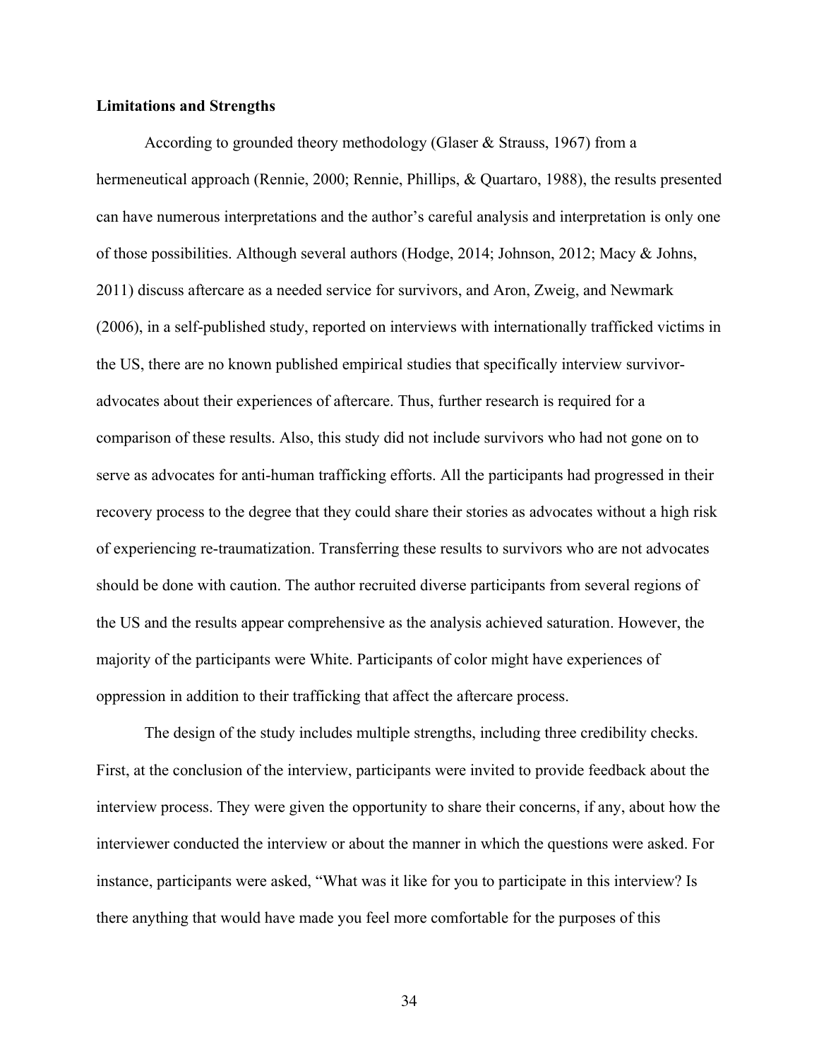**Limitations and Strengths**

According to grounded theory methodology (Glaser & Strauss, 1967) from a hermeneutical approach (Rennie, 2000; Rennie, Phillips, & Quartaro, 1988), the results presented can have numerous interpretations and the author's careful analysis and interpretation is only one of those possibilities. Although several authors (Hodge, 2014; Johnson, 2012; Macy & Johns, 2011) discuss aftercare as a needed service for survivors, and Aron, Zweig, and Newmark (2006), in a self-published study, reported on interviews with internationally trafficked victims in the US, there are no known published empirical studies that specifically interview survivor-advocates about their experiences of aftercare. Thus, further research is required for a comparison of these results. Also, this study did not include survivors who had not gone on to serve as advocates for anti-human trafficking efforts. All the participants had progressed in their recovery process to the degree that they could share their stories as advocates without a high risk of experiencing re-traumatization. Transferring these results to survivors who are not advocates should be done with caution. The author recruited diverse participants from several regions of the US and the results appear comprehensive as the analysis achieved saturation. However, the majority of the participants were White. Participants of color might have experiences of oppression in addition to their trafficking that affect the aftercare process.

The design of the study includes multiple strengths, including three credibility checks. First, at the conclusion of the interview, participants were invited to provide feedback about the interview process. They were given the opportunity to share their concerns, if any, about how the interviewer conducted the interview or about the manner in which the questions were asked. For instance, participants were asked, "What was it like for you to participate in this interview? Is there anything that would have made you feel more comfortable for the purposes of this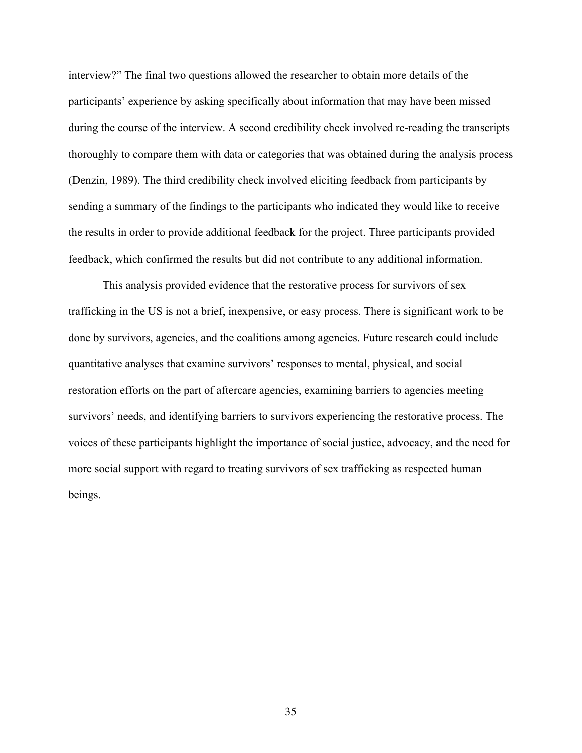interview?" The final two questions allowed the researcher to obtain more details of the participants' experience by asking specifically about information that may have been missed during the course of the interview. A second credibility check involved re-reading the transcripts thoroughly to compare them with data or categories that was obtained during the analysis process (Denzin, 1989). The third credibility check involved eliciting feedback from participants by sending a summary of the findings to the participants who indicated they would like to receive the results in order to provide additional feedback for the project. Three participants provided feedback, which confirmed the results but did not contribute to any additional information.

This analysis provided evidence that the restorative process for survivors of sex trafficking in the US is not a brief, inexpensive, or easy process. There is significant work to be done by survivors, agencies, and the coalitions among agencies. Future research could include quantitative analyses that examine survivors' responses to mental, physical, and social restoration efforts on the part of aftercare agencies, examining barriers to agencies meeting survivors' needs, and identifying barriers to survivors experiencing the restorative process. The voices of these participants highlight the importance of social justice, advocacy, and the need for more social support with regard to treating survivors of sex trafficking as respected human beings.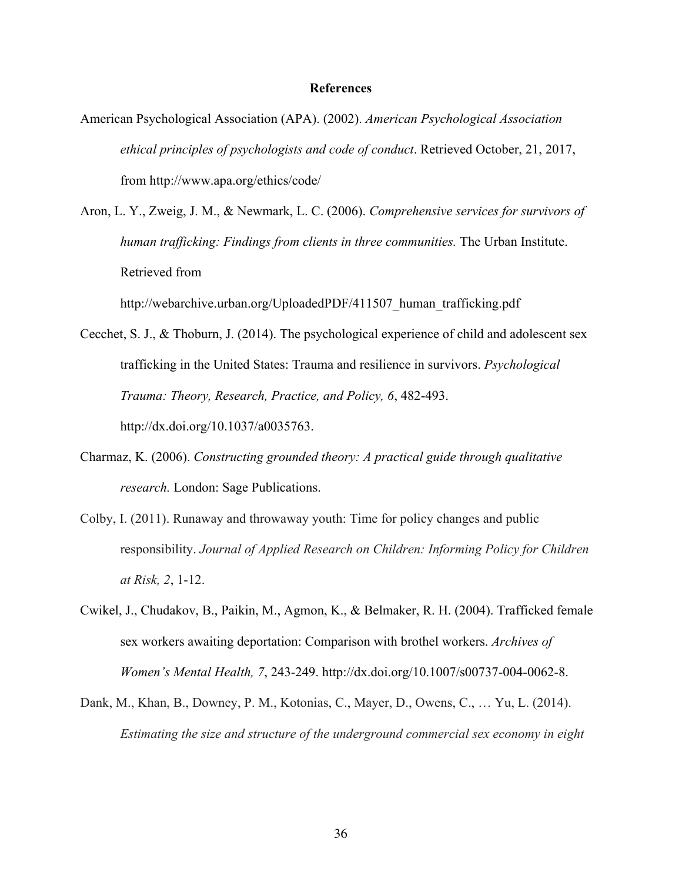# References

American Psychological Association (APA). (2002). *American Psychological Association ethical principles of psychologists and code of conduct*. Retrieved October, 21, 2017, from http://www.apa.org/ethics/code/

Aron, L. Y., Zweig, J. M., & Newmark, L. C. (2006). *Comprehensive services for survivors of human trafficking: Findings from clients in three communities.* The Urban Institute. Retrieved from http://webarchive.urban.org/UploadedPDF/411507_human_trafficking.pdf

Cecchet, S. J., & Thoburn, J. (2014). The psychological experience of child and adolescent sex trafficking in the United States: Trauma and resilience in survivors. *Psychological Trauma: Theory, Research, Practice, and Policy, 6*, 482-493. http://dx.doi.org/10.1037/a0035763.

Charmaz, K. (2006). *Constructing grounded theory: A practical guide through qualitative research.* London: Sage Publications.

Colby, I. (2011). Runaway and throwaway youth: Time for policy changes and public responsibility. *Journal of Applied Research on Children: Informing Policy for Children at Risk, 2*, 1-12.

Cwikel, J., Chudakov, B., Paikin, M., Agmon, K., & Belmaker, R. H. (2004). Trafficked female sex workers awaiting deportation: Comparison with brothel workers. *Archives of Women's Mental Health, 7*, 243-249. http://dx.doi.org/10.1007/s00737-004-0062-8.

Dank, M., Khan, B., Downey, P. M., Kotonias, C., Mayer, D., Owens, C., … Yu, L. (2014). *Estimating the size and structure of the underground commercial sex economy in eight*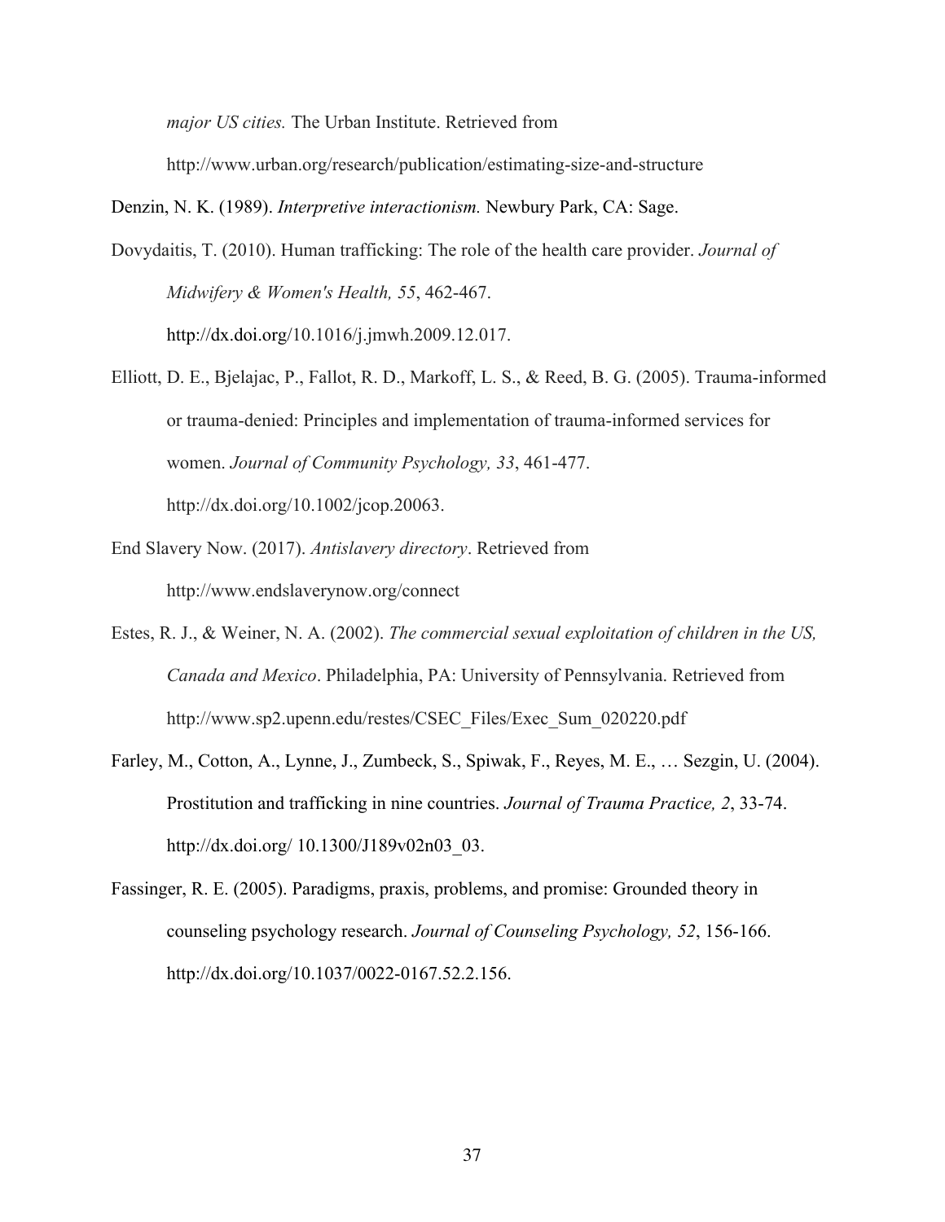*major US cities.* The Urban Institute. Retrieved from http://www.urban.org/research/publication/estimating-size-and-structure

Denzin, N. K. (1989). *Interpretive interactionism.* Newbury Park, CA: Sage.

Dovydaitis, T. (2010). Human trafficking: The role of the health care provider. *Journal of Midwifery & Women's Health, 55*, 462-467. http://dx.doi.org/10.1016/j.jmwh.2009.12.017.

Elliott, D. E., Bjelajac, P., Fallot, R. D., Markoff, L. S., & Reed, B. G. (2005). Trauma-informed or trauma-denied: Principles and implementation of trauma-informed services for women. *Journal of Community Psychology, 33*, 461-477. http://dx.doi.org/10.1002/jcop.20063.

End Slavery Now. (2017). *Antislavery directory*. Retrieved from http://www.endslaverynow.org/connect

Estes, R. J., & Weiner, N. A. (2002). *The commercial sexual exploitation of children in the US, Canada and Mexico*. Philadelphia, PA: University of Pennsylvania. Retrieved from http://www.sp2.upenn.edu/restes/CSEC_Files/Exec_Sum_020220.pdf

Farley, M., Cotton, A., Lynne, J., Zumbeck, S., Spiwak, F., Reyes, M. E., … Sezgin, U. (2004). Prostitution and trafficking in nine countries. *Journal of Trauma Practice, 2*, 33-74. http://dx.doi.org/ 10.1300/J189v02n03_03.

Fassinger, R. E. (2005). Paradigms, praxis, problems, and promise: Grounded theory in counseling psychology research. *Journal of Counseling Psychology, 52*, 156-166. http://dx.doi.org/10.1037/0022-0167.52.2.156.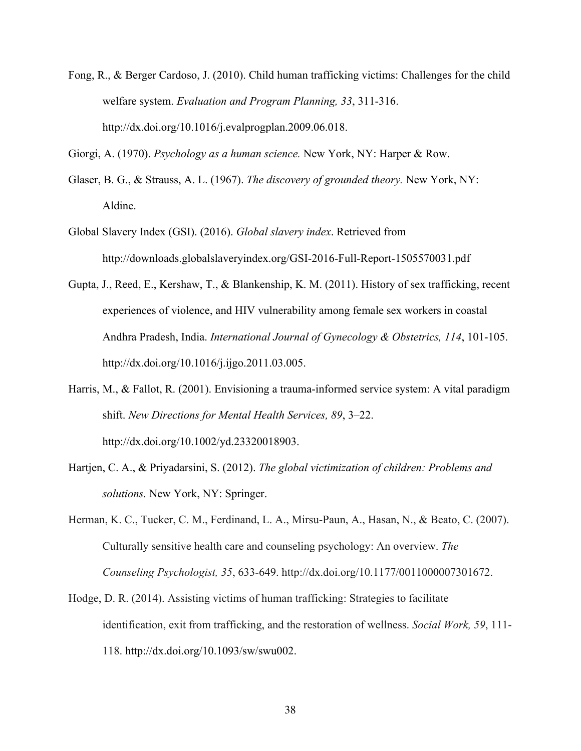Fong, R., & Berger Cardoso, J. (2010). Child human trafficking victims: Challenges for the child welfare system. *Evaluation and Program Planning, 33*, 311-316. http://dx.doi.org/10.1016/j.evalprogplan.2009.06.018.

Giorgi, A. (1970). *Psychology as a human science.* New York, NY: Harper & Row.

Glaser, B. G., & Strauss, A. L. (1967). *The discovery of grounded theory.* New York, NY: Aldine.

Global Slavery Index (GSI). (2016). *Global slavery index*. Retrieved from http://downloads.globalslaveryindex.org/GSI-2016-Full-Report-1505570031.pdf

Gupta, J., Reed, E., Kershaw, T., & Blankenship, K. M. (2011). History of sex trafficking, recent experiences of violence, and HIV vulnerability among female sex workers in coastal Andhra Pradesh, India. *International Journal of Gynecology & Obstetrics, 114*, 101-105. http://dx.doi.org/10.1016/j.ijgo.2011.03.005.

Harris, M., & Fallot, R. (2001). Envisioning a trauma-informed service system: A vital paradigm shift. *New Directions for Mental Health Services, 89*, 3–22. http://dx.doi.org/10.1002/yd.23320018903.

Hartjen, C. A., & Priyadarsini, S. (2012). *The global victimization of children: Problems and solutions.* New York, NY: Springer.

Herman, K. C., Tucker, C. M., Ferdinand, L. A., Mirsu-Paun, A., Hasan, N., & Beato, C. (2007). Culturally sensitive health care and counseling psychology: An overview. *The Counseling Psychologist, 35*, 633-649. http://dx.doi.org/10.1177/0011000007301672.

Hodge, D. R. (2014). Assisting victims of human trafficking: Strategies to facilitate identification, exit from trafficking, and the restoration of wellness. *Social Work, 59*, 111-118. http://dx.doi.org/10.1093/sw/swu002.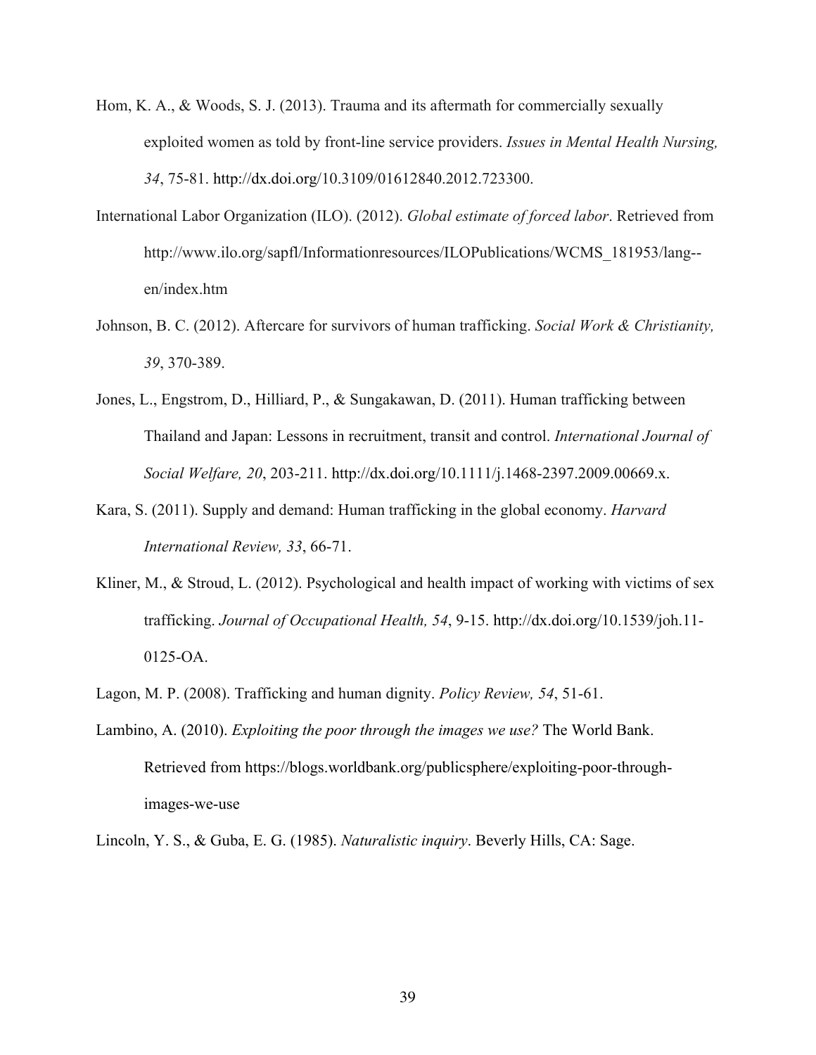Hom, K. A., & Woods, S. J. (2013). Trauma and its aftermath for commercially sexually exploited women as told by front-line service providers. *Issues in Mental Health Nursing, 34*, 75-81. http://dx.doi.org/10.3109/01612840.2012.723300.

International Labor Organization (ILO). (2012). *Global estimate of forced labor*. Retrieved from http://www.ilo.org/sapfl/Informationresources/ILOPublications/WCMS_181953/lang--en/index.htm

Johnson, B. C. (2012). Aftercare for survivors of human trafficking. *Social Work & Christianity, 39*, 370-389.

Jones, L., Engstrom, D., Hilliard, P., & Sungakawan, D. (2011). Human trafficking between Thailand and Japan: Lessons in recruitment, transit and control. *International Journal of Social Welfare, 20*, 203-211. http://dx.doi.org/10.1111/j.1468-2397.2009.00669.x.

Kara, S. (2011). Supply and demand: Human trafficking in the global economy. *Harvard International Review, 33*, 66-71.

Kliner, M., & Stroud, L. (2012). Psychological and health impact of working with victims of sex trafficking. *Journal of Occupational Health, 54*, 9-15. http://dx.doi.org/10.1539/joh.11-0125-OA.

Lagon, M. P. (2008). Trafficking and human dignity. *Policy Review, 54*, 51-61.

Lambino, A. (2010). *Exploiting the poor through the images we use?* The World Bank. Retrieved from https://blogs.worldbank.org/publicsphere/exploiting-poor-through-images-we-use

Lincoln, Y. S., & Guba, E. G. (1985). *Naturalistic inquiry*. Beverly Hills, CA: Sage.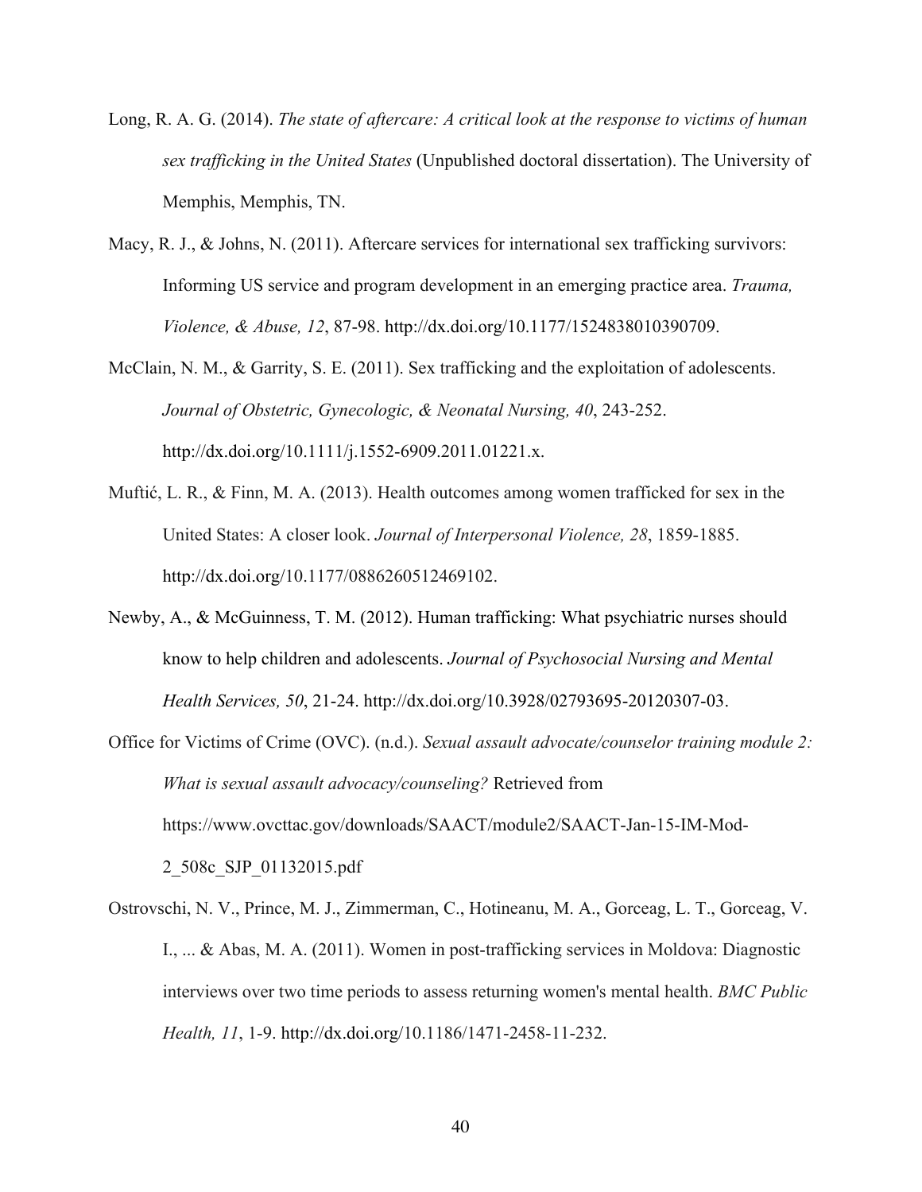Long, R. A. G. (2014). *The state of aftercare: A critical look at the response to victims of human sex trafficking in the United States* (Unpublished doctoral dissertation). The University of Memphis, Memphis, TN.

Macy, R. J., & Johns, N. (2011). Aftercare services for international sex trafficking survivors: Informing US service and program development in an emerging practice area. *Trauma, Violence, & Abuse, 12*, 87-98. http://dx.doi.org/10.1177/1524838010390709.

McClain, N. M., & Garrity, S. E. (2011). Sex trafficking and the exploitation of adolescents. *Journal of Obstetric, Gynecologic, & Neonatal Nursing, 40*, 243-252. http://dx.doi.org/10.1111/j.1552-6909.2011.01221.x.

Muftić, L. R., & Finn, M. A. (2013). Health outcomes among women trafficked for sex in the United States: A closer look. *Journal of Interpersonal Violence, 28*, 1859-1885. http://dx.doi.org/10.1177/0886260512469102.

Newby, A., & McGuinness, T. M. (2012). Human trafficking: What psychiatric nurses should know to help children and adolescents. *Journal of Psychosocial Nursing and Mental Health Services, 50*, 21-24. http://dx.doi.org/10.3928/02793695-20120307-03.

Office for Victims of Crime (OVC). (n.d.). *Sexual assault advocate/counselor training module 2: What is sexual assault advocacy/counseling?* Retrieved from https://www.ovcttac.gov/downloads/SAACT/module2/SAACT-Jan-15-IM-Mod-2_508c_SJP_01132015.pdf

Ostrovschi, N. V., Prince, M. J., Zimmerman, C., Hotineanu, M. A., Gorceag, L. T., Gorceag, V. I., ... & Abas, M. A. (2011). Women in post-trafficking services in Moldova: Diagnostic interviews over two time periods to assess returning women's mental health. *BMC Public Health, 11*, 1-9. http://dx.doi.org/10.1186/1471-2458-11-232.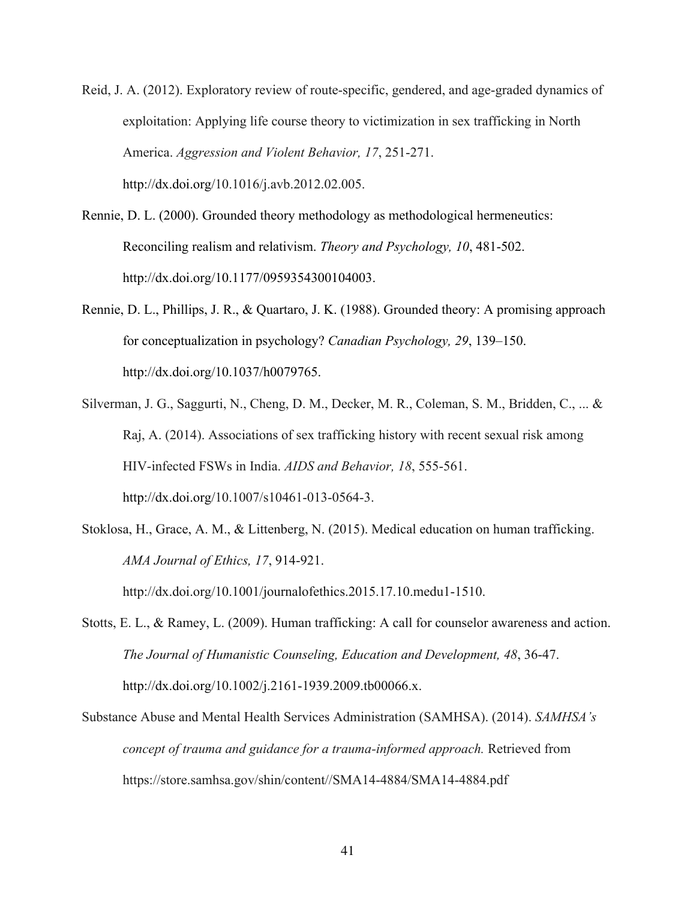Reid, J. A. (2012). Exploratory review of route-specific, gendered, and age-graded dynamics of exploitation: Applying life course theory to victimization in sex trafficking in North America. *Aggression and Violent Behavior, 17*, 251-271. http://dx.doi.org/10.1016/j.avb.2012.02.005.

Rennie, D. L. (2000). Grounded theory methodology as methodological hermeneutics: Reconciling realism and relativism. *Theory and Psychology, 10*, 481-502. http://dx.doi.org/10.1177/0959354300104003.

Rennie, D. L., Phillips, J. R., & Quartaro, J. K. (1988). Grounded theory: A promising approach for conceptualization in psychology? *Canadian Psychology, 29*, 139–150. http://dx.doi.org/10.1037/h0079765.

Silverman, J. G., Saggurti, N., Cheng, D. M., Decker, M. R., Coleman, S. M., Bridden, C., ... & Raj, A. (2014). Associations of sex trafficking history with recent sexual risk among HIV-infected FSWs in India. *AIDS and Behavior, 18*, 555-561. http://dx.doi.org/10.1007/s10461-013-0564-3.

Stoklosa, H., Grace, A. M., & Littenberg, N. (2015). Medical education on human trafficking. *AMA Journal of Ethics, 17*, 914-921. http://dx.doi.org/10.1001/journalofethics.2015.17.10.medu1-1510.

Stotts, E. L., & Ramey, L. (2009). Human trafficking: A call for counselor awareness and action. *The Journal of Humanistic Counseling, Education and Development, 48*, 36-47. http://dx.doi.org/10.1002/j.2161-1939.2009.tb00066.x.

Substance Abuse and Mental Health Services Administration (SAMHSA). (2014). *SAMHSA's concept of trauma and guidance for a trauma-informed approach.* Retrieved from https://store.samhsa.gov/shin/content//SMA14-4884/SMA14-4884.pdf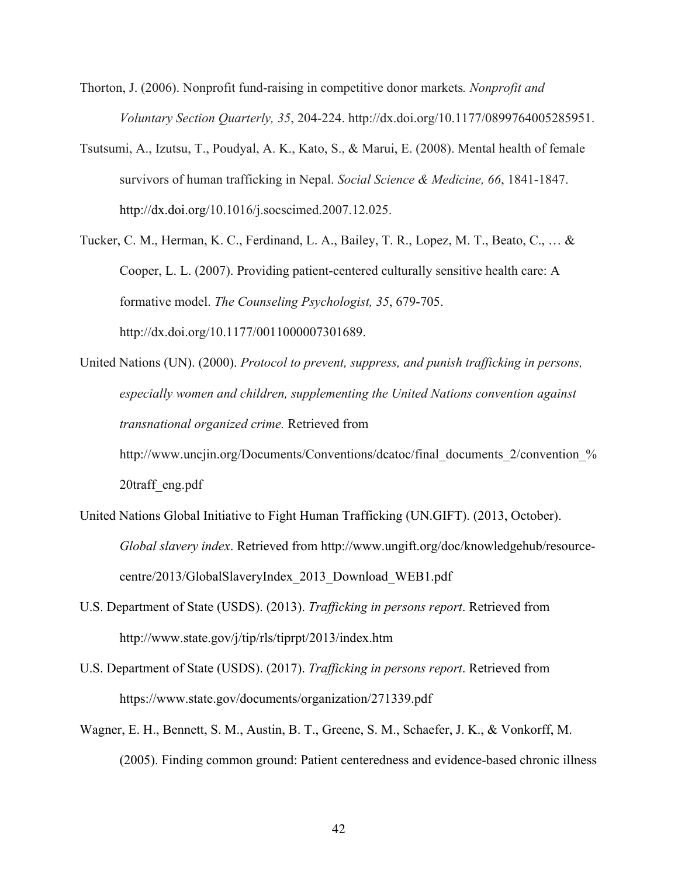Thorton, J. (2006). Nonprofit fund-raising in competitive donor markets*. Nonprofit and Voluntary Section Quarterly, 35*, 204-224. http://dx.doi.org/10.1177/0899764005285951.

Tsutsumi, A., Izutsu, T., Poudyal, A. K., Kato, S., & Marui, E. (2008). Mental health of female survivors of human trafficking in Nepal. *Social Science & Medicine, 66*, 1841-1847. http://dx.doi.org/10.1016/j.socscimed.2007.12.025.

Tucker, C. M., Herman, K. C., Ferdinand, L. A., Bailey, T. R., Lopez, M. T., Beato, C., … & Cooper, L. L. (2007). Providing patient-centered culturally sensitive health care: A formative model. *The Counseling Psychologist, 35*, 679-705. http://dx.doi.org/10.1177/0011000007301689.

United Nations (UN). (2000). *Protocol to prevent, suppress, and punish trafficking in persons, especially women and children, supplementing the United Nations convention against transnational organized crime.* Retrieved from http://www.uncjin.org/Documents/Conventions/dcatoc/final_documents_2/convention_%20traff_eng.pdf

United Nations Global Initiative to Fight Human Trafficking (UN.GIFT). (2013, October). *Global slavery index*. Retrieved from http://www.ungift.org/doc/knowledgehub/resource-centre/2013/GlobalSlaveryIndex_2013_Download_WEB1.pdf

U.S. Department of State (USDS). (2013). *Trafficking in persons report*. Retrieved from http://www.state.gov/j/tip/rls/tiprpt/2013/index.htm

U.S. Department of State (USDS). (2017). *Trafficking in persons report*. Retrieved from https://www.state.gov/documents/organization/271339.pdf

Wagner, E. H., Bennett, S. M., Austin, B. T., Greene, S. M., Schaefer, J. K., & Vonkorff, M. (2005). Finding common ground: Patient centeredness and evidence-based chronic illness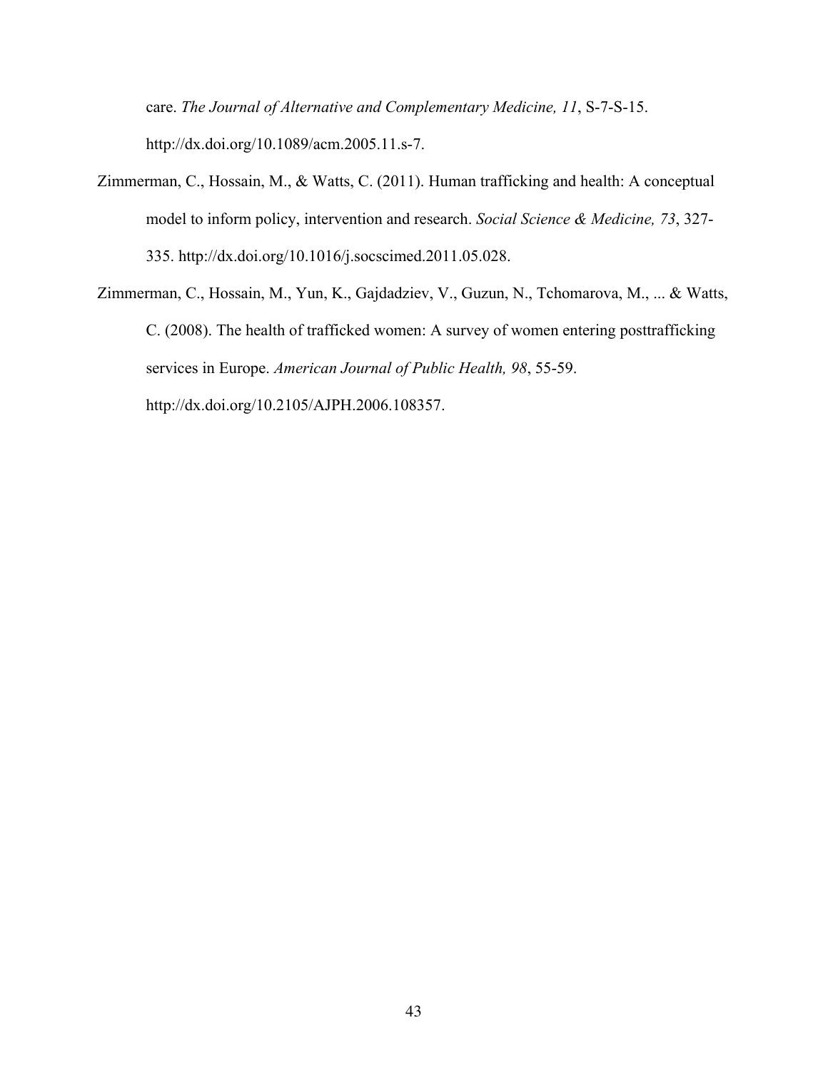care. *The Journal of Alternative and Complementary Medicine, 11*, S-7-S-15. http://dx.doi.org/10.1089/acm.2005.11.s-7.

Zimmerman, C., Hossain, M., & Watts, C. (2011). Human trafficking and health: A conceptual model to inform policy, intervention and research. *Social Science & Medicine, 73*, 327-335. http://dx.doi.org/10.1016/j.socscimed.2011.05.028.

Zimmerman, C., Hossain, M., Yun, K., Gajdadziev, V., Guzun, N., Tchomarova, M., ... & Watts, C. (2008). The health of trafficked women: A survey of women entering posttrafficking services in Europe. *American Journal of Public Health, 98*, 55-59. http://dx.doi.org/10.2105/AJPH.2006.108357.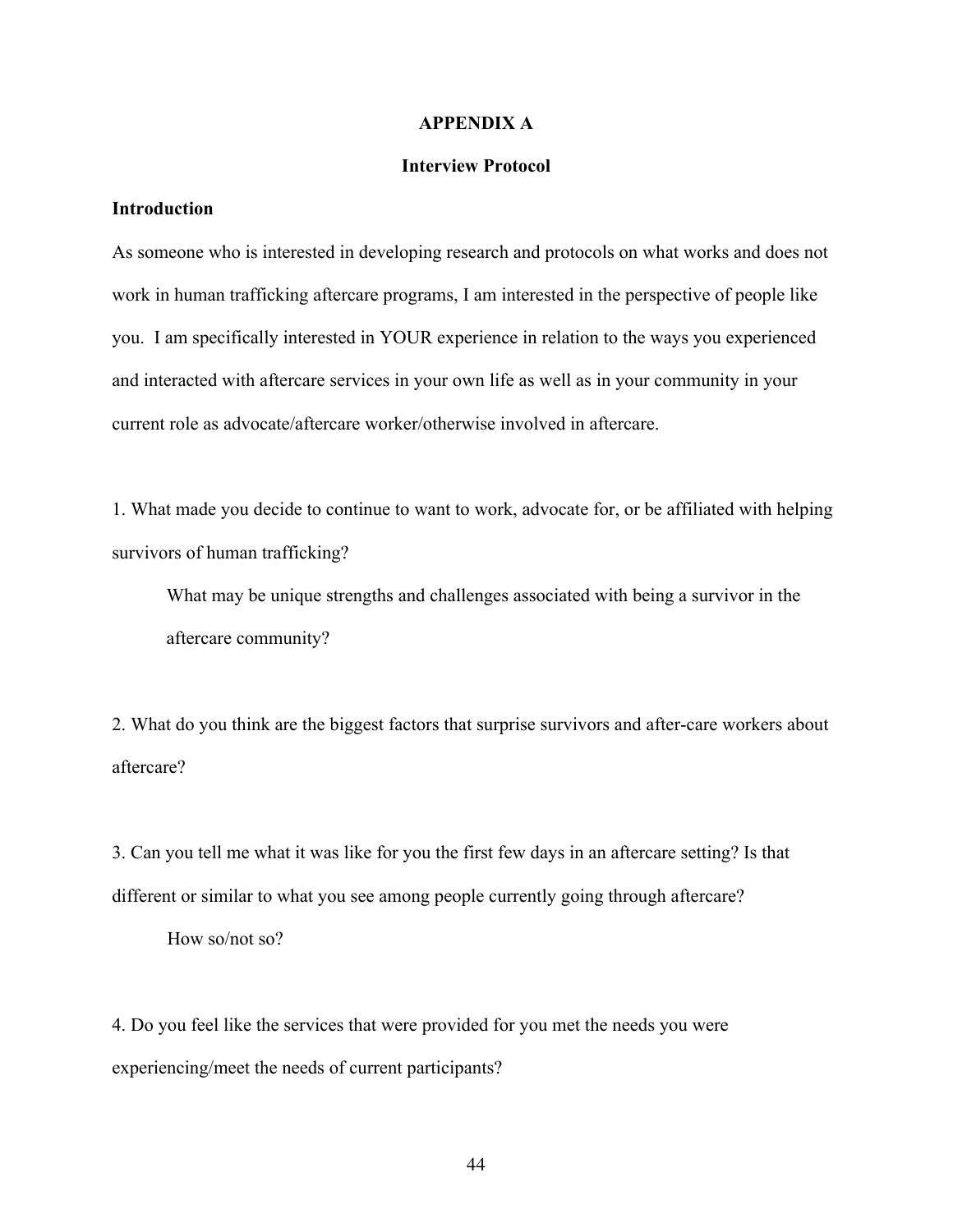# APPENDIX A

## Interview Protocol

### Introduction

As someone who is interested in developing research and protocols on what works and does not work in human trafficking aftercare programs, I am interested in the perspective of people like you. I am specifically interested in YOUR experience in relation to the ways you experienced and interacted with aftercare services in your own life as well as in your community in your current role as advocate/aftercare worker/otherwise involved in aftercare.

1. What made you decide to continue to want to work, advocate for, or be affiliated with helping survivors of human trafficking?

   What may be unique strengths and challenges associated with being a survivor in the aftercare community?

2. What do you think are the biggest factors that surprise survivors and after-care workers about aftercare?

3. Can you tell me what it was like for you the first few days in an aftercare setting? Is that different or similar to what you see among people currently going through aftercare?

   How so/not so?

4. Do you feel like the services that were provided for you met the needs you were experiencing/meet the needs of current participants?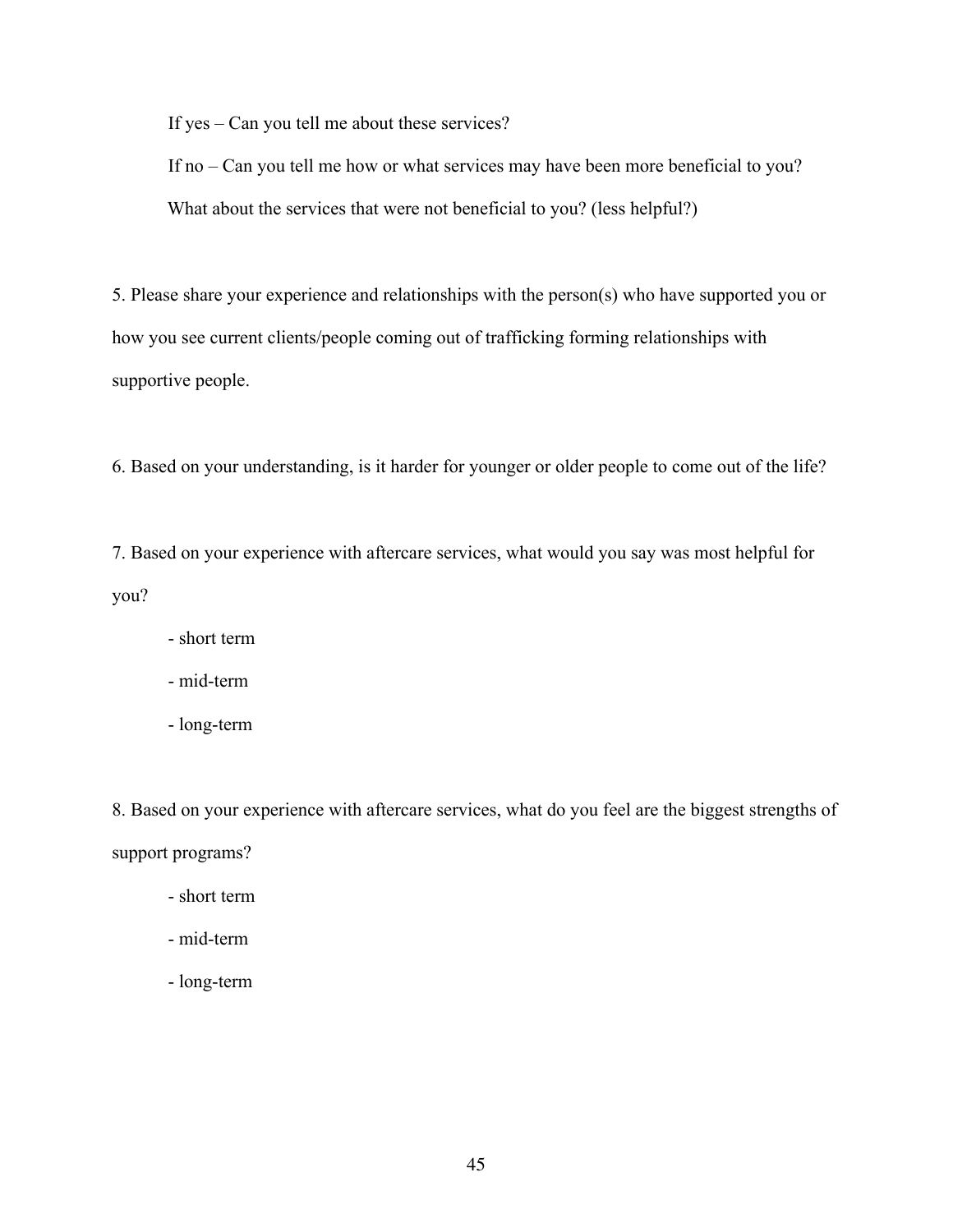If yes – Can you tell me about these services?

If no – Can you tell me how or what services may have been more beneficial to you?

What about the services that were not beneficial to you? (less helpful?)

5. Please share your experience and relationships with the person(s) who have supported you or how you see current clients/people coming out of trafficking forming relationships with supportive people.

6. Based on your understanding, is it harder for younger or older people to come out of the life?

7. Based on your experience with aftercare services, what would you say was most helpful for you?

- short term
- mid-term
- long-term

8. Based on your experience with aftercare services, what do you feel are the biggest strengths of support programs?

- short term
- mid-term
- long-term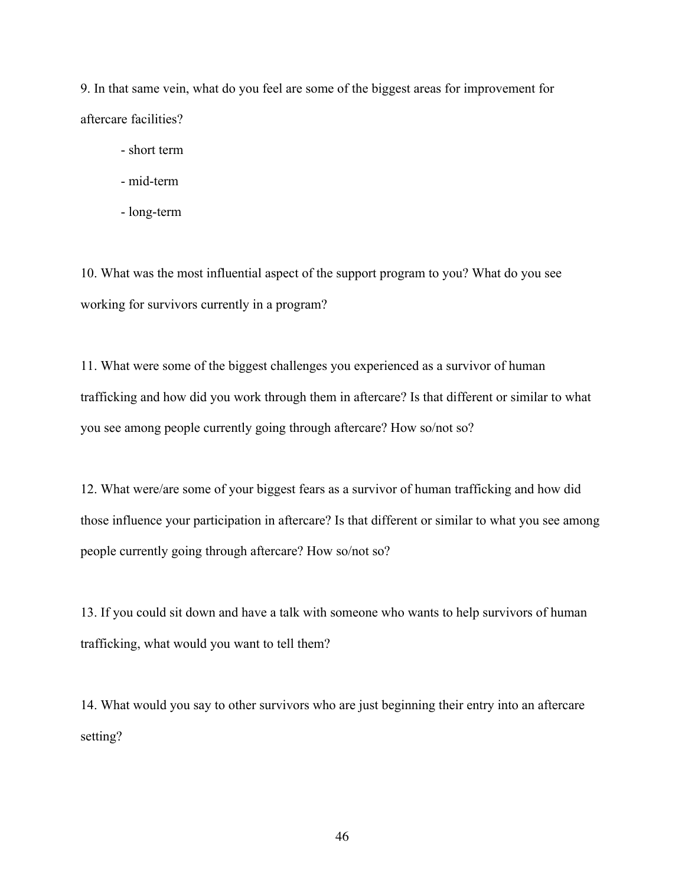9. In that same vein, what do you feel are some of the biggest areas for improvement for aftercare facilities?

    - short term
    - mid-term
    - long-term

10. What was the most influential aspect of the support program to you? What do you see working for survivors currently in a program?

11. What were some of the biggest challenges you experienced as a survivor of human trafficking and how did you work through them in aftercare? Is that different or similar to what you see among people currently going through aftercare? How so/not so?

12. What were/are some of your biggest fears as a survivor of human trafficking and how did those influence your participation in aftercare? Is that different or similar to what you see among people currently going through aftercare? How so/not so?

13. If you could sit down and have a talk with someone who wants to help survivors of human trafficking, what would you want to tell them?

14. What would you say to other survivors who are just beginning their entry into an aftercare setting?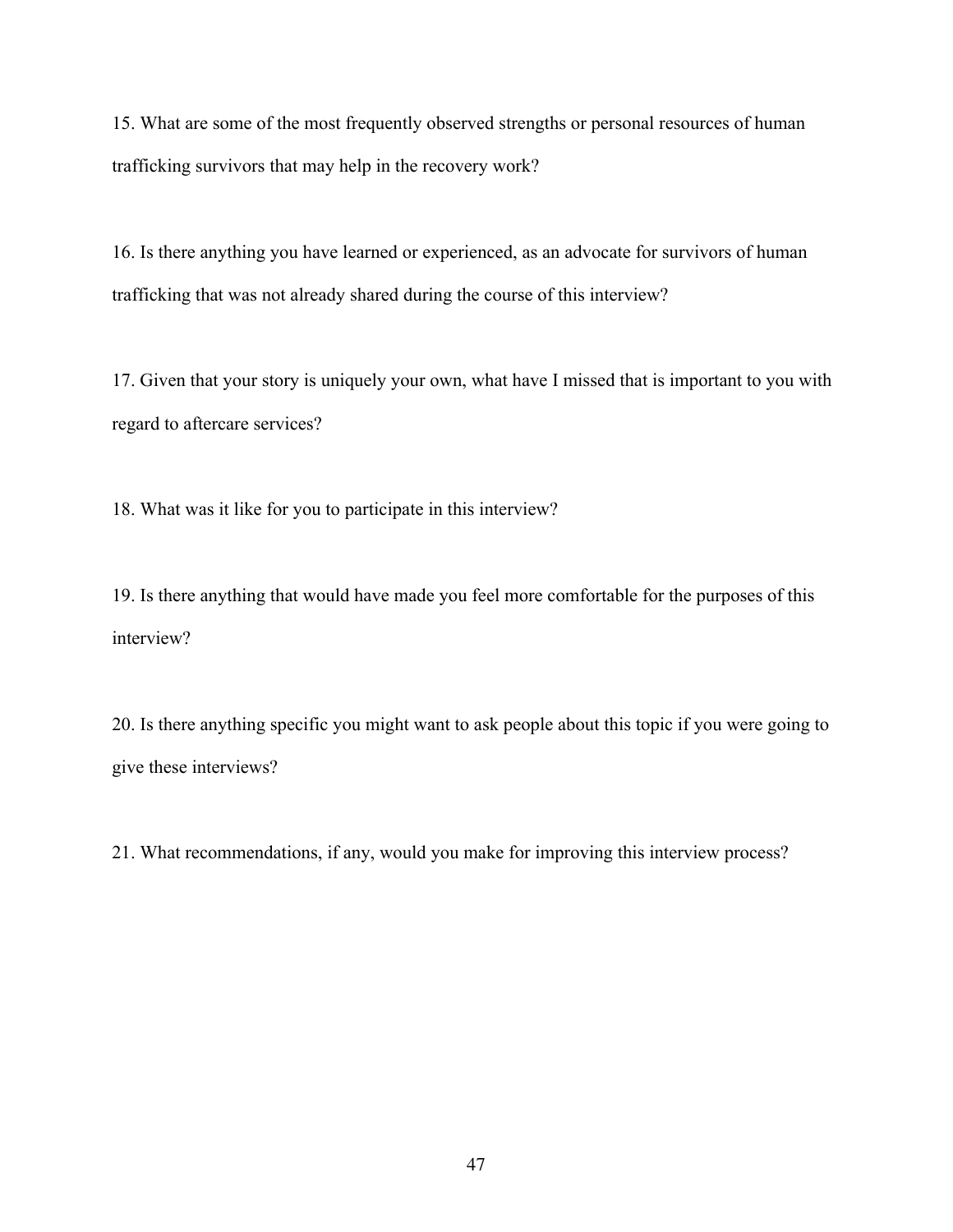15. What are some of the most frequently observed strengths or personal resources of human trafficking survivors that may help in the recovery work?

16. Is there anything you have learned or experienced, as an advocate for survivors of human trafficking that was not already shared during the course of this interview?

17. Given that your story is uniquely your own, what have I missed that is important to you with regard to aftercare services?

18. What was it like for you to participate in this interview?

19. Is there anything that would have made you feel more comfortable for the purposes of this interview?

20. Is there anything specific you might want to ask people about this topic if you were going to give these interviews?

21. What recommendations, if any, would you make for improving this interview process?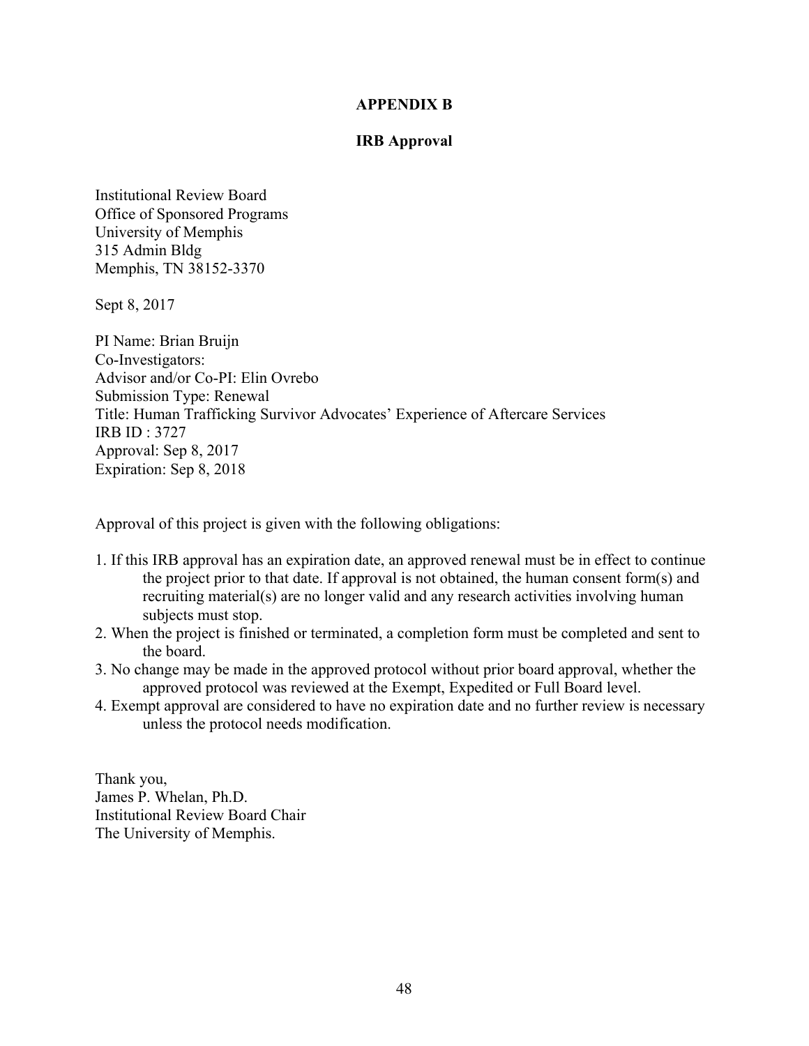# APPENDIX B

## IRB Approval

Institutional Review Board
Office of Sponsored Programs
University of Memphis
315 Admin Bldg
Memphis, TN 38152-3370

Sept 8, 2017

PI Name: Brian Bruijn
Co-Investigators:
Advisor and/or Co-PI: Elin Ovrebo
Submission Type: Renewal
Title: Human Trafficking Survivor Advocates' Experience of Aftercare Services
IRB ID : 3727
Approval: Sep 8, 2017
Expiration: Sep 8, 2018

Approval of this project is given with the following obligations:

1. If this IRB approval has an expiration date, an approved renewal must be in effect to continue the project prior to that date. If approval is not obtained, the human consent form(s) and recruiting material(s) are no longer valid and any research activities involving human subjects must stop.
2. When the project is finished or terminated, a completion form must be completed and sent to the board.
3. No change may be made in the approved protocol without prior board approval, whether the approved protocol was reviewed at the Exempt, Expedited or Full Board level.
4. Exempt approval are considered to have no expiration date and no further review is necessary unless the protocol needs modification.

Thank you,
James P. Whelan, Ph.D.
Institutional Review Board Chair
The University of Memphis.